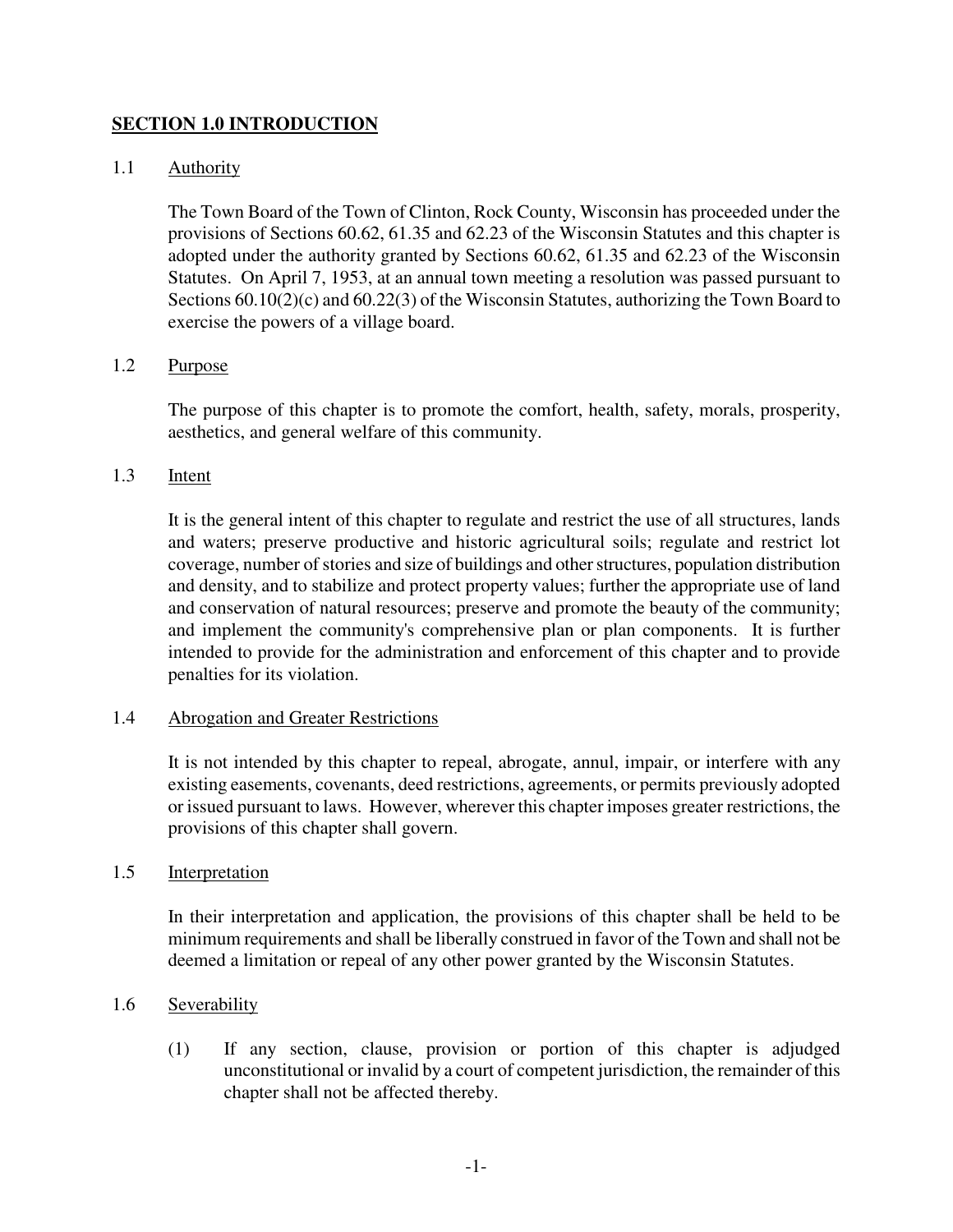# SECTION 1.0 INTRODUCTION

## 1.1 Authority

The Town Board of the Town of Clinton, Rock County, Wisconsin has proceeded under the provisions of Sections 60.62, 61.35 and 62.23 of the Wisconsin Statutes and this chapter is adopted under the authority granted by Sections 60.62, 61.35 and 62.23 of the Wisconsin Statutes. On April 7, 1953, at an annual town meeting a resolution was passed pursuant to Sections 60.10(2)(c) and 60.22(3) of the Wisconsin Statutes, authorizing the Town Board to exercise the powers of a village board.

## 1.2 Purpose

The purpose of this chapter is to promote the comfort, health, safety, morals, prosperity, aesthetics, and general welfare of this community.

## 1.3 Intent

It is the general intent of this chapter to regulate and restrict the use of all structures, lands and waters; preserve productive and historic agricultural soils; regulate and restrict lot coverage, number of stories and size of buildings and other structures, population distribution and density, and to stabilize and protect property values; further the appropriate use of land and conservation of natural resources; preserve and promote the beauty of the community; and implement the community's comprehensive plan or plan components. It is further intended to provide for the administration and enforcement of this chapter and to provide penalties for its violation.

## 1.4 Abrogation and Greater Restrictions

It is not intended by this chapter to repeal, abrogate, annul, impair, or interfere with any existing easements, covenants, deed restrictions, agreements, or permits previously adopted or issued pursuant to laws. However, wherever this chapter imposes greater restrictions, the provisions of this chapter shall govern.

## 1.5 Interpretation

In their interpretation and application, the provisions of this chapter shall be held to be minimum requirements and shall be liberally construed in favor of the Town and shall not be deemed a limitation or repeal of any other power granted by the Wisconsin Statutes.

## 1.6 Severability

(1) If any section, clause, provision or portion of this chapter is adjudged unconstitutional or invalid by a court of competent jurisdiction, the remainder of this chapter shall not be affected thereby.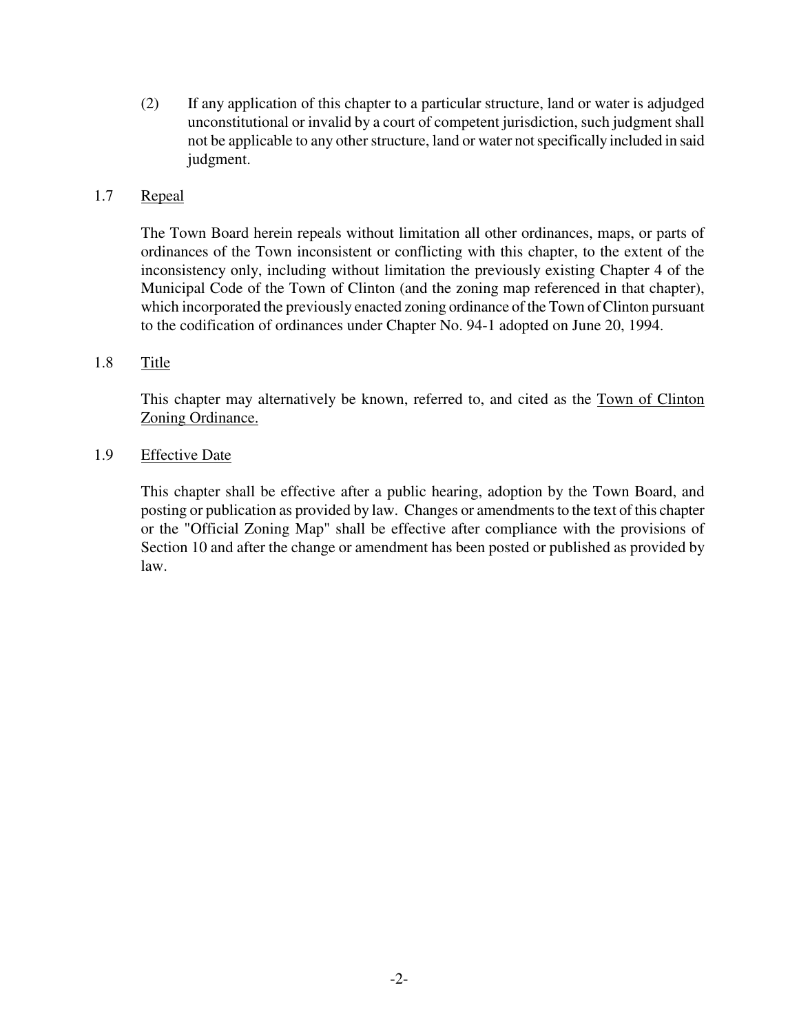(2) If any application of this chapter to a particular structure, land or water is adjudged unconstitutional or invalid by a court of competent jurisdiction, such judgment shall not be applicable to any other structure, land or water not specifically included in said judgment.

## 1.7 Repeal

The Town Board herein repeals without limitation all other ordinances, maps, or parts of ordinances of the Town inconsistent or conflicting with this chapter, to the extent of the inconsistency only, including without limitation the previously existing Chapter 4 of the Municipal Code of the Town of Clinton (and the zoning map referenced in that chapter), which incorporated the previously enacted zoning ordinance of the Town of Clinton pursuant to the codification of ordinances under Chapter No. 94-1 adopted on June 20, 1994.

## 1.8 Title

This chapter may alternatively be known, referred to, and cited as the Town of Clinton Zoning Ordinance.

## 1.9 Effective Date

This chapter shall be effective after a public hearing, adoption by the Town Board, and posting or publication as provided by law. Changes or amendments to the text of this chapter or the "Official Zoning Map" shall be effective after compliance with the provisions of Section 10 and after the change or amendment has been posted or published as provided by law.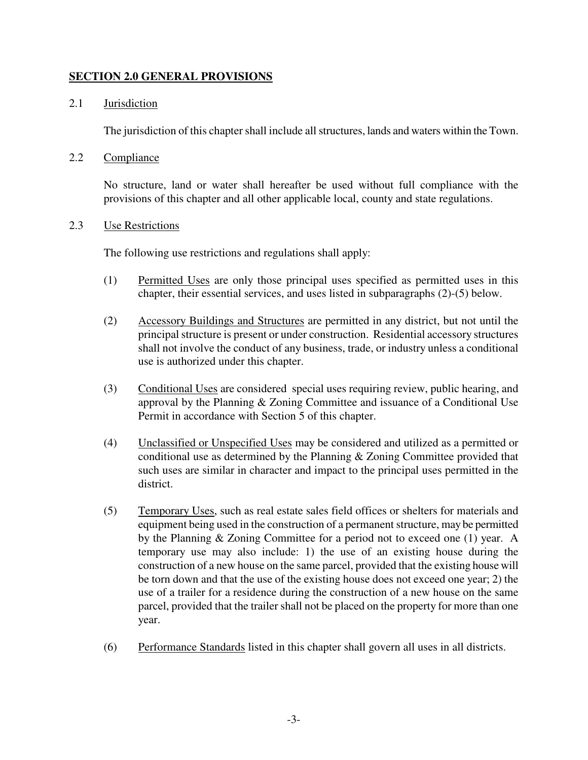## SECTION 2.0 GENERAL PROVISIONS

### 2.1 Jurisdiction

The jurisdiction of this chapter shall include all structures, lands and waters within the Town.

### 2.2 Compliance

No structure, land or water shall hereafter be used without full compliance with the provisions of this chapter and all other applicable local, county and state regulations.

### 2.3 Use Restrictions

The following use restrictions and regulations shall apply:

(1) Permitted Uses are only those principal uses specified as permitted uses in this chapter, their essential services, and uses listed in subparagraphs (2)-(5) below.

(2) Accessory Buildings and Structures are permitted in any district, but not until the principal structure is present or under construction. Residential accessory structures shall not involve the conduct of any business, trade, or industry unless a conditional use is authorized under this chapter.

(3) Conditional Uses are considered special uses requiring review, public hearing, and approval by the Planning & Zoning Committee and issuance of a Conditional Use Permit in accordance with Section 5 of this chapter.

(4) Unclassified or Unspecified Uses may be considered and utilized as a permitted or conditional use as determined by the Planning & Zoning Committee provided that such uses are similar in character and impact to the principal uses permitted in the district.

(5) Temporary Uses, such as real estate sales field offices or shelters for materials and equipment being used in the construction of a permanent structure, may be permitted by the Planning & Zoning Committee for a period not to exceed one (1) year. A temporary use may also include: 1) the use of an existing house during the construction of a new house on the same parcel, provided that the existing house will be torn down and that the use of the existing house does not exceed one year; 2) the use of a trailer for a residence during the construction of a new house on the same parcel, provided that the trailer shall not be placed on the property for more than one year.

(6) Performance Standards listed in this chapter shall govern all uses in all districts.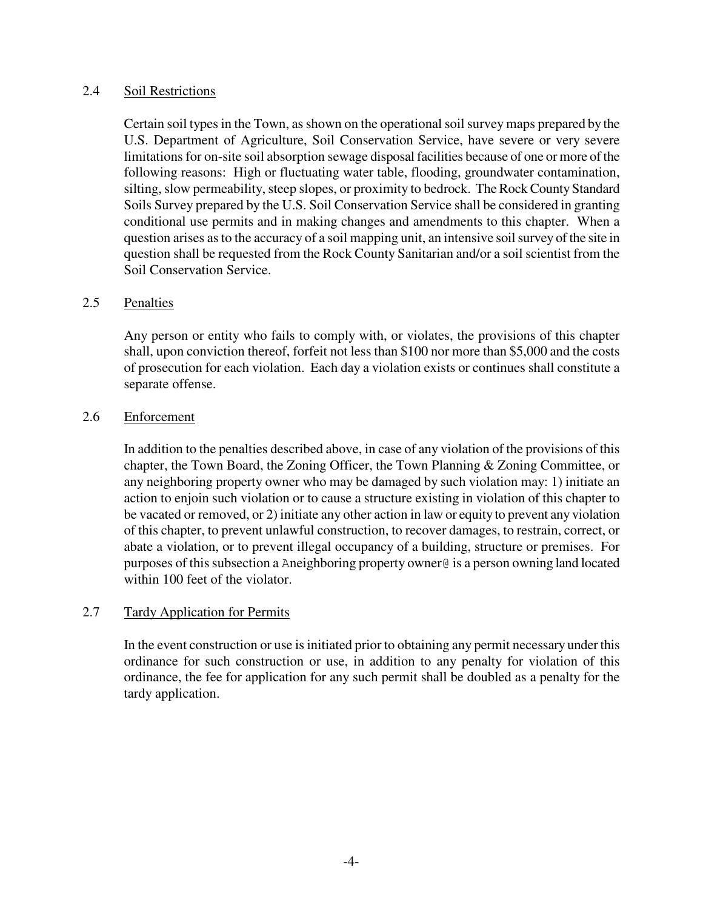## 2.4 Soil Restrictions

Certain soil types in the Town, as shown on the operational soil survey maps prepared by the U.S. Department of Agriculture, Soil Conservation Service, have severe or very severe limitations for on-site soil absorption sewage disposal facilities because of one or more of the following reasons: High or fluctuating water table, flooding, groundwater contamination, silting, slow permeability, steep slopes, or proximity to bedrock. The Rock County Standard Soils Survey prepared by the U.S. Soil Conservation Service shall be considered in granting conditional use permits and in making changes and amendments to this chapter. When a question arises as to the accuracy of a soil mapping unit, an intensive soil survey of the site in question shall be requested from the Rock County Sanitarian and/or a soil scientist from the Soil Conservation Service.

## 2.5 Penalties

Any person or entity who fails to comply with, or violates, the provisions of this chapter shall, upon conviction thereof, forfeit not less than $100 nor more than $5,000 and the costs of prosecution for each violation. Each day a violation exists or continues shall constitute a separate offense.

## 2.6 Enforcement

In addition to the penalties described above, in case of any violation of the provisions of this chapter, the Town Board, the Zoning Officer, the Town Planning & Zoning Committee, or any neighboring property owner who may be damaged by such violation may: 1) initiate an action to enjoin such violation or to cause a structure existing in violation of this chapter to be vacated or removed, or 2) initiate any other action in law or equity to prevent any violation of this chapter, to prevent unlawful construction, to recover damages, to restrain, correct, or abate a violation, or to prevent illegal occupancy of a building, structure or premises. For purposes of this subsection a Aneighboring property owner@ is a person owning land located within 100 feet of the violator.

## 2.7 Tardy Application for Permits

In the event construction or use is initiated prior to obtaining any permit necessary under this ordinance for such construction or use, in addition to any penalty for violation of this ordinance, the fee for application for any such permit shall be doubled as a penalty for the tardy application.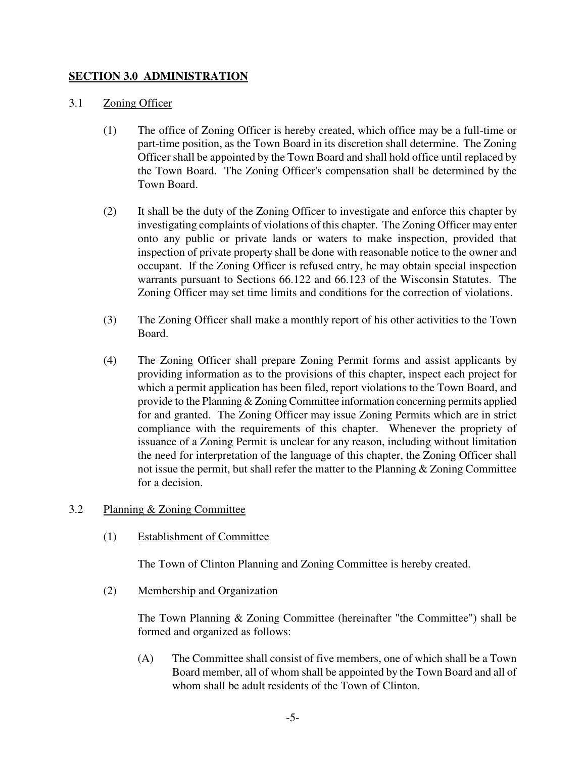## SECTION 3.0 ADMINISTRATION

### 3.1 Zoning Officer

(1) The office of Zoning Officer is hereby created, which office may be a full-time or part-time position, as the Town Board in its discretion shall determine. The Zoning Officer shall be appointed by the Town Board and shall hold office until replaced by the Town Board. The Zoning Officer's compensation shall be determined by the Town Board.

(2) It shall be the duty of the Zoning Officer to investigate and enforce this chapter by investigating complaints of violations of this chapter. The Zoning Officer may enter onto any public or private lands or waters to make inspection, provided that inspection of private property shall be done with reasonable notice to the owner and occupant. If the Zoning Officer is refused entry, he may obtain special inspection warrants pursuant to Sections 66.122 and 66.123 of the Wisconsin Statutes. The Zoning Officer may set time limits and conditions for the correction of violations.

(3) The Zoning Officer shall make a monthly report of his other activities to the Town Board.

(4) The Zoning Officer shall prepare Zoning Permit forms and assist applicants by providing information as to the provisions of this chapter, inspect each project for which a permit application has been filed, report violations to the Town Board, and provide to the Planning & Zoning Committee information concerning permits applied for and granted. The Zoning Officer may issue Zoning Permits which are in strict compliance with the requirements of this chapter. Whenever the propriety of issuance of a Zoning Permit is unclear for any reason, including without limitation the need for interpretation of the language of this chapter, the Zoning Officer shall not issue the permit, but shall refer the matter to the Planning & Zoning Committee for a decision.

### 3.2 Planning & Zoning Committee

(1) Establishment of Committee

The Town of Clinton Planning and Zoning Committee is hereby created.

(2) Membership and Organization

The Town Planning & Zoning Committee (hereinafter "the Committee") shall be formed and organized as follows:

(A) The Committee shall consist of five members, one of which shall be a Town Board member, all of whom shall be appointed by the Town Board and all of whom shall be adult residents of the Town of Clinton.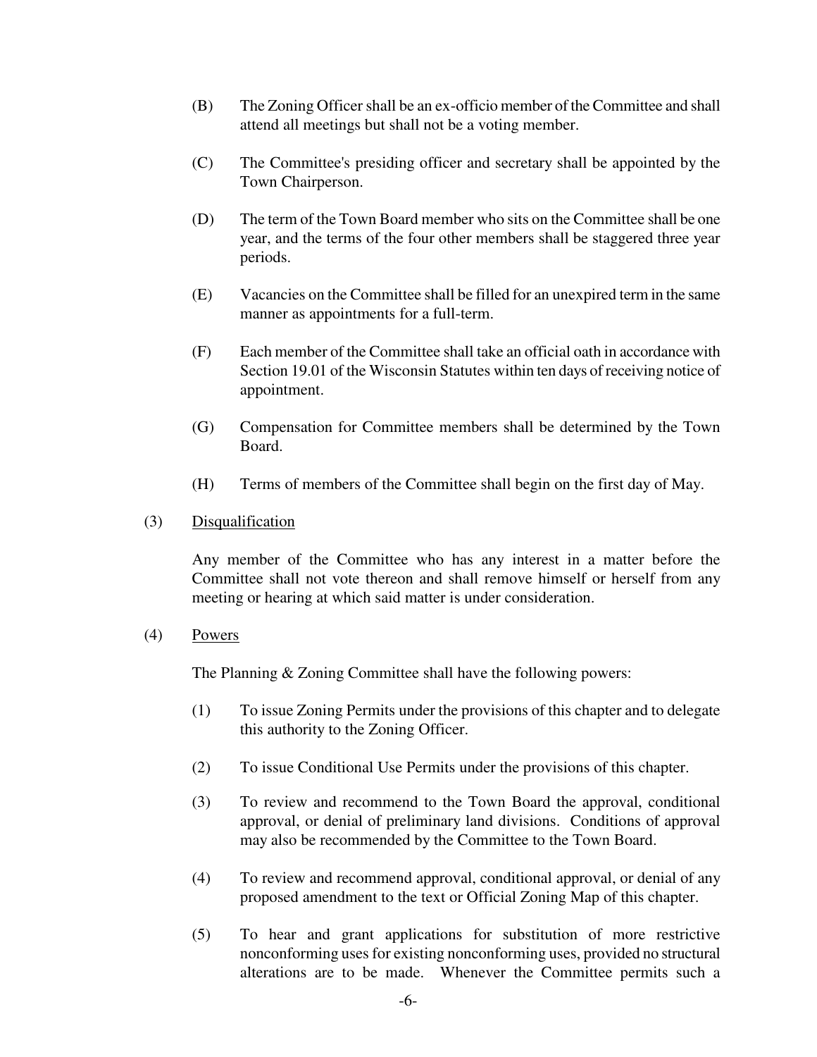(B) The Zoning Officer shall be an ex-officio member of the Committee and shall attend all meetings but shall not be a voting member.

(C) The Committee's presiding officer and secretary shall be appointed by the Town Chairperson.

(D) The term of the Town Board member who sits on the Committee shall be one year, and the terms of the four other members shall be staggered three year periods.

(E) Vacancies on the Committee shall be filled for an unexpired term in the same manner as appointments for a full-term.

(F) Each member of the Committee shall take an official oath in accordance with Section 19.01 of the Wisconsin Statutes within ten days of receiving notice of appointment.

(G) Compensation for Committee members shall be determined by the Town Board.

(H) Terms of members of the Committee shall begin on the first day of May.

(3) <u>Disqualification</u>

Any member of the Committee who has any interest in a matter before the Committee shall not vote thereon and shall remove himself or herself from any meeting or hearing at which said matter is under consideration.

(4) <u>Powers</u>

The Planning & Zoning Committee shall have the following powers:

(1) To issue Zoning Permits under the provisions of this chapter and to delegate this authority to the Zoning Officer.

(2) To issue Conditional Use Permits under the provisions of this chapter.

(3) To review and recommend to the Town Board the approval, conditional approval, or denial of preliminary land divisions. Conditions of approval may also be recommended by the Committee to the Town Board.

(4) To review and recommend approval, conditional approval, or denial of any proposed amendment to the text or Official Zoning Map of this chapter.

(5) To hear and grant applications for substitution of more restrictive nonconforming uses for existing nonconforming uses, provided no structural alterations are to be made. Whenever the Committee permits such a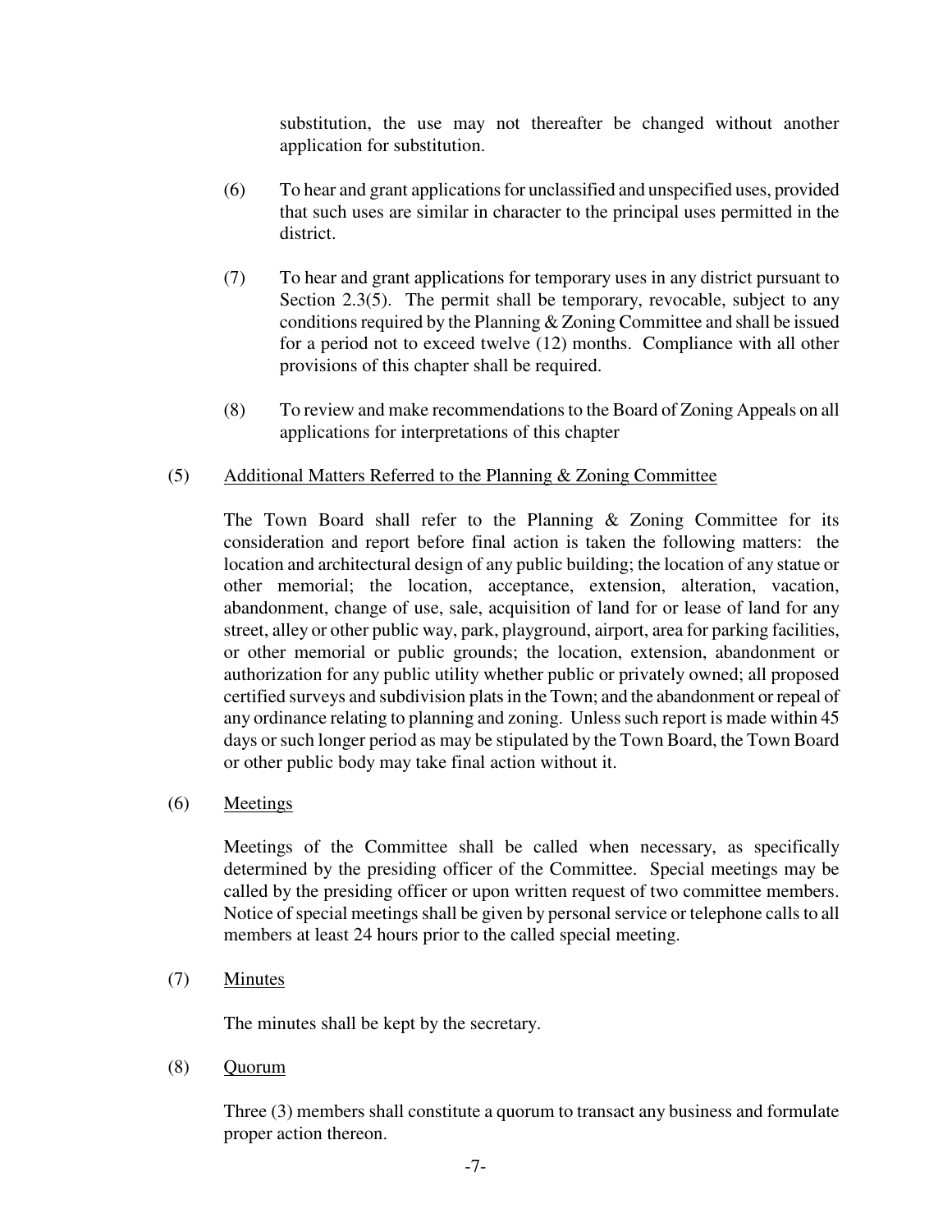substitution, the use may not thereafter be changed without another application for substitution.

(6) To hear and grant applications for unclassified and unspecified uses, provided that such uses are similar in character to the principal uses permitted in the district.

(7) To hear and grant applications for temporary uses in any district pursuant to Section 2.3(5). The permit shall be temporary, revocable, subject to any conditions required by the Planning & Zoning Committee and shall be issued for a period not to exceed twelve (12) months. Compliance with all other provisions of this chapter shall be required.

(8) To review and make recommendations to the Board of Zoning Appeals on all applications for interpretations of this chapter

(5) Additional Matters Referred to the Planning & Zoning Committee

The Town Board shall refer to the Planning & Zoning Committee for its consideration and report before final action is taken the following matters: the location and architectural design of any public building; the location of any statue or other memorial; the location, acceptance, extension, alteration, vacation, abandonment, change of use, sale, acquisition of land for or lease of land for any street, alley or other public way, park, playground, airport, area for parking facilities, or other memorial or public grounds; the location, extension, abandonment or authorization for any public utility whether public or privately owned; all proposed certified surveys and subdivision plats in the Town; and the abandonment or repeal of any ordinance relating to planning and zoning. Unless such report is made within 45 days or such longer period as may be stipulated by the Town Board, the Town Board or other public body may take final action without it.

(6) Meetings

Meetings of the Committee shall be called when necessary, as specifically determined by the presiding officer of the Committee. Special meetings may be called by the presiding officer or upon written request of two committee members. Notice of special meetings shall be given by personal service or telephone calls to all members at least 24 hours prior to the called special meeting.

(7) Minutes

The minutes shall be kept by the secretary.

(8) Quorum

Three (3) members shall constitute a quorum to transact any business and formulate proper action thereon.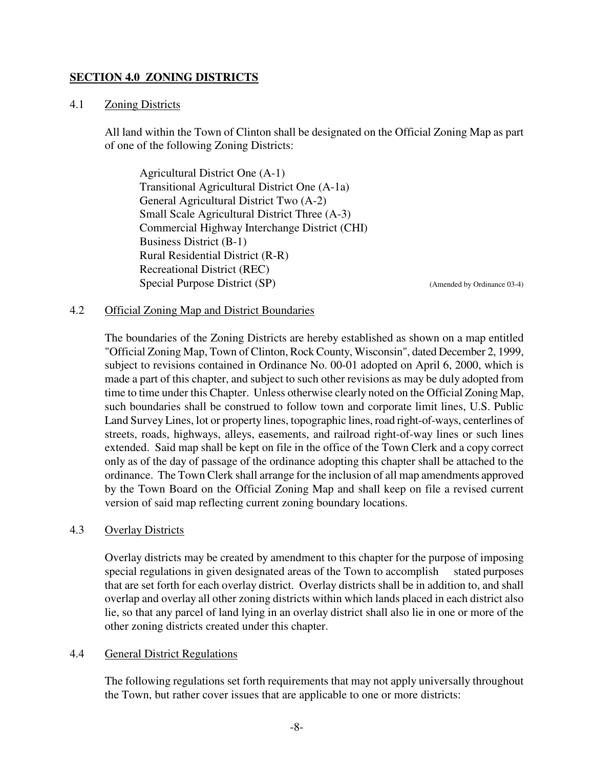## SECTION 4.0 ZONING DISTRICTS

### 4.1 Zoning Districts

All land within the Town of Clinton shall be designated on the Official Zoning Map as part of one of the following Zoning Districts:

Agricultural District One (A-1)
Transitional Agricultural District One (A-1a)
General Agricultural District Two (A-2)
Small Scale Agricultural District Three (A-3)
Commercial Highway Interchange District (CHI)
Business District (B-1)
Rural Residential District (R-R)
Recreational District (REC)
Special Purpose District (SP) (Amended by Ordinance 03-4)

### 4.2 Official Zoning Map and District Boundaries

The boundaries of the Zoning Districts are hereby established as shown on a map entitled "Official Zoning Map, Town of Clinton, Rock County, Wisconsin", dated December 2, 1999, subject to revisions contained in Ordinance No. 00-01 adopted on April 6, 2000, which is made a part of this chapter, and subject to such other revisions as may be duly adopted from time to time under this Chapter. Unless otherwise clearly noted on the Official Zoning Map, such boundaries shall be construed to follow town and corporate limit lines, U.S. Public Land Survey Lines, lot or property lines, topographic lines, road right-of-ways, centerlines of streets, roads, highways, alleys, easements, and railroad right-of-way lines or such lines extended. Said map shall be kept on file in the office of the Town Clerk and a copy correct only as of the day of passage of the ordinance adopting this chapter shall be attached to the ordinance. The Town Clerk shall arrange for the inclusion of all map amendments approved by the Town Board on the Official Zoning Map and shall keep on file a revised current version of said map reflecting current zoning boundary locations.

### 4.3 Overlay Districts

Overlay districts may be created by amendment to this chapter for the purpose of imposing special regulations in given designated areas of the Town to accomplish stated purposes that are set forth for each overlay district. Overlay districts shall be in addition to, and shall overlap and overlay all other zoning districts within which lands placed in each district also lie, so that any parcel of land lying in an overlay district shall also lie in one or more of the other zoning districts created under this chapter.

### 4.4 General District Regulations

The following regulations set forth requirements that may not apply universally throughout the Town, but rather cover issues that are applicable to one or more districts: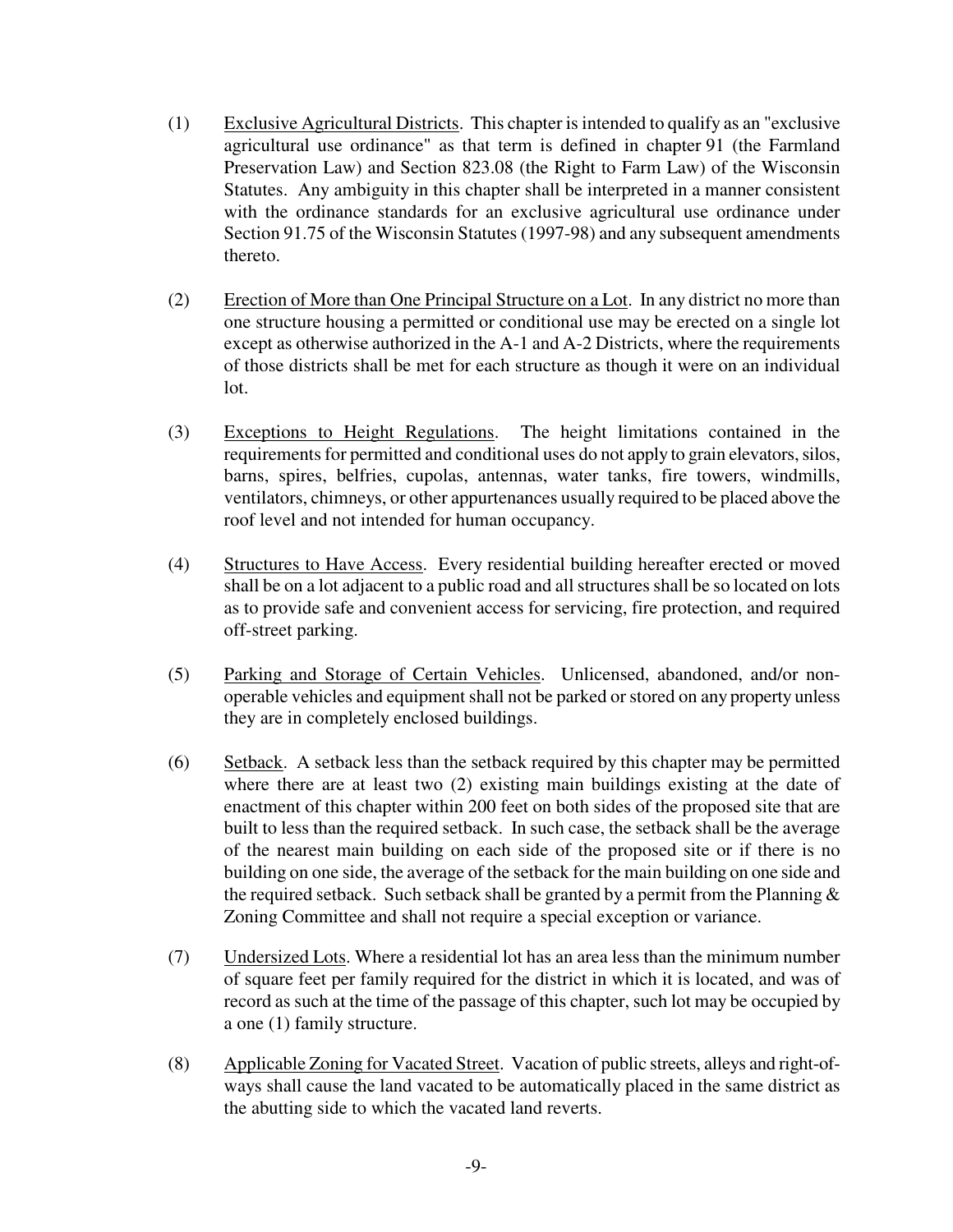(1) Exclusive Agricultural Districts. This chapter is intended to qualify as an "exclusive agricultural use ordinance" as that term is defined in chapter 91 (the Farmland Preservation Law) and Section 823.08 (the Right to Farm Law) of the Wisconsin Statutes. Any ambiguity in this chapter shall be interpreted in a manner consistent with the ordinance standards for an exclusive agricultural use ordinance under Section 91.75 of the Wisconsin Statutes (1997-98) and any subsequent amendments thereto.

(2) Erection of More than One Principal Structure on a Lot. In any district no more than one structure housing a permitted or conditional use may be erected on a single lot except as otherwise authorized in the A-1 and A-2 Districts, where the requirements of those districts shall be met for each structure as though it were on an individual lot.

(3) Exceptions to Height Regulations. The height limitations contained in the requirements for permitted and conditional uses do not apply to grain elevators, silos, barns, spires, belfries, cupolas, antennas, water tanks, fire towers, windmills, ventilators, chimneys, or other appurtenances usually required to be placed above the roof level and not intended for human occupancy.

(4) Structures to Have Access. Every residential building hereafter erected or moved shall be on a lot adjacent to a public road and all structures shall be so located on lots as to provide safe and convenient access for servicing, fire protection, and required off-street parking.

(5) Parking and Storage of Certain Vehicles. Unlicensed, abandoned, and/or non-operable vehicles and equipment shall not be parked or stored on any property unless they are in completely enclosed buildings.

(6) Setback. A setback less than the setback required by this chapter may be permitted where there are at least two (2) existing main buildings existing at the date of enactment of this chapter within 200 feet on both sides of the proposed site that are built to less than the required setback. In such case, the setback shall be the average of the nearest main building on each side of the proposed site or if there is no building on one side, the average of the setback for the main building on one side and the required setback. Such setback shall be granted by a permit from the Planning & Zoning Committee and shall not require a special exception or variance.

(7) Undersized Lots. Where a residential lot has an area less than the minimum number of square feet per family required for the district in which it is located, and was of record as such at the time of the passage of this chapter, such lot may be occupied by a one (1) family structure.

(8) Applicable Zoning for Vacated Street. Vacation of public streets, alleys and right-of-ways shall cause the land vacated to be automatically placed in the same district as the abutting side to which the vacated land reverts.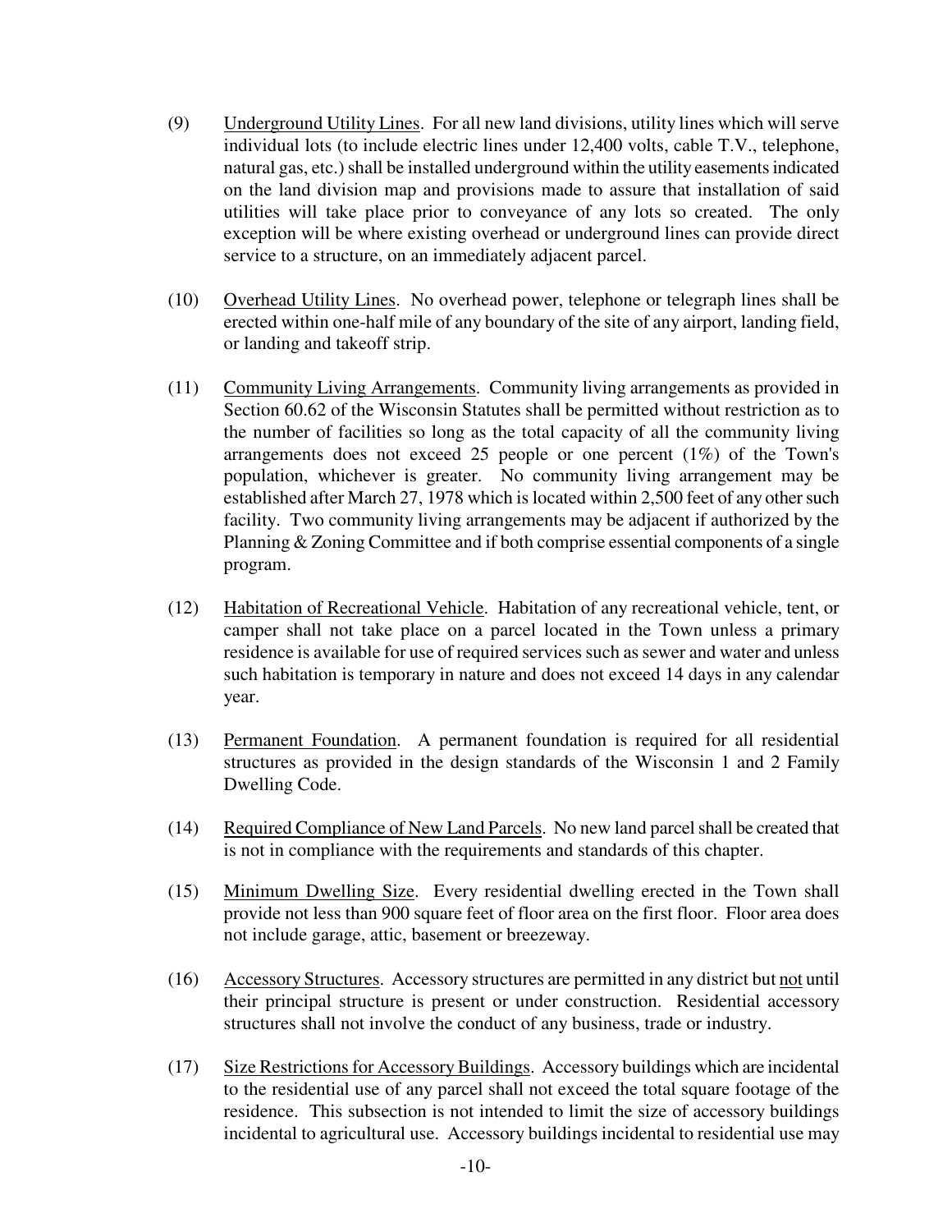(9) Underground Utility Lines. For all new land divisions, utility lines which will serve individual lots (to include electric lines under 12,400 volts, cable T.V., telephone, natural gas, etc.) shall be installed underground within the utility easements indicated on the land division map and provisions made to assure that installation of said utilities will take place prior to conveyance of any lots so created. The only exception will be where existing overhead or underground lines can provide direct service to a structure, on an immediately adjacent parcel.

(10) Overhead Utility Lines. No overhead power, telephone or telegraph lines shall be erected within one-half mile of any boundary of the site of any airport, landing field, or landing and takeoff strip.

(11) Community Living Arrangements. Community living arrangements as provided in Section 60.62 of the Wisconsin Statutes shall be permitted without restriction as to the number of facilities so long as the total capacity of all the community living arrangements does not exceed 25 people or one percent (1%) of the Town's population, whichever is greater. No community living arrangement may be established after March 27, 1978 which is located within 2,500 feet of any other such facility. Two community living arrangements may be adjacent if authorized by the Planning & Zoning Committee and if both comprise essential components of a single program.

(12) Habitation of Recreational Vehicle. Habitation of any recreational vehicle, tent, or camper shall not take place on a parcel located in the Town unless a primary residence is available for use of required services such as sewer and water and unless such habitation is temporary in nature and does not exceed 14 days in any calendar year.

(13) Permanent Foundation. A permanent foundation is required for all residential structures as provided in the design standards of the Wisconsin 1 and 2 Family Dwelling Code.

(14) Required Compliance of New Land Parcels. No new land parcel shall be created that is not in compliance with the requirements and standards of this chapter.

(15) Minimum Dwelling Size. Every residential dwelling erected in the Town shall provide not less than 900 square feet of floor area on the first floor. Floor area does not include garage, attic, basement or breezeway.

(16) Accessory Structures. Accessory structures are permitted in any district but not until their principal structure is present or under construction. Residential accessory structures shall not involve the conduct of any business, trade or industry.

(17) Size Restrictions for Accessory Buildings. Accessory buildings which are incidental to the residential use of any parcel shall not exceed the total square footage of the residence. This subsection is not intended to limit the size of accessory buildings incidental to agricultural use. Accessory buildings incidental to residential use may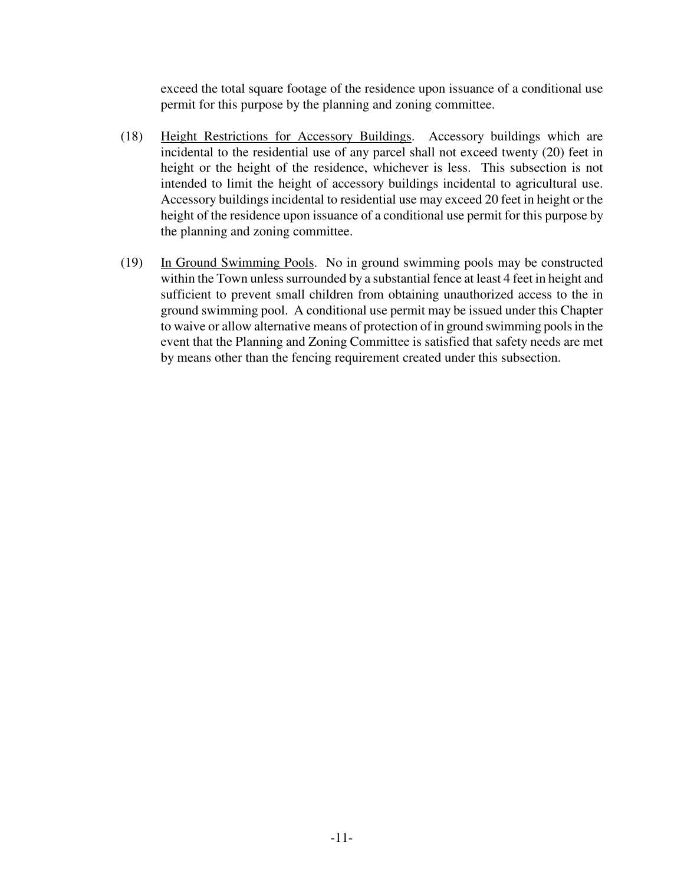exceed the total square footage of the residence upon issuance of a conditional use permit for this purpose by the planning and zoning committee.

(18) Height Restrictions for Accessory Buildings. Accessory buildings which are incidental to the residential use of any parcel shall not exceed twenty (20) feet in height or the height of the residence, whichever is less. This subsection is not intended to limit the height of accessory buildings incidental to agricultural use. Accessory buildings incidental to residential use may exceed 20 feet in height or the height of the residence upon issuance of a conditional use permit for this purpose by the planning and zoning committee.

(19) In Ground Swimming Pools. No in ground swimming pools may be constructed within the Town unless surrounded by a substantial fence at least 4 feet in height and sufficient to prevent small children from obtaining unauthorized access to the in ground swimming pool. A conditional use permit may be issued under this Chapter to waive or allow alternative means of protection of in ground swimming pools in the event that the Planning and Zoning Committee is satisfied that safety needs are met by means other than the fencing requirement created under this subsection.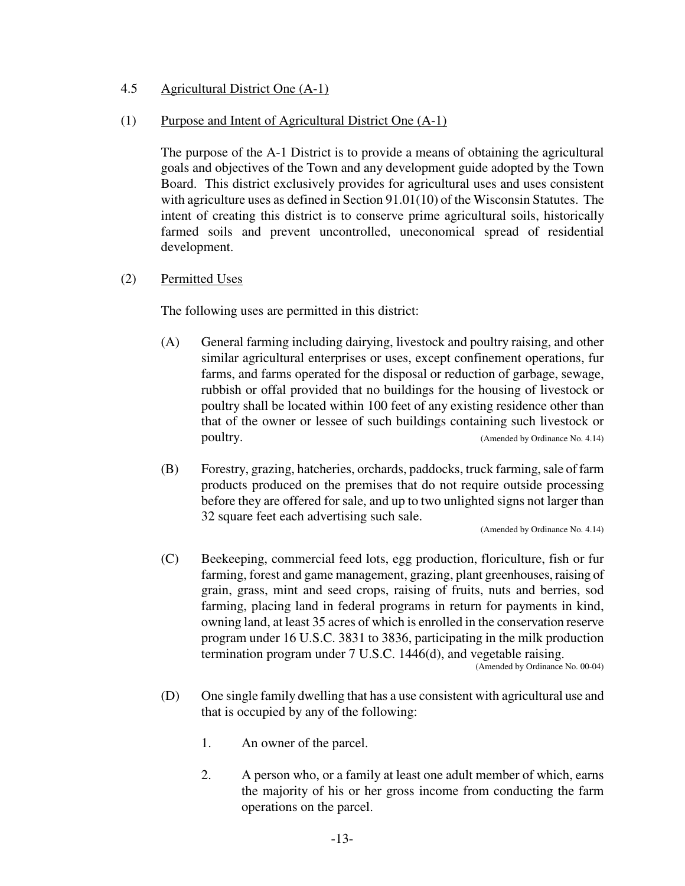## 4.5 Agricultural District One (A-1)

### (1) Purpose and Intent of Agricultural District One (A-1)

The purpose of the A-1 District is to provide a means of obtaining the agricultural goals and objectives of the Town and any development guide adopted by the Town Board. This district exclusively provides for agricultural uses and uses consistent with agriculture uses as defined in Section 91.01(10) of the Wisconsin Statutes. The intent of creating this district is to conserve prime agricultural soils, historically farmed soils and prevent uncontrolled, uneconomical spread of residential development.

### (2) Permitted Uses

The following uses are permitted in this district:

(A) General farming including dairying, livestock and poultry raising, and other similar agricultural enterprises or uses, except confinement operations, fur farms, and farms operated for the disposal or reduction of garbage, sewage, rubbish or offal provided that no buildings for the housing of livestock or poultry shall be located within 100 feet of any existing residence other than that of the owner or lessee of such buildings containing such livestock or poultry. (Amended by Ordinance No. 4.14)

(B) Forestry, grazing, hatcheries, orchards, paddocks, truck farming, sale of farm products produced on the premises that do not require outside processing before they are offered for sale, and up to two unlighted signs not larger than 32 square feet each advertising such sale. (Amended by Ordinance No. 4.14)

(C) Beekeeping, commercial feed lots, egg production, floriculture, fish or fur farming, forest and game management, grazing, plant greenhouses, raising of grain, grass, mint and seed crops, raising of fruits, nuts and berries, sod farming, placing land in federal programs in return for payments in kind, owning land, at least 35 acres of which is enrolled in the conservation reserve program under 16 U.S.C. 3831 to 3836, participating in the milk production termination program under 7 U.S.C. 1446(d), and vegetable raising. (Amended by Ordinance No. 00-04)

(D) One single family dwelling that has a use consistent with agricultural use and that is occupied by any of the following:

1. An owner of the parcel.

2. A person who, or a family at least one adult member of which, earns the majority of his or her gross income from conducting the farm operations on the parcel.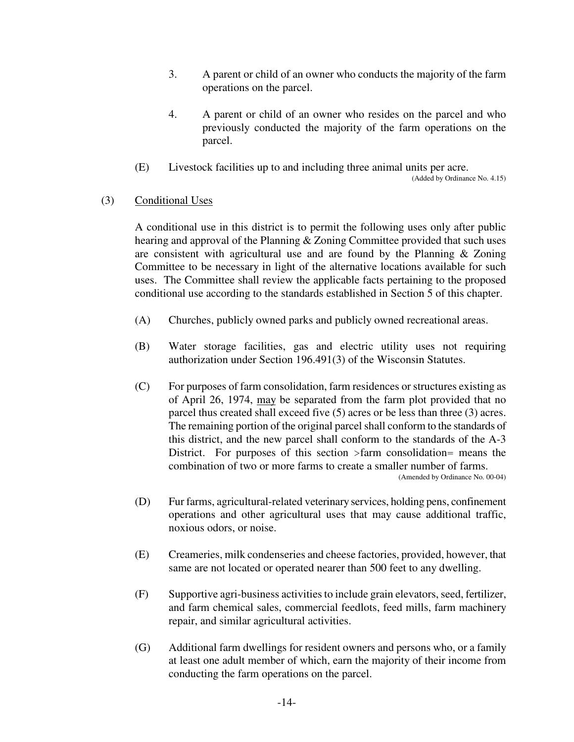3. A parent or child of an owner who conducts the majority of the farm operations on the parcel.

4. A parent or child of an owner who resides on the parcel and who previously conducted the majority of the farm operations on the parcel.

(E) Livestock facilities up to and including three animal units per acre.
(Added by Ordinance No. 4.15)

(3) Conditional Uses

A conditional use in this district is to permit the following uses only after public hearing and approval of the Planning & Zoning Committee provided that such uses are consistent with agricultural use and are found by the Planning & Zoning Committee to be necessary in light of the alternative locations available for such uses. The Committee shall review the applicable facts pertaining to the proposed conditional use according to the standards established in Section 5 of this chapter.

(A) Churches, publicly owned parks and publicly owned recreational areas.

(B) Water storage facilities, gas and electric utility uses not requiring authorization under Section 196.491(3) of the Wisconsin Statutes.

(C) For purposes of farm consolidation, farm residences or structures existing as of April 26, 1974, may be separated from the farm plot provided that no parcel thus created shall exceed five (5) acres or be less than three (3) acres. The remaining portion of the original parcel shall conform to the standards of this district, and the new parcel shall conform to the standards of the A-3 District. For purposes of this section >farm consolidation= means the combination of two or more farms to create a smaller number of farms.
(Amended by Ordinance No. 00-04)

(D) Fur farms, agricultural-related veterinary services, holding pens, confinement operations and other agricultural uses that may cause additional traffic, noxious odors, or noise.

(E) Creameries, milk condenseries and cheese factories, provided, however, that same are not located or operated nearer than 500 feet to any dwelling.

(F) Supportive agri-business activities to include grain elevators, seed, fertilizer, and farm chemical sales, commercial feedlots, feed mills, farm machinery repair, and similar agricultural activities.

(G) Additional farm dwellings for resident owners and persons who, or a family at least one adult member of which, earn the majority of their income from conducting the farm operations on the parcel.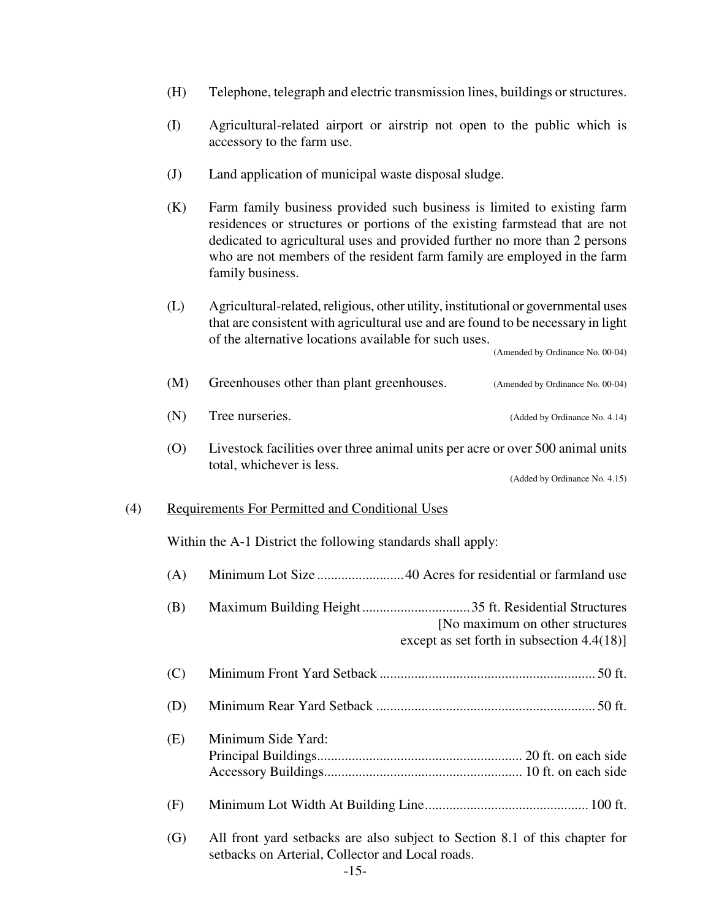(H) Telephone, telegraph and electric transmission lines, buildings or structures.

(I) Agricultural-related airport or airstrip not open to the public which is accessory to the farm use.

(J) Land application of municipal waste disposal sludge.

(K) Farm family business provided such business is limited to existing farm residences or structures or portions of the existing farmstead that are not dedicated to agricultural uses and provided further no more than 2 persons who are not members of the resident farm family are employed in the farm family business.

(L) Agricultural-related, religious, other utility, institutional or governmental uses that are consistent with agricultural use and are found to be necessary in light of the alternative locations available for such uses.
(Amended by Ordinance No. 00-04)

(M) Greenhouses other than plant greenhouses. (Amended by Ordinance No. 00-04)

(N) Tree nurseries. (Added by Ordinance No. 4.14)

(O) Livestock facilities over three animal units per acre or over 500 animal units total, whichever is less.
(Added by Ordinance No. 4.15)

(4) Requirements For Permitted and Conditional Uses

Within the A-1 District the following standards shall apply:

(A) Minimum Lot Size ......................... 40 Acres for residential or farmland use

(B) Maximum Building Height ............................... 35 ft. Residential Structures
[No maximum on other structures except as set forth in subsection 4.4(18)]

(C) Minimum Front Yard Setback ............................................................. 50 ft.

(D) Minimum Rear Yard Setback .............................................................. 50 ft.

(E) Minimum Side Yard:
Principal Buildings........................................................... 20 ft. on each side
Accessory Buildings......................................................... 10 ft. on each side

(F) Minimum Lot Width At Building Line.............................................. 100 ft.

(G) All front yard setbacks are also subject to Section 8.1 of this chapter for setbacks on Arterial, Collector and Local roads.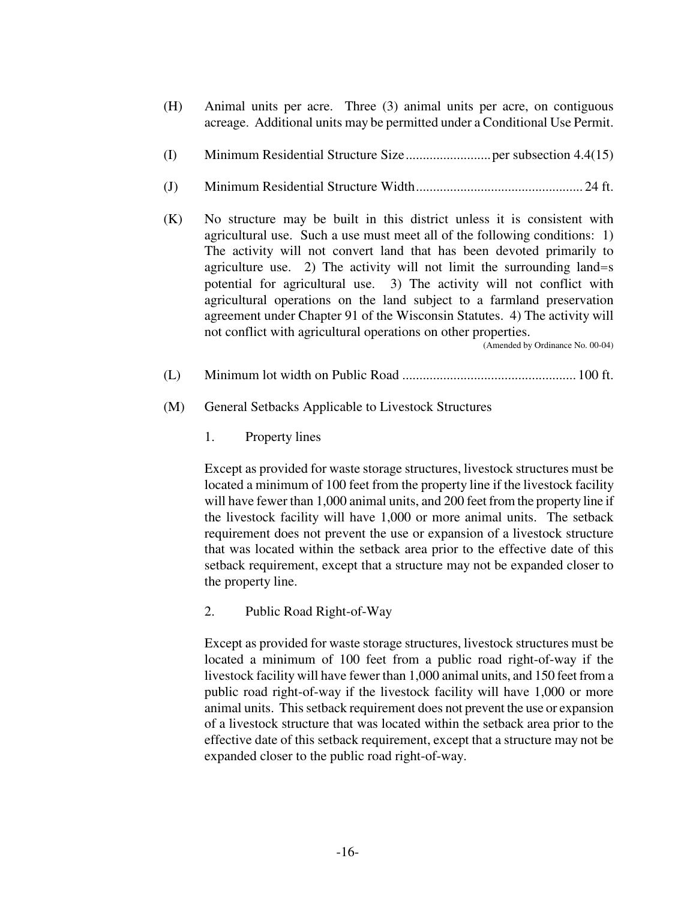(H) Animal units per acre. Three (3) animal units per acre, on contiguous acreage. Additional units may be permitted under a Conditional Use Permit.

(I) Minimum Residential Structure Size ........................ per subsection 4.4(15)

(J) Minimum Residential Structure Width ................................................ 24 ft.

(K) No structure may be built in this district unless it is consistent with agricultural use. Such a use must meet all of the following conditions: 1) The activity will not convert land that has been devoted primarily to agriculture use. 2) The activity will not limit the surrounding land=s potential for agricultural use. 3) The activity will not conflict with agricultural operations on the land subject to a farmland preservation agreement under Chapter 91 of the Wisconsin Statutes. 4) The activity will not conflict with agricultural operations on other properties.
(Amended by Ordinance No. 00-04)

(L) Minimum lot width on Public Road .................................................. 100 ft.

(M) General Setbacks Applicable to Livestock Structures

1. Property lines

Except as provided for waste storage structures, livestock structures must be located a minimum of 100 feet from the property line if the livestock facility will have fewer than 1,000 animal units, and 200 feet from the property line if the livestock facility will have 1,000 or more animal units. The setback requirement does not prevent the use or expansion of a livestock structure that was located within the setback area prior to the effective date of this setback requirement, except that a structure may not be expanded closer to the property line.

2. Public Road Right-of-Way

Except as provided for waste storage structures, livestock structures must be located a minimum of 100 feet from a public road right-of-way if the livestock facility will have fewer than 1,000 animal units, and 150 feet from a public road right-of-way if the livestock facility will have 1,000 or more animal units. This setback requirement does not prevent the use or expansion of a livestock structure that was located within the setback area prior to the effective date of this setback requirement, except that a structure may not be expanded closer to the public road right-of-way.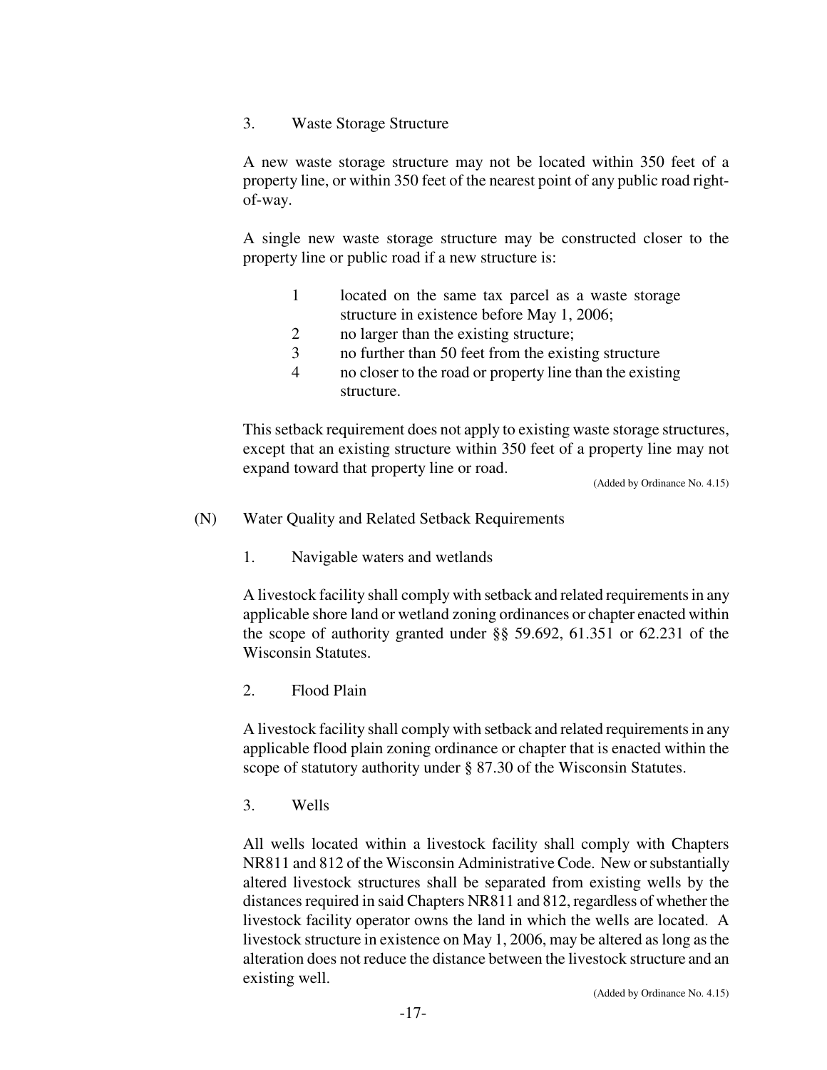3. Waste Storage Structure

A new waste storage structure may not be located within 350 feet of a property line, or within 350 feet of the nearest point of any public road right-of-way.

A single new waste storage structure may be constructed closer to the property line or public road if a new structure is:

1. located on the same tax parcel as a waste storage structure in existence before May 1, 2006;
2. no larger than the existing structure;
3. no further than 50 feet from the existing structure
4. no closer to the road or property line than the existing structure.

This setback requirement does not apply to existing waste storage structures, except that an existing structure within 350 feet of a property line may not expand toward that property line or road.

(Added by Ordinance No. 4.15)

(N) Water Quality and Related Setback Requirements

1. Navigable waters and wetlands

A livestock facility shall comply with setback and related requirements in any applicable shore land or wetland zoning ordinances or chapter enacted within the scope of authority granted under §§ 59.692, 61.351 or 62.231 of the Wisconsin Statutes.

2. Flood Plain

A livestock facility shall comply with setback and related requirements in any applicable flood plain zoning ordinance or chapter that is enacted within the scope of statutory authority under § 87.30 of the Wisconsin Statutes.

3. Wells

All wells located within a livestock facility shall comply with Chapters NR811 and 812 of the Wisconsin Administrative Code. New or substantially altered livestock structures shall be separated from existing wells by the distances required in said Chapters NR811 and 812, regardless of whether the livestock facility operator owns the land in which the wells are located. A livestock structure in existence on May 1, 2006, may be altered as long as the alteration does not reduce the distance between the livestock structure and an existing well.

(Added by Ordinance No. 4.15)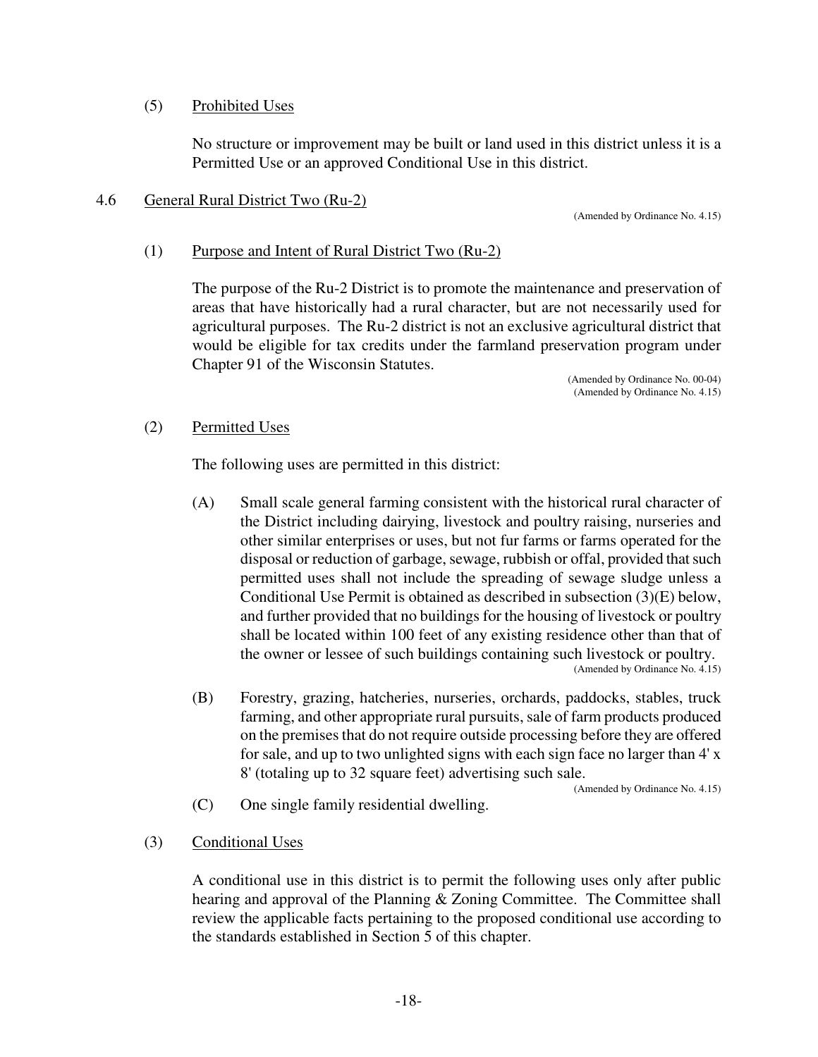(5) Prohibited Uses

No structure or improvement may be built or land used in this district unless it is a Permitted Use or an approved Conditional Use in this district.

## 4.6 General Rural District Two (Ru-2)

(Amended by Ordinance No. 4.15)

### (1) Purpose and Intent of Rural District Two (Ru-2)

The purpose of the Ru-2 District is to promote the maintenance and preservation of areas that have historically had a rural character, but are not necessarily used for agricultural purposes. The Ru-2 district is not an exclusive agricultural district that would be eligible for tax credits under the farmland preservation program under Chapter 91 of the Wisconsin Statutes.

(Amended by Ordinance No. 00-04)
(Amended by Ordinance No. 4.15)

### (2) Permitted Uses

The following uses are permitted in this district:

(A) Small scale general farming consistent with the historical rural character of the District including dairying, livestock and poultry raising, nurseries and other similar enterprises or uses, but not fur farms or farms operated for the disposal or reduction of garbage, sewage, rubbish or offal, provided that such permitted uses shall not include the spreading of sewage sludge unless a Conditional Use Permit is obtained as described in subsection (3)(E) below, and further provided that no buildings for the housing of livestock or poultry shall be located within 100 feet of any existing residence other than that of the owner or lessee of such buildings containing such livestock or poultry.
(Amended by Ordinance No. 4.15)

(B) Forestry, grazing, hatcheries, nurseries, orchards, paddocks, stables, truck farming, and other appropriate rural pursuits, sale of farm products produced on the premises that do not require outside processing before they are offered for sale, and up to two unlighted signs with each sign face no larger than 4' x 8' (totaling up to 32 square feet) advertising such sale.
(Amended by Ordinance No. 4.15)

(C) One single family residential dwelling.

### (3) Conditional Uses

A conditional use in this district is to permit the following uses only after public hearing and approval of the Planning & Zoning Committee. The Committee shall review the applicable facts pertaining to the proposed conditional use according to the standards established in Section 5 of this chapter.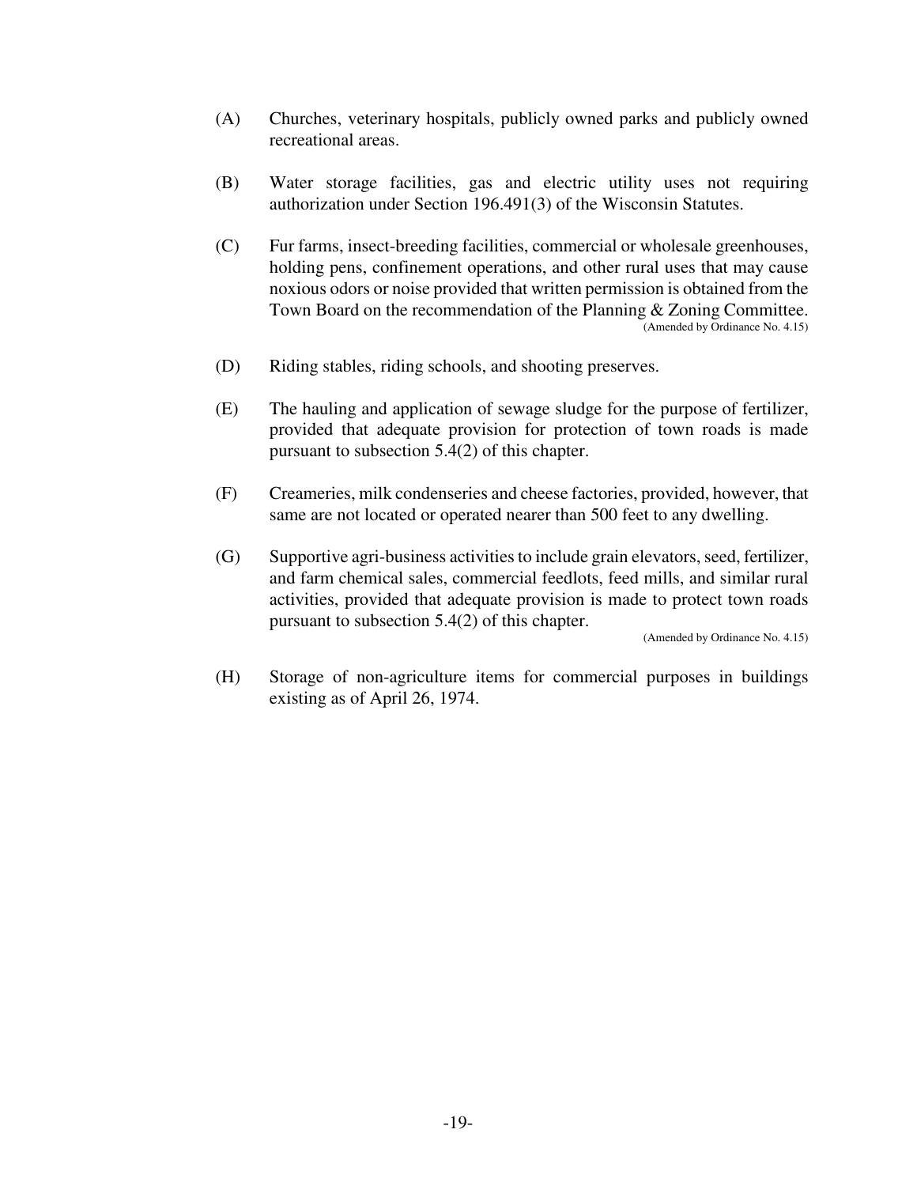(A) Churches, veterinary hospitals, publicly owned parks and publicly owned recreational areas.

(B) Water storage facilities, gas and electric utility uses not requiring authorization under Section 196.491(3) of the Wisconsin Statutes.

(C) Fur farms, insect-breeding facilities, commercial or wholesale greenhouses, holding pens, confinement operations, and other rural uses that may cause noxious odors or noise provided that written permission is obtained from the Town Board on the recommendation of the Planning & Zoning Committee.
(Amended by Ordinance No. 4.15)

(D) Riding stables, riding schools, and shooting preserves.

(E) The hauling and application of sewage sludge for the purpose of fertilizer, provided that adequate provision for protection of town roads is made pursuant to subsection 5.4(2) of this chapter.

(F) Creameries, milk condenseries and cheese factories, provided, however, that same are not located or operated nearer than 500 feet to any dwelling.

(G) Supportive agri-business activities to include grain elevators, seed, fertilizer, and farm chemical sales, commercial feedlots, feed mills, and similar rural activities, provided that adequate provision is made to protect town roads pursuant to subsection 5.4(2) of this chapter.
(Amended by Ordinance No. 4.15)

(H) Storage of non-agriculture items for commercial purposes in buildings existing as of April 26, 1974.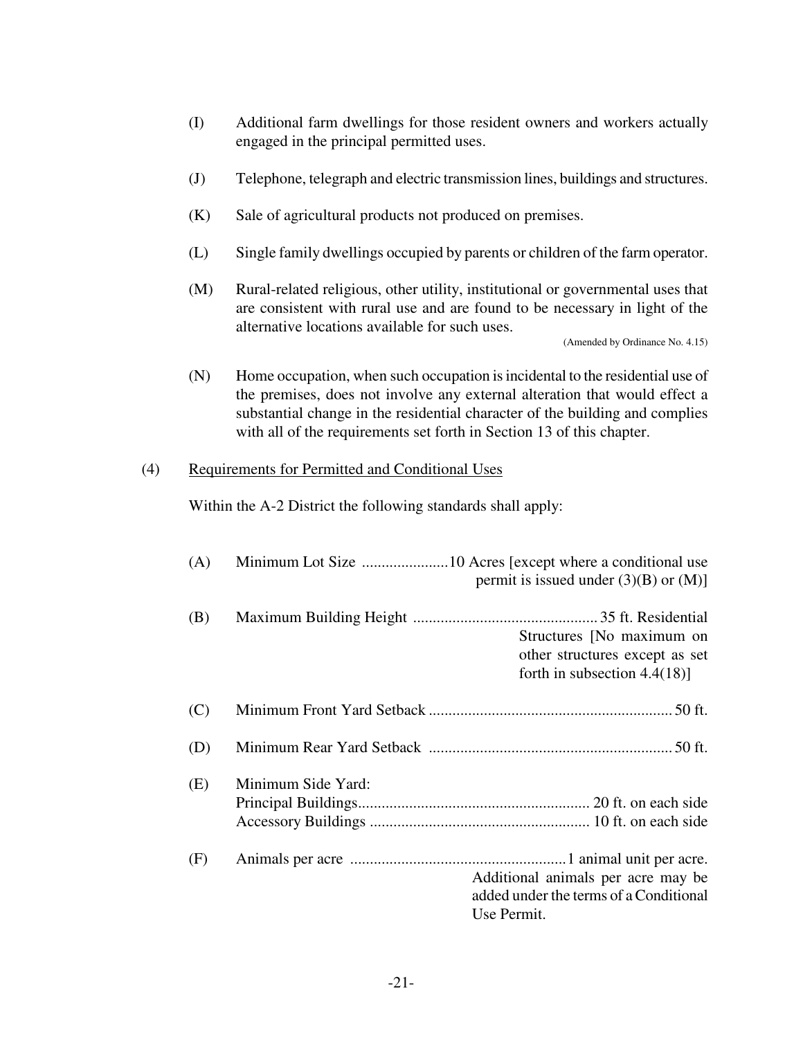(I) Additional farm dwellings for those resident owners and workers actually engaged in the principal permitted uses.

(J) Telephone, telegraph and electric transmission lines, buildings and structures.

(K) Sale of agricultural products not produced on premises.

(L) Single family dwellings occupied by parents or children of the farm operator.

(M) Rural-related religious, other utility, institutional or governmental uses that are consistent with rural use and are found to be necessary in light of the alternative locations available for such uses.

(Amended by Ordinance No. 4.15)

(N) Home occupation, when such occupation is incidental to the residential use of the premises, does not involve any external alteration that would effect a substantial change in the residential character of the building and complies with all of the requirements set forth in Section 13 of this chapter.

(4) <u>Requirements for Permitted and Conditional Uses</u>

Within the A-2 District the following standards shall apply:

(A) Minimum Lot Size ......................10 Acres [except where a conditional use permit is issued under (3)(B) or (M)]

(B) Maximum Building Height ............................................... 35 ft. Residential Structures [No maximum on other structures except as set forth in subsection 4.4(18)]

(C) Minimum Front Yard Setback .............................................................. 50 ft.

(D) Minimum Rear Yard Setback .............................................................. 50 ft.

(E) Minimum Side Yard:
Principal Buildings........................................................... 20 ft. on each side
Accessory Buildings ........................................................ 10 ft. on each side

(F) Animals per acre .......................................................1 animal unit per acre. Additional animals per acre may be added under the terms of a Conditional Use Permit.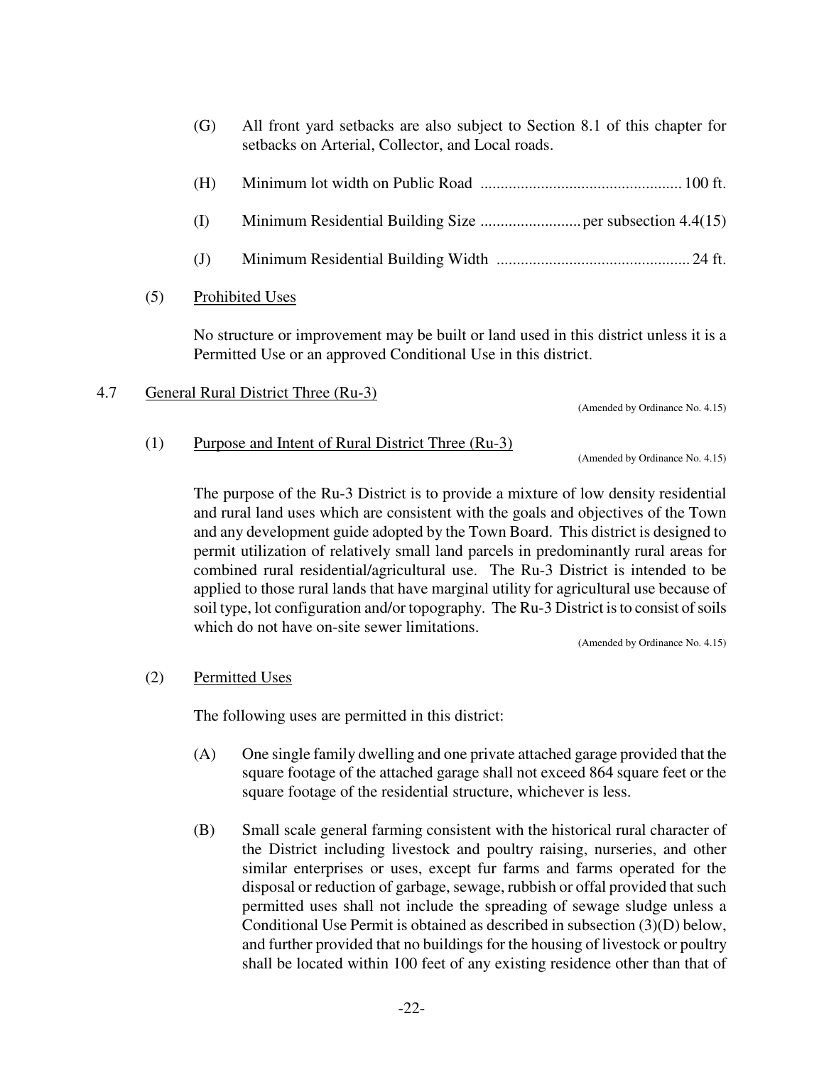(G) All front yard setbacks are also subject to Section 8.1 of this chapter for setbacks on Arterial, Collector, and Local roads.

(H) Minimum lot width on Public Road ................................................. 100 ft.

(I) Minimum Residential Building Size ......................... per subsection 4.4(15)

(J) Minimum Residential Building Width ................................................ 24 ft.

(5) Prohibited Uses

No structure or improvement may be built or land used in this district unless it is a Permitted Use or an approved Conditional Use in this district.

## 4.7 General Rural District Three (Ru-3)

(Amended by Ordinance No. 4.15)

### (1) Purpose and Intent of Rural District Three (Ru-3)

(Amended by Ordinance No. 4.15)

The purpose of the Ru-3 District is to provide a mixture of low density residential and rural land uses which are consistent with the goals and objectives of the Town and any development guide adopted by the Town Board. This district is designed to permit utilization of relatively small land parcels in predominantly rural areas for combined rural residential/agricultural use. The Ru-3 District is intended to be applied to those rural lands that have marginal utility for agricultural use because of soil type, lot configuration and/or topography. The Ru-3 District is to consist of soils which do not have on-site sewer limitations.

(Amended by Ordinance No. 4.15)

### (2) Permitted Uses

The following uses are permitted in this district:

(A) One single family dwelling and one private attached garage provided that the square footage of the attached garage shall not exceed 864 square feet or the square footage of the residential structure, whichever is less.

(B) Small scale general farming consistent with the historical rural character of the District including livestock and poultry raising, nurseries, and other similar enterprises or uses, except fur farms and farms operated for the disposal or reduction of garbage, sewage, rubbish or offal provided that such permitted uses shall not include the spreading of sewage sludge unless a Conditional Use Permit is obtained as described in subsection (3)(D) below, and further provided that no buildings for the housing of livestock or poultry shall be located within 100 feet of any existing residence other than that of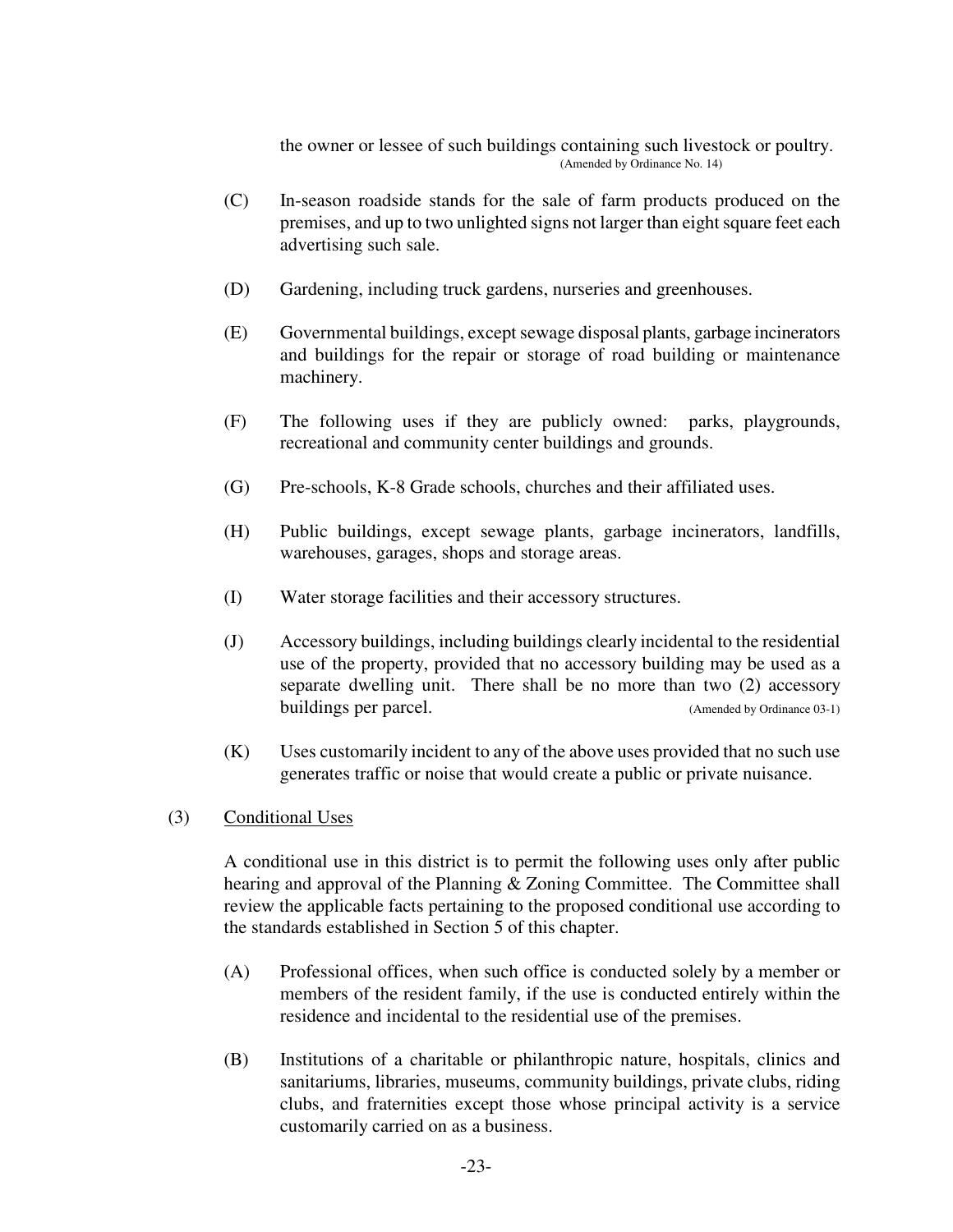the owner or lessee of such buildings containing such livestock or poultry. (Amended by Ordinance No. 14)

(C) In-season roadside stands for the sale of farm products produced on the premises, and up to two unlighted signs not larger than eight square feet each advertising such sale.

(D) Gardening, including truck gardens, nurseries and greenhouses.

(E) Governmental buildings, except sewage disposal plants, garbage incinerators and buildings for the repair or storage of road building or maintenance machinery.

(F) The following uses if they are publicly owned: parks, playgrounds, recreational and community center buildings and grounds.

(G) Pre-schools, K-8 Grade schools, churches and their affiliated uses.

(H) Public buildings, except sewage plants, garbage incinerators, landfills, warehouses, garages, shops and storage areas.

(I) Water storage facilities and their accessory structures.

(J) Accessory buildings, including buildings clearly incidental to the residential use of the property, provided that no accessory building may be used as a separate dwelling unit. There shall be no more than two (2) accessory buildings per parcel. (Amended by Ordinance 03-1)

(K) Uses customarily incident to any of the above uses provided that no such use generates traffic or noise that would create a public or private nuisance.

(3) <u>Conditional Uses</u>

A conditional use in this district is to permit the following uses only after public hearing and approval of the Planning & Zoning Committee. The Committee shall review the applicable facts pertaining to the proposed conditional use according to the standards established in Section 5 of this chapter.

(A) Professional offices, when such office is conducted solely by a member or members of the resident family, if the use is conducted entirely within the residence and incidental to the residential use of the premises.

(B) Institutions of a charitable or philanthropic nature, hospitals, clinics and sanitariums, libraries, museums, community buildings, private clubs, riding clubs, and fraternities except those whose principal activity is a service customarily carried on as a business.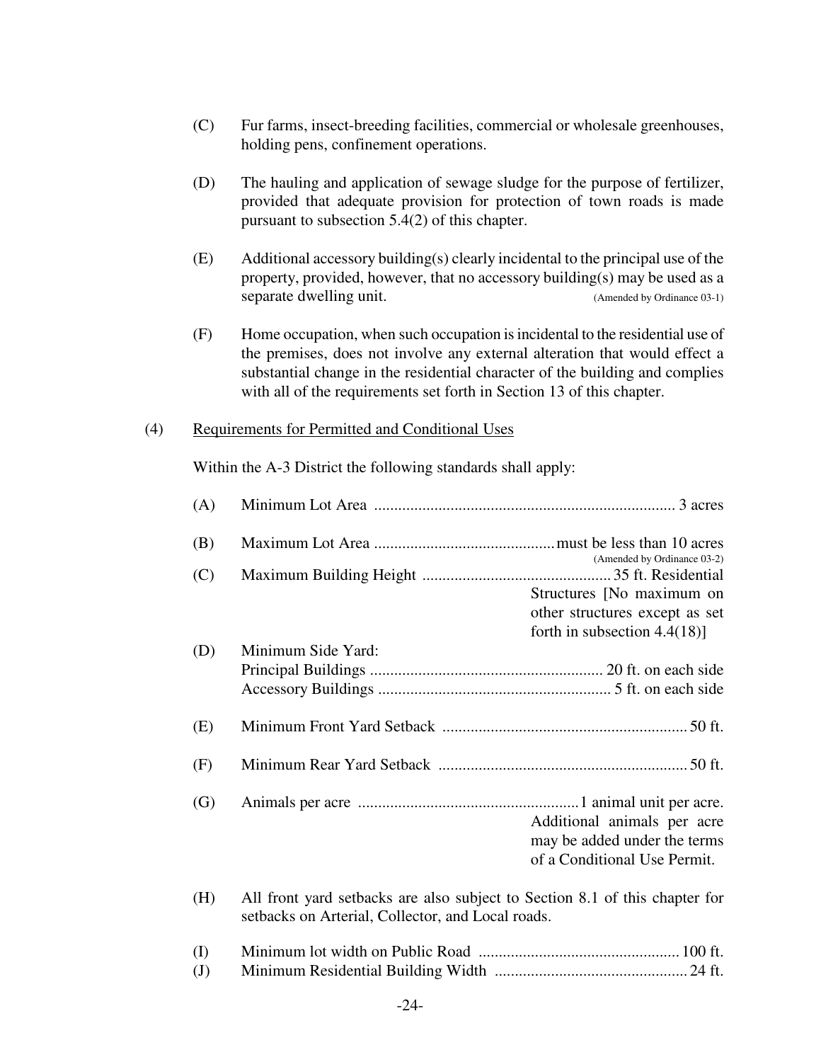(C) Fur farms, insect-breeding facilities, commercial or wholesale greenhouses, holding pens, confinement operations.

(D) The hauling and application of sewage sludge for the purpose of fertilizer, provided that adequate provision for protection of town roads is made pursuant to subsection 5.4(2) of this chapter.

(E) Additional accessory building(s) clearly incidental to the principal use of the property, provided, however, that no accessory building(s) may be used as a separate dwelling unit. (Amended by Ordinance 03-1)

(F) Home occupation, when such occupation is incidental to the residential use of the premises, does not involve any external alteration that would effect a substantial change in the residential character of the building and complies with all of the requirements set forth in Section 13 of this chapter.

(4) Requirements for Permitted and Conditional Uses

Within the A-3 District the following standards shall apply:

(A) Minimum Lot Area .......... 3 acres

(B) Maximum Lot Area .......... must be less than 10 acres (Amended by Ordinance 03-2)

(C) Maximum Building Height .......... 35 ft. Residential Structures [No maximum on other structures except as set forth in subsection 4.4(18)]

(D) Minimum Side Yard:
Principal Buildings .......... 20 ft. on each side
Accessory Buildings .......... 5 ft. on each side

(E) Minimum Front Yard Setback .......... 50 ft.

(F) Minimum Rear Yard Setback .......... 50 ft.

(G) Animals per acre .......... 1 animal unit per acre. Additional animals per acre may be added under the terms of a Conditional Use Permit.

(H) All front yard setbacks are also subject to Section 8.1 of this chapter for setbacks on Arterial, Collector, and Local roads.

(I) Minimum lot width on Public Road .......... 100 ft.

(J) Minimum Residential Building Width .......... 24 ft.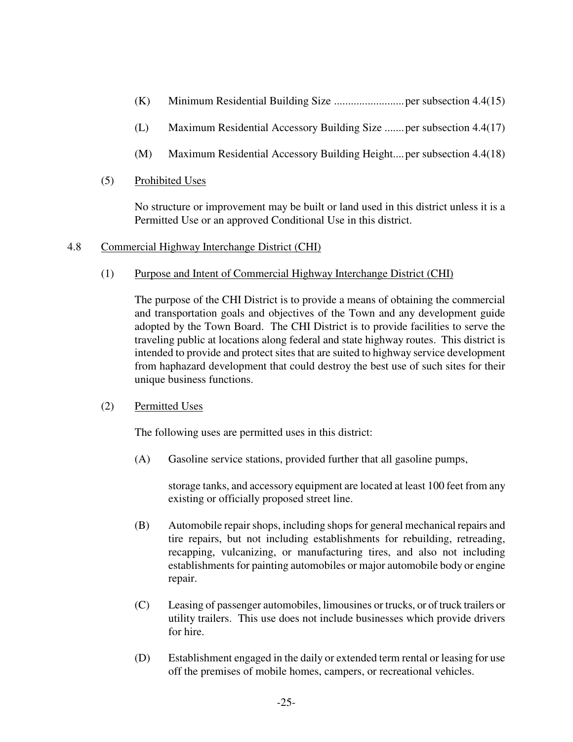(K) Minimum Residential Building Size ......................... per subsection 4.4(15)

(L) Maximum Residential Accessory Building Size ....... per subsection 4.4(17)

(M) Maximum Residential Accessory Building Height.... per subsection 4.4(18)

(5) <u>Prohibited Uses</u>

No structure or improvement may be built or land used in this district unless it is a Permitted Use or an approved Conditional Use in this district.

4.8 <u>Commercial Highway Interchange District (CHI)</u>

(1) <u>Purpose and Intent of Commercial Highway Interchange District (CHI)</u>

The purpose of the CHI District is to provide a means of obtaining the commercial and transportation goals and objectives of the Town and any development guide adopted by the Town Board. The CHI District is to provide facilities to serve the traveling public at locations along federal and state highway routes. This district is intended to provide and protect sites that are suited to highway service development from haphazard development that could destroy the best use of such sites for their unique business functions.

(2) <u>Permitted Uses</u>

The following uses are permitted uses in this district:

(A) Gasoline service stations, provided further that all gasoline pumps,

storage tanks, and accessory equipment are located at least 100 feet from any existing or officially proposed street line.

(B) Automobile repair shops, including shops for general mechanical repairs and tire repairs, but not including establishments for rebuilding, retreading, recapping, vulcanizing, or manufacturing tires, and also not including establishments for painting automobiles or major automobile body or engine repair.

(C) Leasing of passenger automobiles, limousines or trucks, or of truck trailers or utility trailers. This use does not include businesses which provide drivers for hire.

(D) Establishment engaged in the daily or extended term rental or leasing for use off the premises of mobile homes, campers, or recreational vehicles.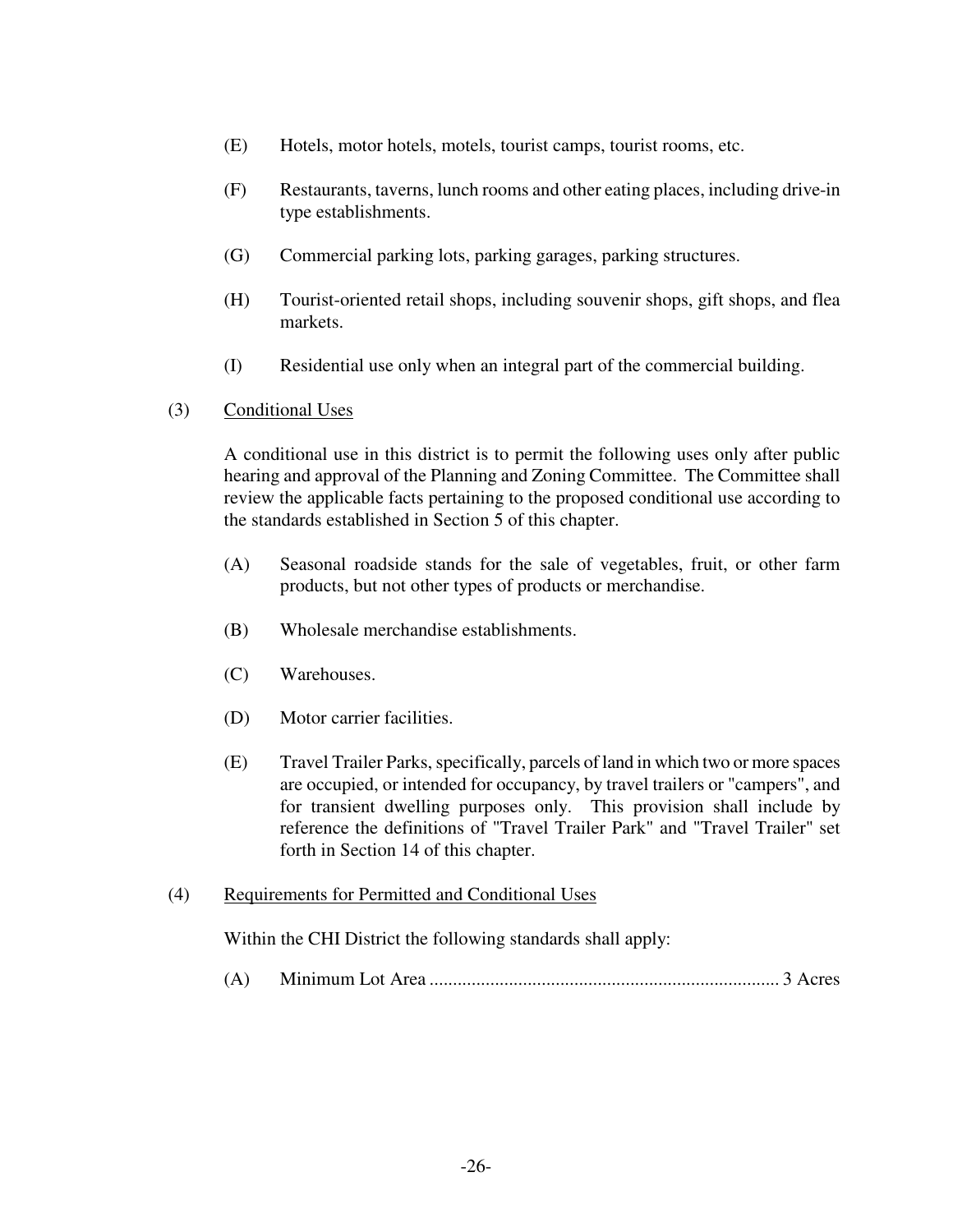(E) Hotels, motor hotels, motels, tourist camps, tourist rooms, etc.

(F) Restaurants, taverns, lunch rooms and other eating places, including drive-in type establishments.

(G) Commercial parking lots, parking garages, parking structures.

(H) Tourist-oriented retail shops, including souvenir shops, gift shops, and flea markets.

(I) Residential use only when an integral part of the commercial building.

(3) <u>Conditional Uses</u>

A conditional use in this district is to permit the following uses only after public hearing and approval of the Planning and Zoning Committee. The Committee shall review the applicable facts pertaining to the proposed conditional use according to the standards established in Section 5 of this chapter.

(A) Seasonal roadside stands for the sale of vegetables, fruit, or other farm products, but not other types of products or merchandise.

(B) Wholesale merchandise establishments.

(C) Warehouses.

(D) Motor carrier facilities.

(E) Travel Trailer Parks, specifically, parcels of land in which two or more spaces are occupied, or intended for occupancy, by travel trailers or "campers", and for transient dwelling purposes only. This provision shall include by reference the definitions of "Travel Trailer Park" and "Travel Trailer" set forth in Section 14 of this chapter.

(4) <u>Requirements for Permitted and Conditional Uses</u>

Within the CHI District the following standards shall apply:

(A) Minimum Lot Area .......................................................................... 3 Acres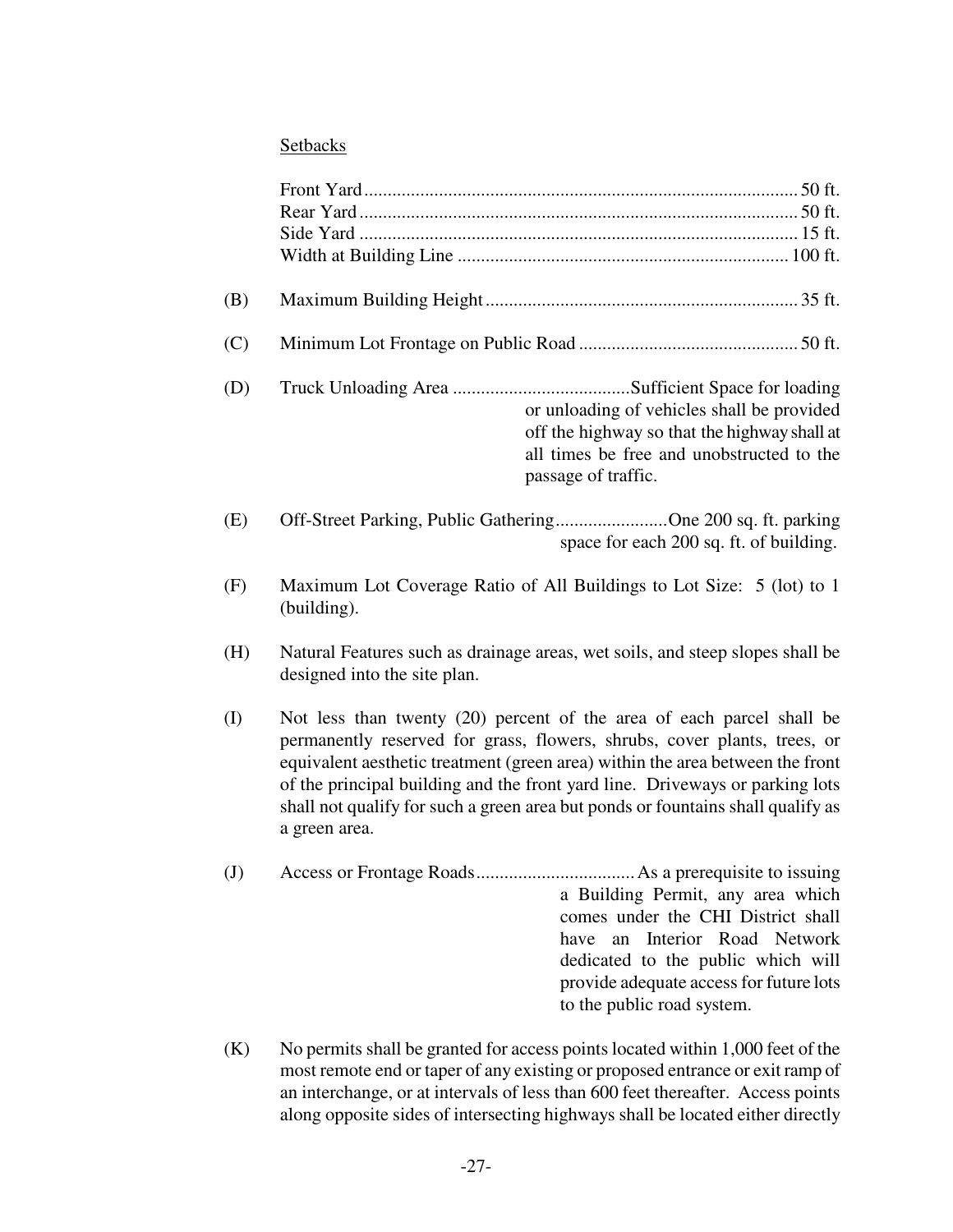Setbacks

Front Yard ............................................................................................ 50 ft.
Rear Yard ............................................................................................. 50 ft.
Side Yard ............................................................................................. 15 ft.
Width at Building Line ...................................................................... 100 ft.

(B) Maximum Building Height .................................................................. 35 ft.

(C) Minimum Lot Frontage on Public Road ............................................... 50 ft.

(D) Truck Unloading Area ......................................Sufficient Space for loading or unloading of vehicles shall be provided off the highway so that the highway shall at all times be free and unobstructed to the passage of traffic.

(E) Off-Street Parking, Public Gathering........................One 200 sq. ft. parking space for each 200 sq. ft. of building.

(F) Maximum Lot Coverage Ratio of All Buildings to Lot Size: 5 (lot) to 1 (building).

(H) Natural Features such as drainage areas, wet soils, and steep slopes shall be designed into the site plan.

(I) Not less than twenty (20) percent of the area of each parcel shall be permanently reserved for grass, flowers, shrubs, cover plants, trees, or equivalent aesthetic treatment (green area) within the area between the front of the principal building and the front yard line. Driveways or parking lots shall not qualify for such a green area but ponds or fountains shall qualify as a green area.

(J) Access or Frontage Roads.................................. As a prerequisite to issuing a Building Permit, any area which comes under the CHI District shall have an Interior Road Network dedicated to the public which will provide adequate access for future lots to the public road system.

(K) No permits shall be granted for access points located within 1,000 feet of the most remote end or taper of any existing or proposed entrance or exit ramp of an interchange, or at intervals of less than 600 feet thereafter. Access points along opposite sides of intersecting highways shall be located either directly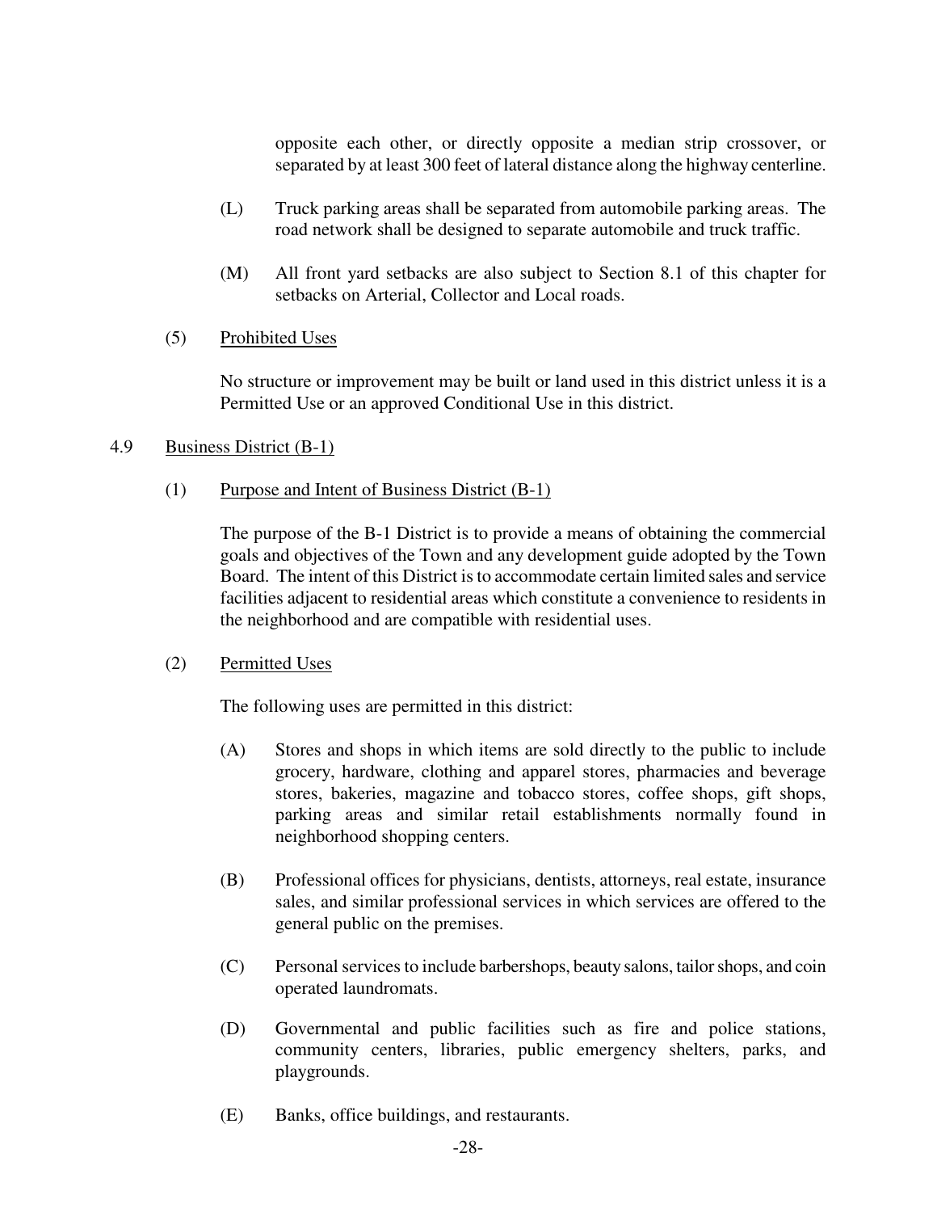opposite each other, or directly opposite a median strip crossover, or separated by at least 300 feet of lateral distance along the highway centerline.

(L) Truck parking areas shall be separated from automobile parking areas. The road network shall be designed to separate automobile and truck traffic.

(M) All front yard setbacks are also subject to Section 8.1 of this chapter for setbacks on Arterial, Collector and Local roads.

(5) Prohibited Uses

No structure or improvement may be built or land used in this district unless it is a Permitted Use or an approved Conditional Use in this district.

## 4.9 Business District (B-1)

(1) Purpose and Intent of Business District (B-1)

The purpose of the B-1 District is to provide a means of obtaining the commercial goals and objectives of the Town and any development guide adopted by the Town Board. The intent of this District is to accommodate certain limited sales and service facilities adjacent to residential areas which constitute a convenience to residents in the neighborhood and are compatible with residential uses.

(2) Permitted Uses

The following uses are permitted in this district:

(A) Stores and shops in which items are sold directly to the public to include grocery, hardware, clothing and apparel stores, pharmacies and beverage stores, bakeries, magazine and tobacco stores, coffee shops, gift shops, parking areas and similar retail establishments normally found in neighborhood shopping centers.

(B) Professional offices for physicians, dentists, attorneys, real estate, insurance sales, and similar professional services in which services are offered to the general public on the premises.

(C) Personal services to include barbershops, beauty salons, tailor shops, and coin operated laundromats.

(D) Governmental and public facilities such as fire and police stations, community centers, libraries, public emergency shelters, parks, and playgrounds.

(E) Banks, office buildings, and restaurants.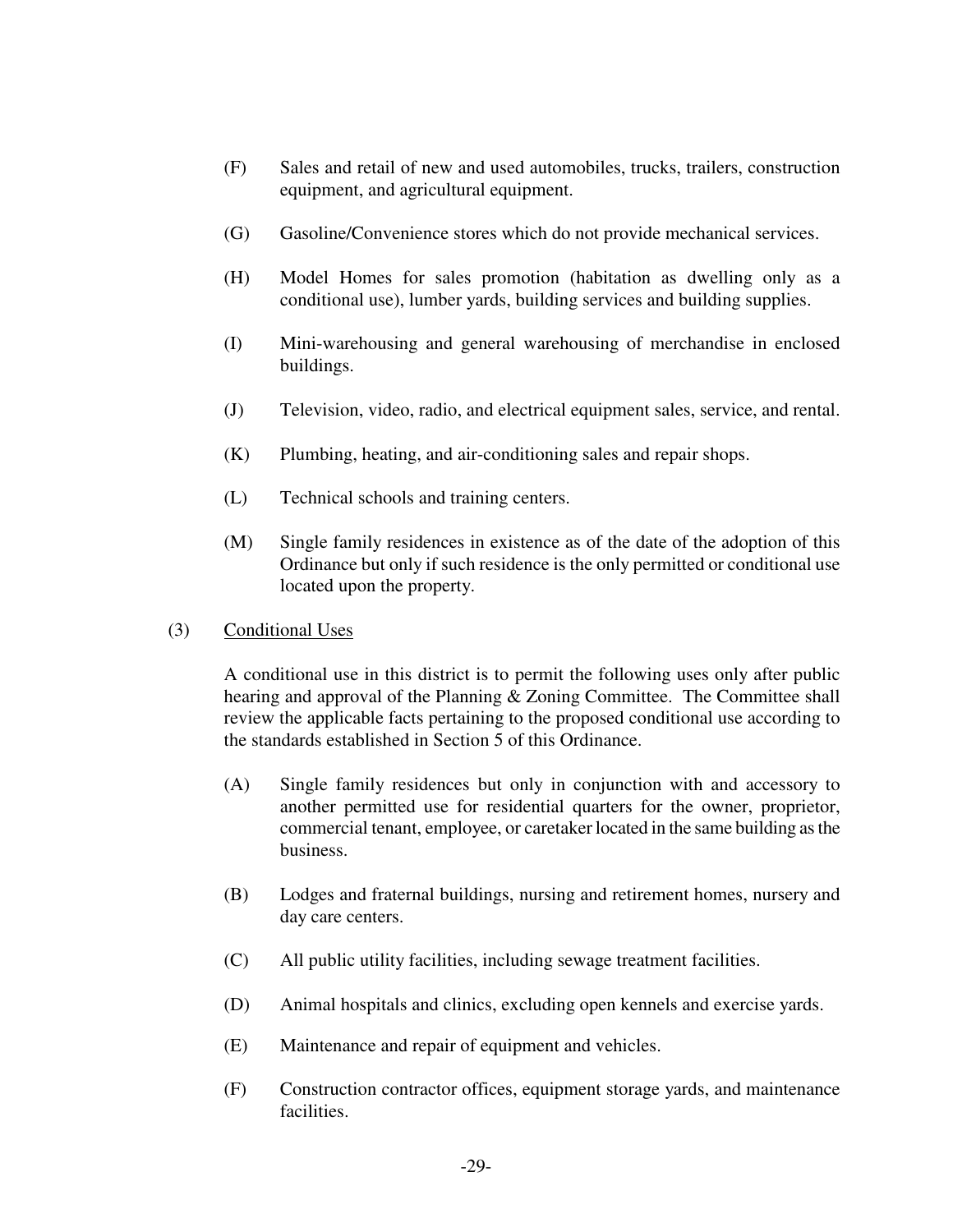(F) Sales and retail of new and used automobiles, trucks, trailers, construction equipment, and agricultural equipment.

(G) Gasoline/Convenience stores which do not provide mechanical services.

(H) Model Homes for sales promotion (habitation as dwelling only as a conditional use), lumber yards, building services and building supplies.

(I) Mini-warehousing and general warehousing of merchandise in enclosed buildings.

(J) Television, video, radio, and electrical equipment sales, service, and rental.

(K) Plumbing, heating, and air-conditioning sales and repair shops.

(L) Technical schools and training centers.

(M) Single family residences in existence as of the date of the adoption of this Ordinance but only if such residence is the only permitted or conditional use located upon the property.

(3) <u>Conditional Uses</u>

A conditional use in this district is to permit the following uses only after public hearing and approval of the Planning & Zoning Committee. The Committee shall review the applicable facts pertaining to the proposed conditional use according to the standards established in Section 5 of this Ordinance.

(A) Single family residences but only in conjunction with and accessory to another permitted use for residential quarters for the owner, proprietor, commercial tenant, employee, or caretaker located in the same building as the business.

(B) Lodges and fraternal buildings, nursing and retirement homes, nursery and day care centers.

(C) All public utility facilities, including sewage treatment facilities.

(D) Animal hospitals and clinics, excluding open kennels and exercise yards.

(E) Maintenance and repair of equipment and vehicles.

(F) Construction contractor offices, equipment storage yards, and maintenance facilities.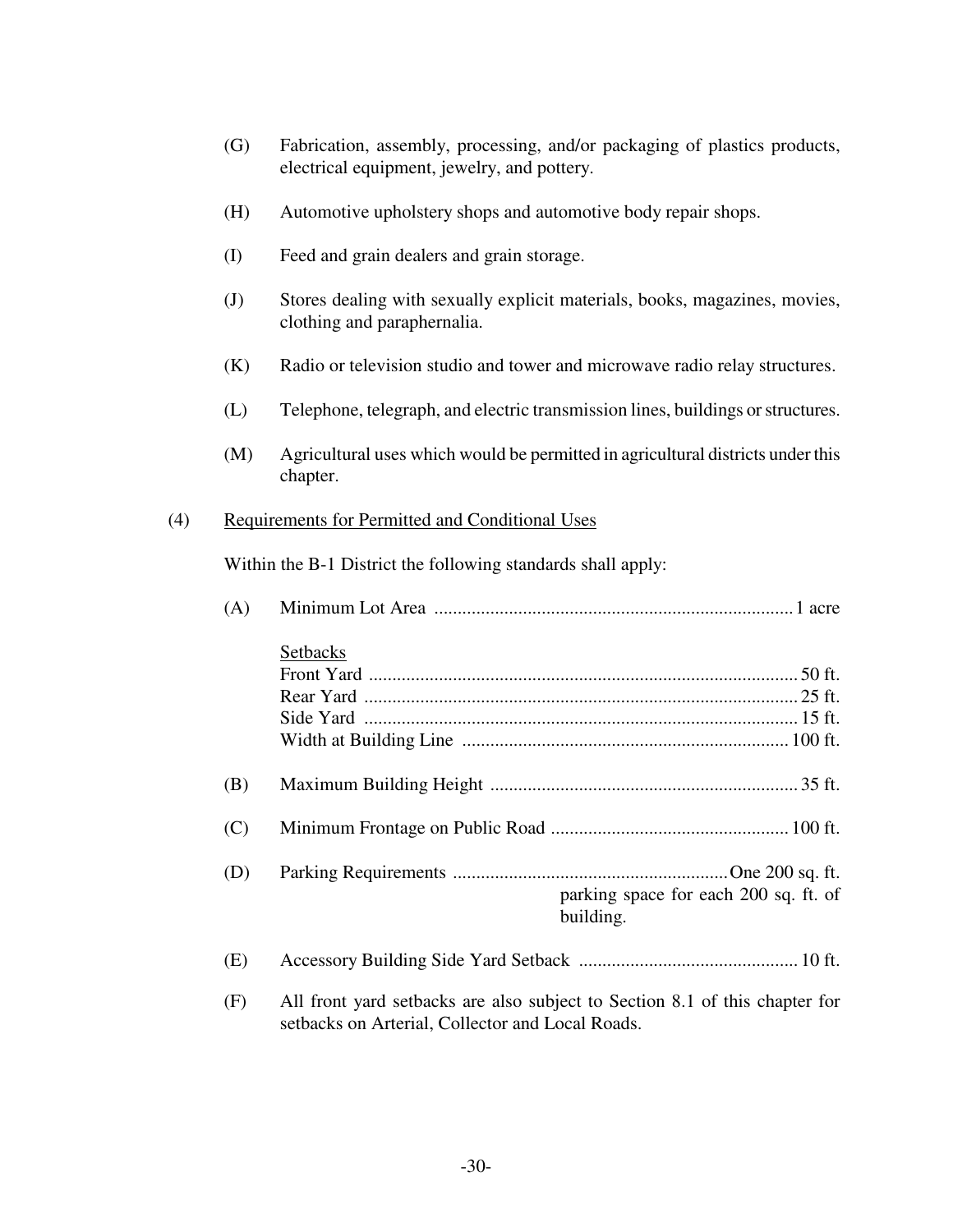(G) Fabrication, assembly, processing, and/or packaging of plastics products, electrical equipment, jewelry, and pottery.

(H) Automotive upholstery shops and automotive body repair shops.

(I) Feed and grain dealers and grain storage.

(J) Stores dealing with sexually explicit materials, books, magazines, movies, clothing and paraphernalia.

(K) Radio or television studio and tower and microwave radio relay structures.

(L) Telephone, telegraph, and electric transmission lines, buildings or structures.

(M) Agricultural uses which would be permitted in agricultural districts under this chapter.

(4) Requirements for Permitted and Conditional Uses

Within the B-1 District the following standards shall apply:

(A) Minimum Lot Area ............................................................................ 1 acre

Setbacks
Front Yard ............................................................................................ 50 ft.
Rear Yard ............................................................................................. 25 ft.
Side Yard ............................................................................................. 15 ft.
Width at Building Line ...................................................................... 100 ft.

(B) Maximum Building Height ................................................................. 35 ft.

(C) Minimum Frontage on Public Road .................................................. 100 ft.

(D) Parking Requirements ........................................................... One 200 sq. ft. parking space for each 200 sq. ft. of building.

(E) Accessory Building Side Yard Setback .............................................. 10 ft.

(F) All front yard setbacks are also subject to Section 8.1 of this chapter for setbacks on Arterial, Collector and Local Roads.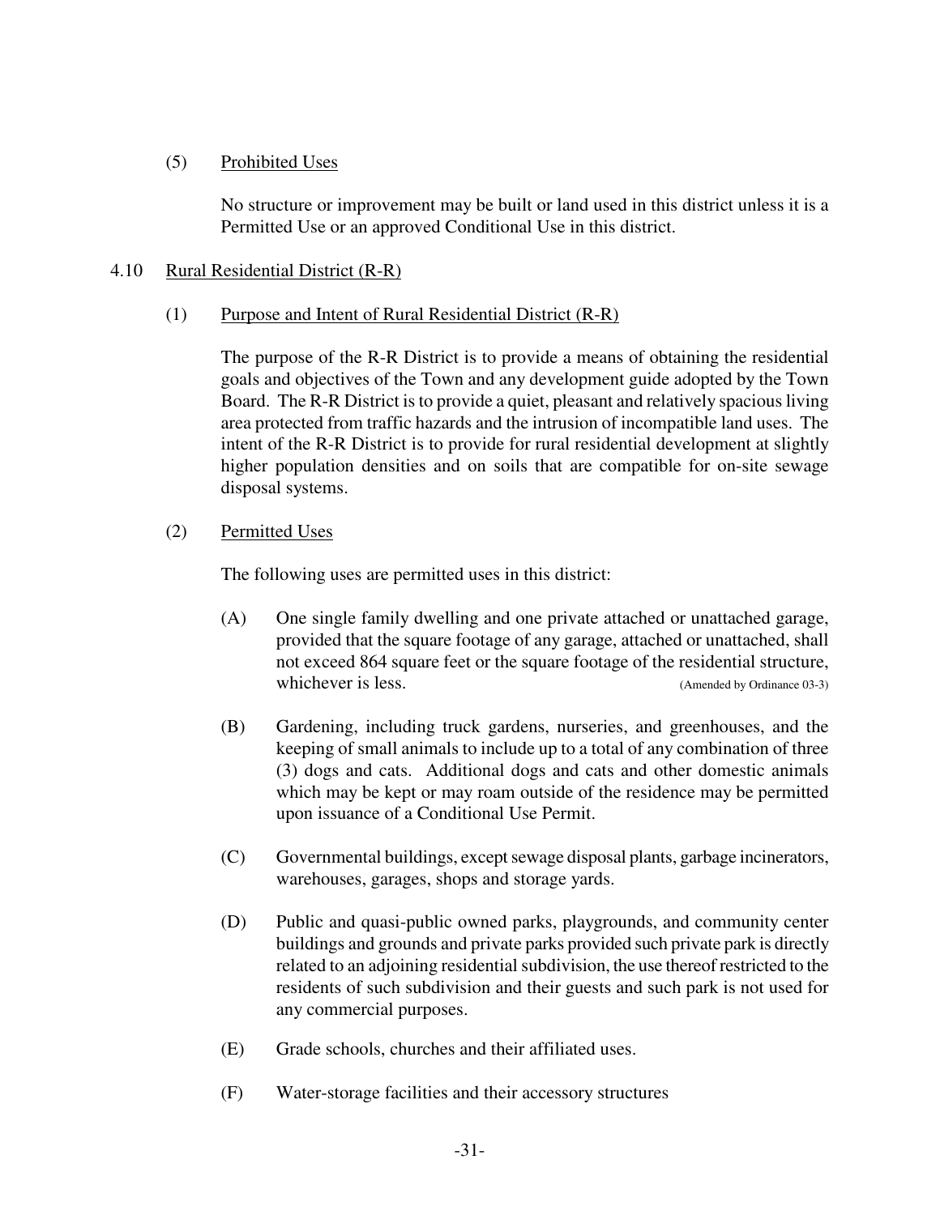(5) Prohibited Uses

No structure or improvement may be built or land used in this district unless it is a Permitted Use or an approved Conditional Use in this district.

## 4.10 Rural Residential District (R-R)

### (1) Purpose and Intent of Rural Residential District (R-R)

The purpose of the R-R District is to provide a means of obtaining the residential goals and objectives of the Town and any development guide adopted by the Town Board. The R-R District is to provide a quiet, pleasant and relatively spacious living area protected from traffic hazards and the intrusion of incompatible land uses. The intent of the R-R District is to provide for rural residential development at slightly higher population densities and on soils that are compatible for on-site sewage disposal systems.

### (2) Permitted Uses

The following uses are permitted uses in this district:

(A) One single family dwelling and one private attached or unattached garage, provided that the square footage of any garage, attached or unattached, shall not exceed 864 square feet or the square footage of the residential structure, whichever is less. (Amended by Ordinance 03-3)

(B) Gardening, including truck gardens, nurseries, and greenhouses, and the keeping of small animals to include up to a total of any combination of three (3) dogs and cats. Additional dogs and cats and other domestic animals which may be kept or may roam outside of the residence may be permitted upon issuance of a Conditional Use Permit.

(C) Governmental buildings, except sewage disposal plants, garbage incinerators, warehouses, garages, shops and storage yards.

(D) Public and quasi-public owned parks, playgrounds, and community center buildings and grounds and private parks provided such private park is directly related to an adjoining residential subdivision, the use thereof restricted to the residents of such subdivision and their guests and such park is not used for any commercial purposes.

(E) Grade schools, churches and their affiliated uses.

(F) Water-storage facilities and their accessory structures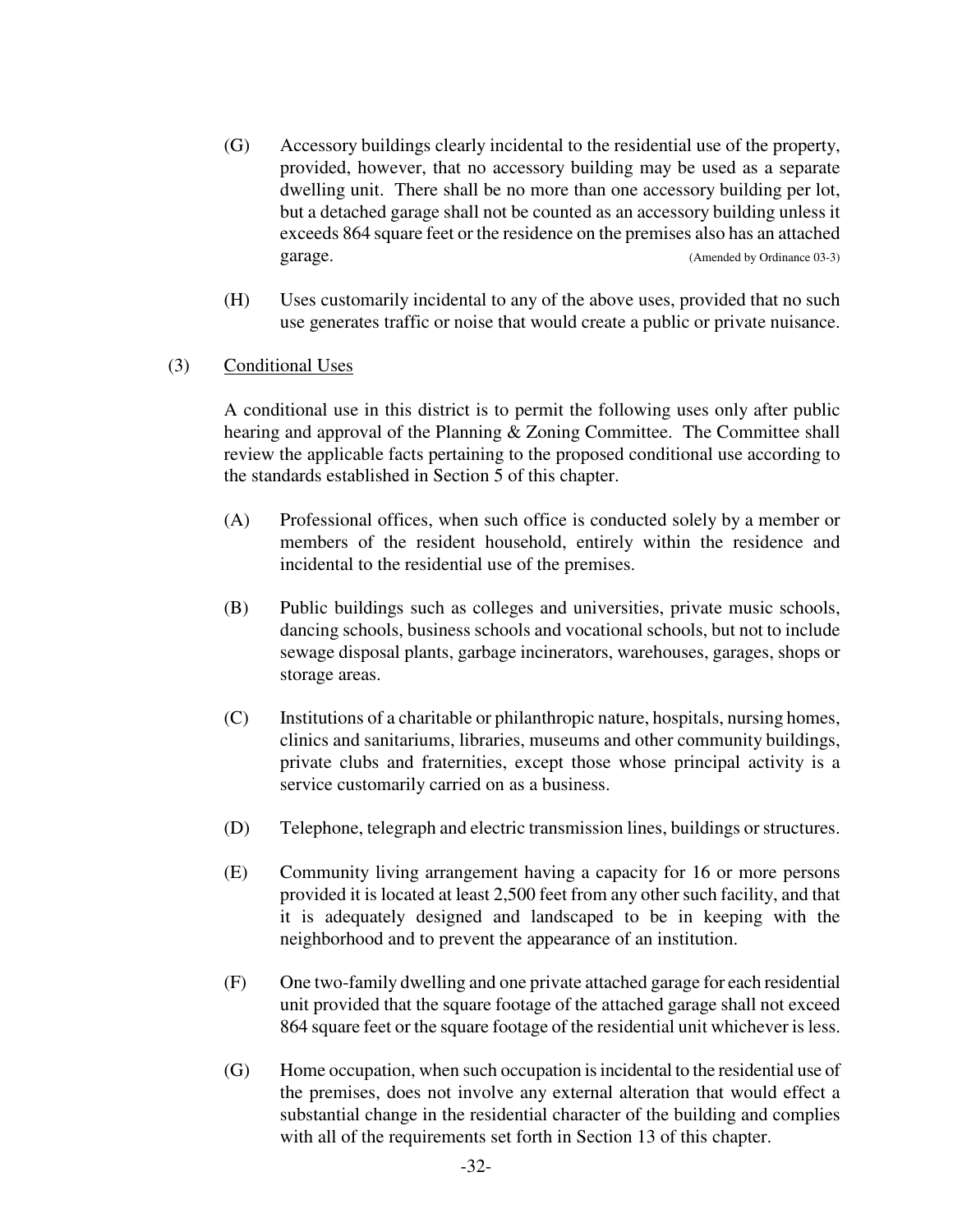(G) Accessory buildings clearly incidental to the residential use of the property, provided, however, that no accessory building may be used as a separate dwelling unit. There shall be no more than one accessory building per lot, but a detached garage shall not be counted as an accessory building unless it exceeds 864 square feet or the residence on the premises also has an attached garage. (Amended by Ordinance 03-3)

(H) Uses customarily incidental to any of the above uses, provided that no such use generates traffic or noise that would create a public or private nuisance.

(3) Conditional Uses

A conditional use in this district is to permit the following uses only after public hearing and approval of the Planning & Zoning Committee. The Committee shall review the applicable facts pertaining to the proposed conditional use according to the standards established in Section 5 of this chapter.

(A) Professional offices, when such office is conducted solely by a member or members of the resident household, entirely within the residence and incidental to the residential use of the premises.

(B) Public buildings such as colleges and universities, private music schools, dancing schools, business schools and vocational schools, but not to include sewage disposal plants, garbage incinerators, warehouses, garages, shops or storage areas.

(C) Institutions of a charitable or philanthropic nature, hospitals, nursing homes, clinics and sanitariums, libraries, museums and other community buildings, private clubs and fraternities, except those whose principal activity is a service customarily carried on as a business.

(D) Telephone, telegraph and electric transmission lines, buildings or structures.

(E) Community living arrangement having a capacity for 16 or more persons provided it is located at least 2,500 feet from any other such facility, and that it is adequately designed and landscaped to be in keeping with the neighborhood and to prevent the appearance of an institution.

(F) One two-family dwelling and one private attached garage for each residential unit provided that the square footage of the attached garage shall not exceed 864 square feet or the square footage of the residential unit whichever is less.

(G) Home occupation, when such occupation is incidental to the residential use of the premises, does not involve any external alteration that would effect a substantial change in the residential character of the building and complies with all of the requirements set forth in Section 13 of this chapter.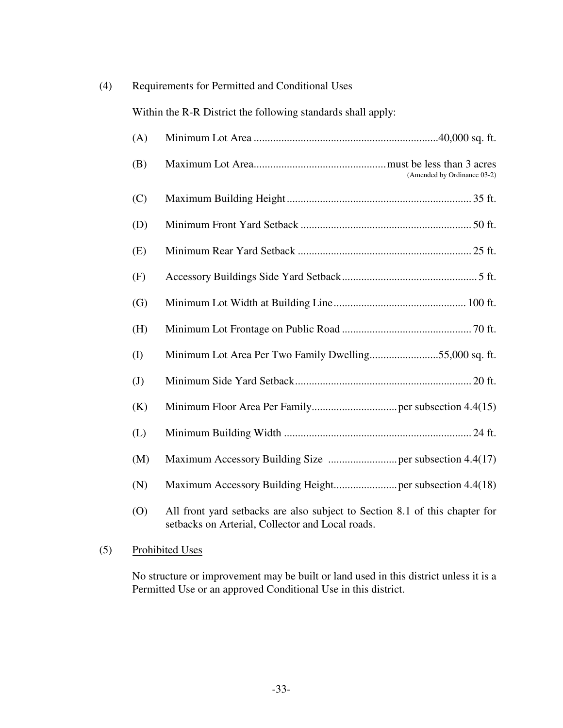(4) Requirements for Permitted and Conditional Uses

Within the R-R District the following standards shall apply:

(A) Minimum Lot Area ..................................................................40,000 sq. ft.

(B) Maximum Lot Area................................................must be less than 3 acres
(Amended by Ordinance 03-2)

(C) Maximum Building Height .................................................................. 35 ft.

(D) Minimum Front Yard Setback ............................................................. 50 ft.

(E) Minimum Rear Yard Setback .............................................................. 25 ft.

(F) Accessory Buildings Side Yard Setback................................................. 5 ft.

(G) Minimum Lot Width at Building Line................................................ 100 ft.

(H) Minimum Lot Frontage on Public Road ............................................... 70 ft.

(I) Minimum Lot Area Per Two Family Dwelling.........................55,000 sq. ft.

(J) Minimum Side Yard Setback................................................................ 20 ft.

(K) Minimum Floor Area Per Family...............................per subsection 4.4(15)

(L) Minimum Building Width ................................................................... 24 ft.

(M) Maximum Accessory Building Size .........................per subsection 4.4(17)

(N) Maximum Accessory Building Height.......................per subsection 4.4(18)

(O) All front yard setbacks are also subject to Section 8.1 of this chapter for setbacks on Arterial, Collector and Local roads.

(5) Prohibited Uses

No structure or improvement may be built or land used in this district unless it is a Permitted Use or an approved Conditional Use in this district.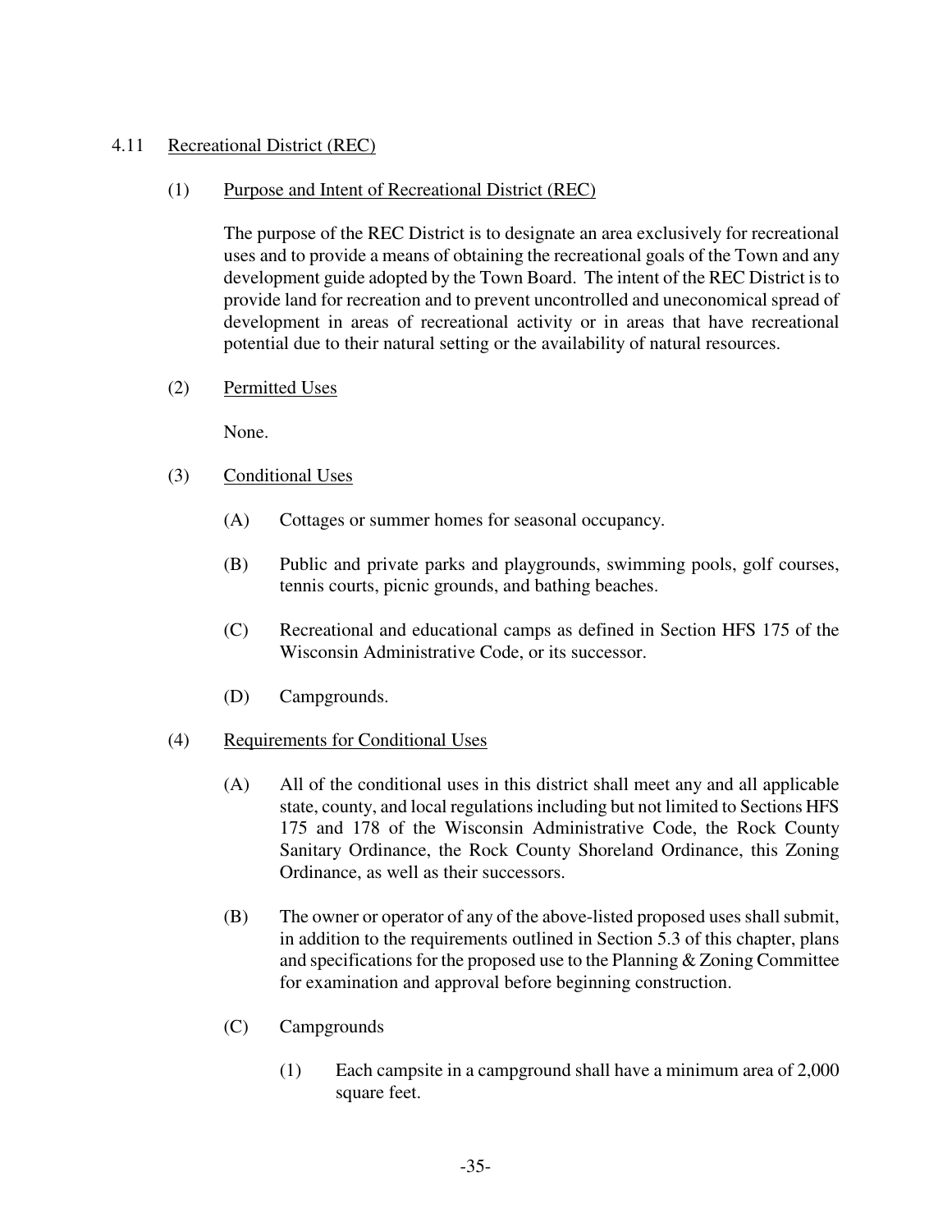## 4.11 Recreational District (REC)

### (1) Purpose and Intent of Recreational District (REC)

The purpose of the REC District is to designate an area exclusively for recreational uses and to provide a means of obtaining the recreational goals of the Town and any development guide adopted by the Town Board. The intent of the REC District is to provide land for recreation and to prevent uncontrolled and uneconomical spread of development in areas of recreational activity or in areas that have recreational potential due to their natural setting or the availability of natural resources.

### (2) Permitted Uses

None.

### (3) Conditional Uses

(A) Cottages or summer homes for seasonal occupancy.

(B) Public and private parks and playgrounds, swimming pools, golf courses, tennis courts, picnic grounds, and bathing beaches.

(C) Recreational and educational camps as defined in Section HFS 175 of the Wisconsin Administrative Code, or its successor.

(D) Campgrounds.

### (4) Requirements for Conditional Uses

(A) All of the conditional uses in this district shall meet any and all applicable state, county, and local regulations including but not limited to Sections HFS 175 and 178 of the Wisconsin Administrative Code, the Rock County Sanitary Ordinance, the Rock County Shoreland Ordinance, this Zoning Ordinance, as well as their successors.

(B) The owner or operator of any of the above-listed proposed uses shall submit, in addition to the requirements outlined in Section 5.3 of this chapter, plans and specifications for the proposed use to the Planning & Zoning Committee for examination and approval before beginning construction.

(C) Campgrounds

(1) Each campsite in a campground shall have a minimum area of 2,000 square feet.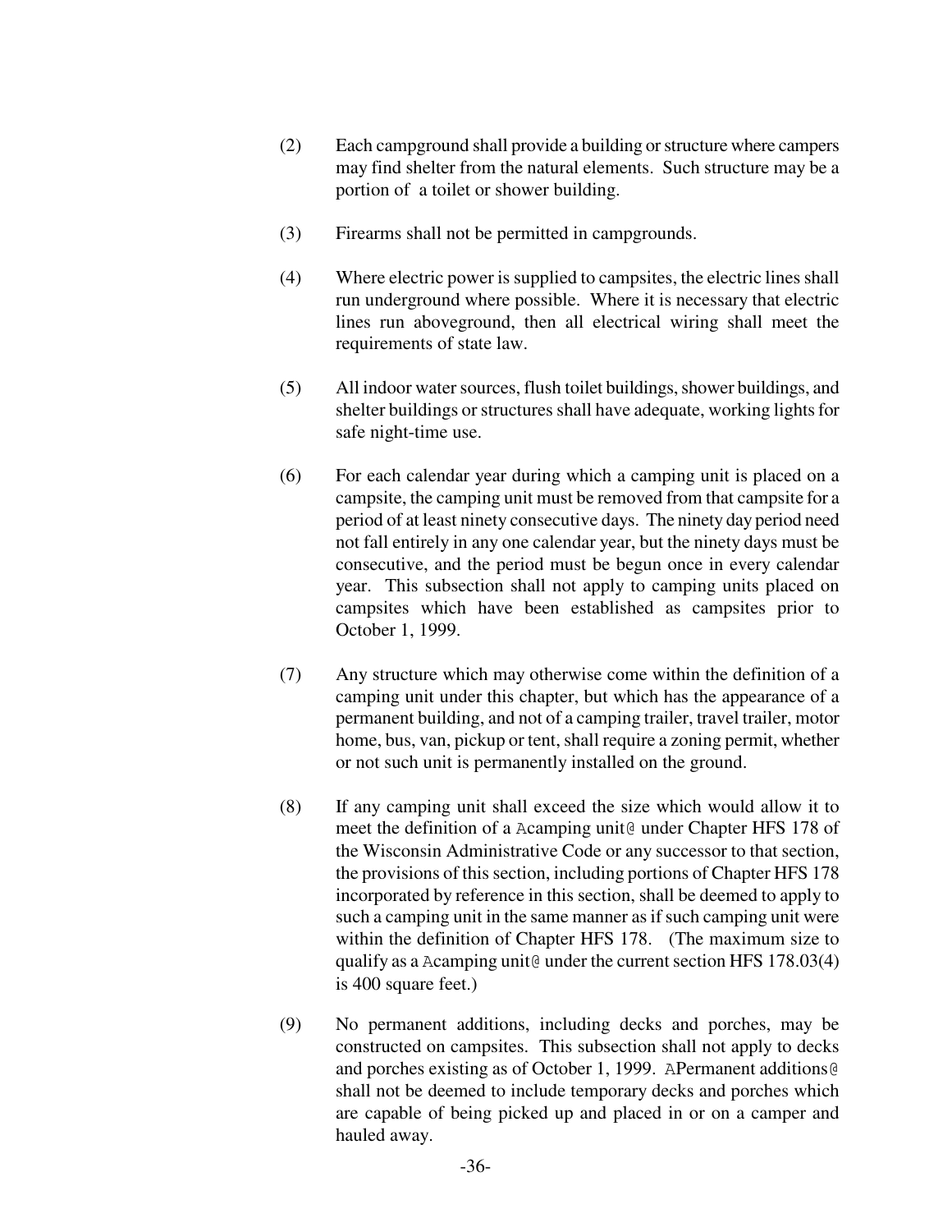(2) Each campground shall provide a building or structure where campers may find shelter from the natural elements. Such structure may be a portion of a toilet or shower building.

(3) Firearms shall not be permitted in campgrounds.

(4) Where electric power is supplied to campsites, the electric lines shall run underground where possible. Where it is necessary that electric lines run aboveground, then all electrical wiring shall meet the requirements of state law.

(5) All indoor water sources, flush toilet buildings, shower buildings, and shelter buildings or structures shall have adequate, working lights for safe night-time use.

(6) For each calendar year during which a camping unit is placed on a campsite, the camping unit must be removed from that campsite for a period of at least ninety consecutive days. The ninety day period need not fall entirely in any one calendar year, but the ninety days must be consecutive, and the period must be begun once in every calendar year. This subsection shall not apply to camping units placed on campsites which have been established as campsites prior to October 1, 1999.

(7) Any structure which may otherwise come within the definition of a camping unit under this chapter, but which has the appearance of a permanent building, and not of a camping trailer, travel trailer, motor home, bus, van, pickup or tent, shall require a zoning permit, whether or not such unit is permanently installed on the ground.

(8) If any camping unit shall exceed the size which would allow it to meet the definition of a Acamping unit@ under Chapter HFS 178 of the Wisconsin Administrative Code or any successor to that section, the provisions of this section, including portions of Chapter HFS 178 incorporated by reference in this section, shall be deemed to apply to such a camping unit in the same manner as if such camping unit were within the definition of Chapter HFS 178. (The maximum size to qualify as a Acamping unit@ under the current section HFS 178.03(4) is 400 square feet.)

(9) No permanent additions, including decks and porches, may be constructed on campsites. This subsection shall not apply to decks and porches existing as of October 1, 1999. APermanent additions@ shall not be deemed to include temporary decks and porches which are capable of being picked up and placed in or on a camper and hauled away.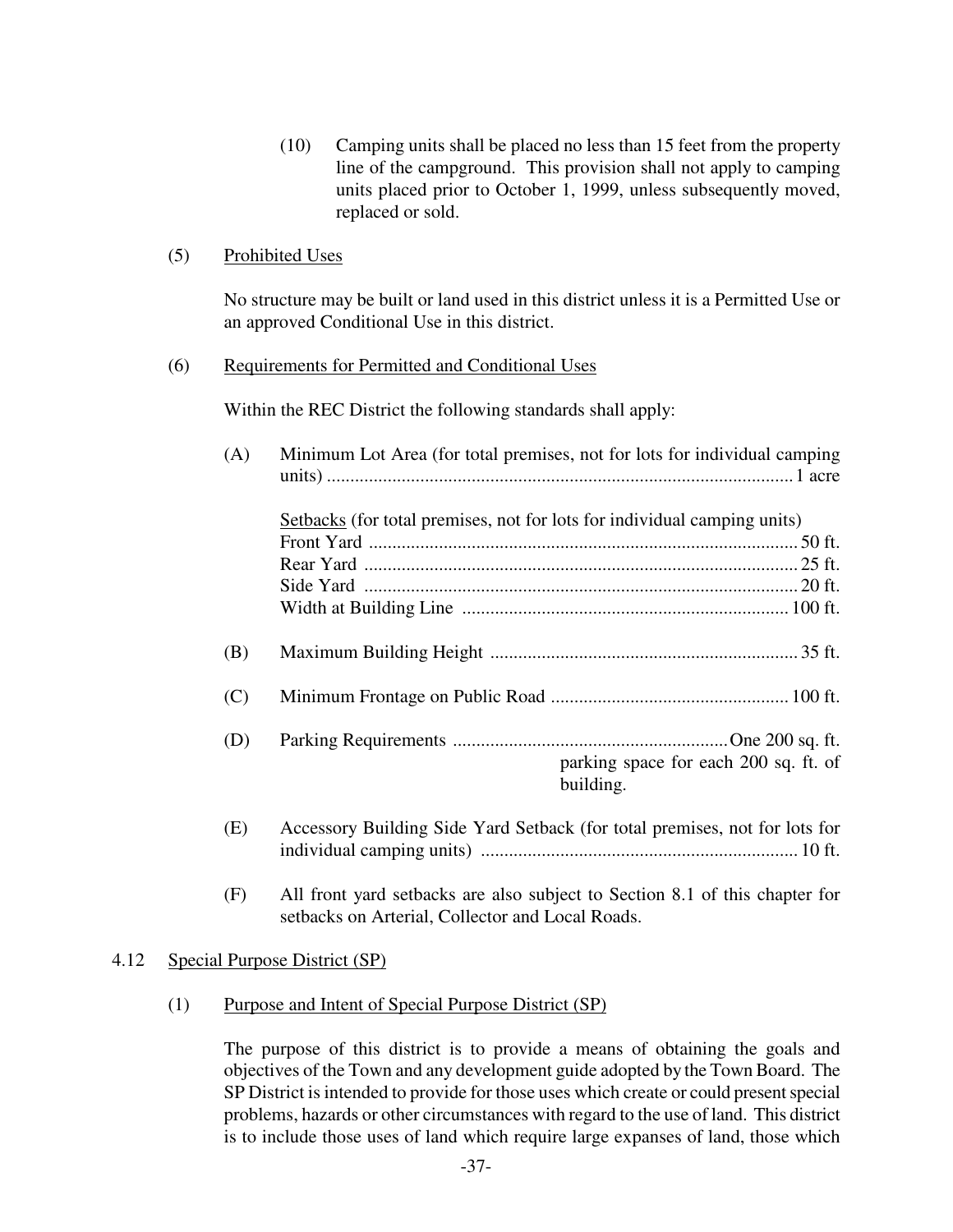(10) Camping units shall be placed no less than 15 feet from the property line of the campground. This provision shall not apply to camping units placed prior to October 1, 1999, unless subsequently moved, replaced or sold.

(5) <u>Prohibited Uses</u>

No structure may be built or land used in this district unless it is a Permitted Use or an approved Conditional Use in this district.

(6) <u>Requirements for Permitted and Conditional Uses</u>

Within the REC District the following standards shall apply:

(A) Minimum Lot Area (for total premises, not for lots for individual camping units) .................................................................................................... 1 acre

<u>Setbacks</u> (for total premises, not for lots for individual camping units)
Front Yard ............................................................................................ 50 ft.
Rear Yard ............................................................................................. 25 ft.
Side Yard ............................................................................................. 20 ft.
Width at Building Line ...................................................................... 100 ft.

(B) Maximum Building Height .................................................................. 35 ft.

(C) Minimum Frontage on Public Road ................................................... 100 ft.

(D) Parking Requirements ...........................................................One 200 sq. ft. parking space for each 200 sq. ft. of building.

(E) Accessory Building Side Yard Setback (for total premises, not for lots for individual camping units) .................................................................... 10 ft.

(F) All front yard setbacks are also subject to Section 8.1 of this chapter for setbacks on Arterial, Collector and Local Roads.

## 4.12 <u>Special Purpose District (SP)</u>

(1) <u>Purpose and Intent of Special Purpose District (SP)</u>

The purpose of this district is to provide a means of obtaining the goals and objectives of the Town and any development guide adopted by the Town Board. The SP District is intended to provide for those uses which create or could present special problems, hazards or other circumstances with regard to the use of land. This district is to include those uses of land which require large expanses of land, those which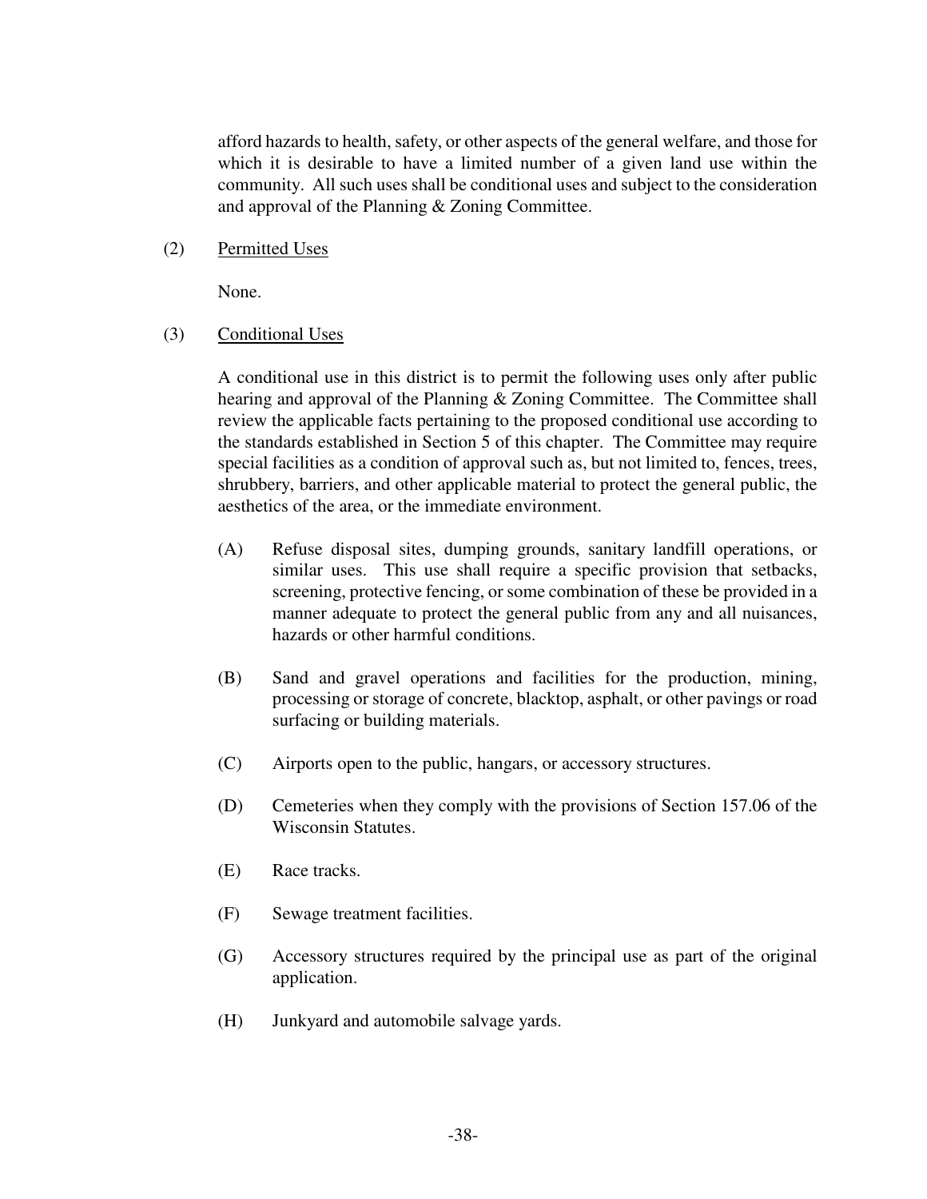afford hazards to health, safety, or other aspects of the general welfare, and those for which it is desirable to have a limited number of a given land use within the community. All such uses shall be conditional uses and subject to the consideration and approval of the Planning & Zoning Committee.

(2) Permitted Uses

None.

(3) Conditional Uses

A conditional use in this district is to permit the following uses only after public hearing and approval of the Planning & Zoning Committee. The Committee shall review the applicable facts pertaining to the proposed conditional use according to the standards established in Section 5 of this chapter. The Committee may require special facilities as a condition of approval such as, but not limited to, fences, trees, shrubbery, barriers, and other applicable material to protect the general public, the aesthetics of the area, or the immediate environment.

(A) Refuse disposal sites, dumping grounds, sanitary landfill operations, or similar uses. This use shall require a specific provision that setbacks, screening, protective fencing, or some combination of these be provided in a manner adequate to protect the general public from any and all nuisances, hazards or other harmful conditions.

(B) Sand and gravel operations and facilities for the production, mining, processing or storage of concrete, blacktop, asphalt, or other pavings or road surfacing or building materials.

(C) Airports open to the public, hangars, or accessory structures.

(D) Cemeteries when they comply with the provisions of Section 157.06 of the Wisconsin Statutes.

(E) Race tracks.

(F) Sewage treatment facilities.

(G) Accessory structures required by the principal use as part of the original application.

(H) Junkyard and automobile salvage yards.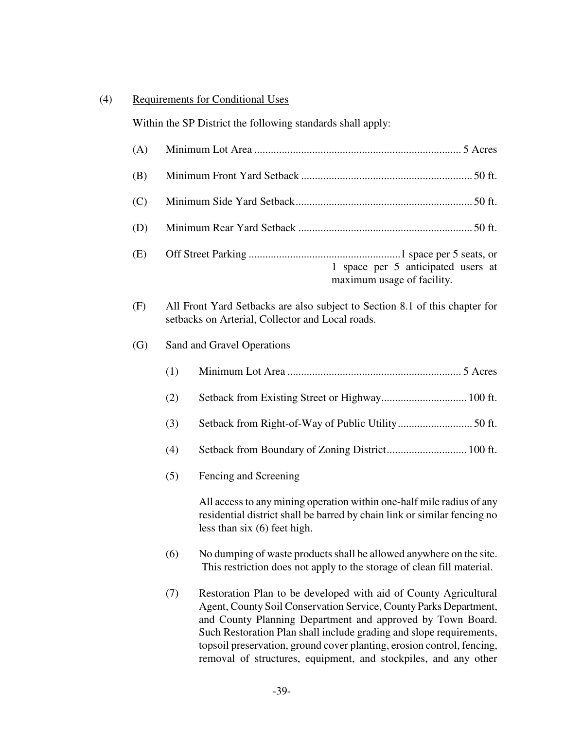(4) <u>Requirements for Conditional Uses</u>

Within the SP District the following standards shall apply:

(A) Minimum Lot Area .......................................................................... 5 Acres

(B) Minimum Front Yard Setback ............................................................ 50 ft.

(C) Minimum Side Yard Setback............................................................... 50 ft.

(D) Minimum Rear Yard Setback .............................................................. 50 ft.

(E) Off Street Parking ......................................................1 space per 5 seats, or 1 space per 5 anticipated users at maximum usage of facility.

(F) All Front Yard Setbacks are also subject to Section 8.1 of this chapter for setbacks on Arterial, Collector and Local roads.

(G) Sand and Gravel Operations

(1) Minimum Lot Area .............................................................. 5 Acres

(2) Setback from Existing Street or Highway............................... 100 ft.

(3) Setback from Right-of-Way of Public Utility........................... 50 ft.

(4) Setback from Boundary of Zoning District............................. 100 ft.

(5) Fencing and Screening

All access to any mining operation within one-half mile radius of any residential district shall be barred by chain link or similar fencing no less than six (6) feet high.

(6) No dumping of waste products shall be allowed anywhere on the site. This restriction does not apply to the storage of clean fill material.

(7) Restoration Plan to be developed with aid of County Agricultural Agent, County Soil Conservation Service, County Parks Department, and County Planning Department and approved by Town Board. Such Restoration Plan shall include grading and slope requirements, topsoil preservation, ground cover planting, erosion control, fencing, removal of structures, equipment, and stockpiles, and any other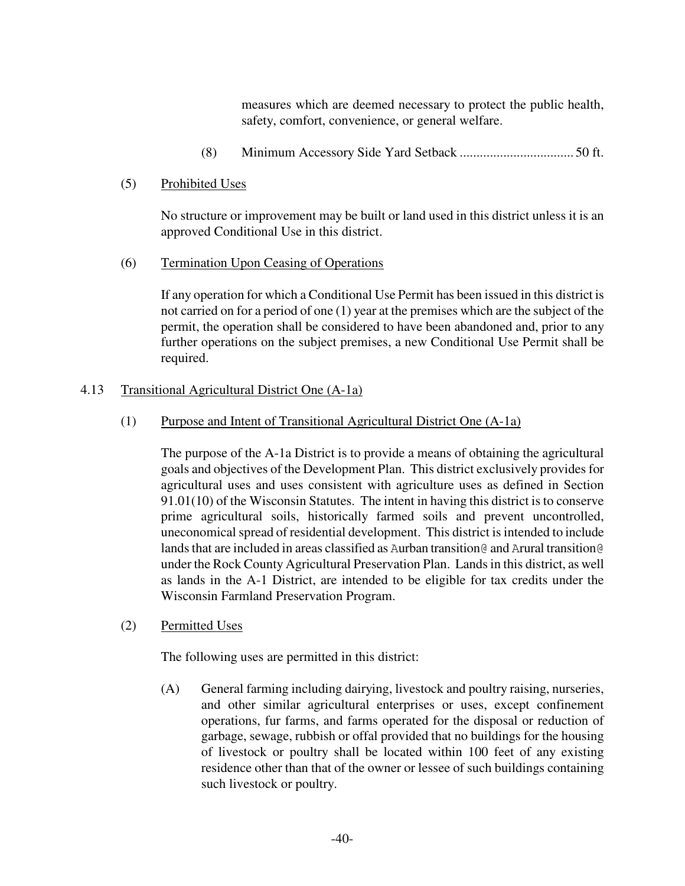measures which are deemed necessary to protect the public health, safety, comfort, convenience, or general welfare.

(8) Minimum Accessory Side Yard Setback ................................. 50 ft.

(5) Prohibited Uses

No structure or improvement may be built or land used in this district unless it is an approved Conditional Use in this district.

(6) Termination Upon Ceasing of Operations

If any operation for which a Conditional Use Permit has been issued in this district is not carried on for a period of one (1) year at the premises which are the subject of the permit, the operation shall be considered to have been abandoned and, prior to any further operations on the subject premises, a new Conditional Use Permit shall be required.

4.13 Transitional Agricultural District One (A-1a)

(1) Purpose and Intent of Transitional Agricultural District One (A-1a)

The purpose of the A-1a District is to provide a means of obtaining the agricultural goals and objectives of the Development Plan. This district exclusively provides for agricultural uses and uses consistent with agriculture uses as defined in Section 91.01(10) of the Wisconsin Statutes. The intent in having this district is to conserve prime agricultural soils, historically farmed soils and prevent uncontrolled, uneconomical spread of residential development. This district is intended to include lands that are included in areas classified as Aurban transition@ and Arural transition@ under the Rock County Agricultural Preservation Plan. Lands in this district, as well as lands in the A-1 District, are intended to be eligible for tax credits under the Wisconsin Farmland Preservation Program.

(2) Permitted Uses

The following uses are permitted in this district:

(A) General farming including dairying, livestock and poultry raising, nurseries, and other similar agricultural enterprises or uses, except confinement operations, fur farms, and farms operated for the disposal or reduction of garbage, sewage, rubbish or offal provided that no buildings for the housing of livestock or poultry shall be located within 100 feet of any existing residence other than that of the owner or lessee of such buildings containing such livestock or poultry.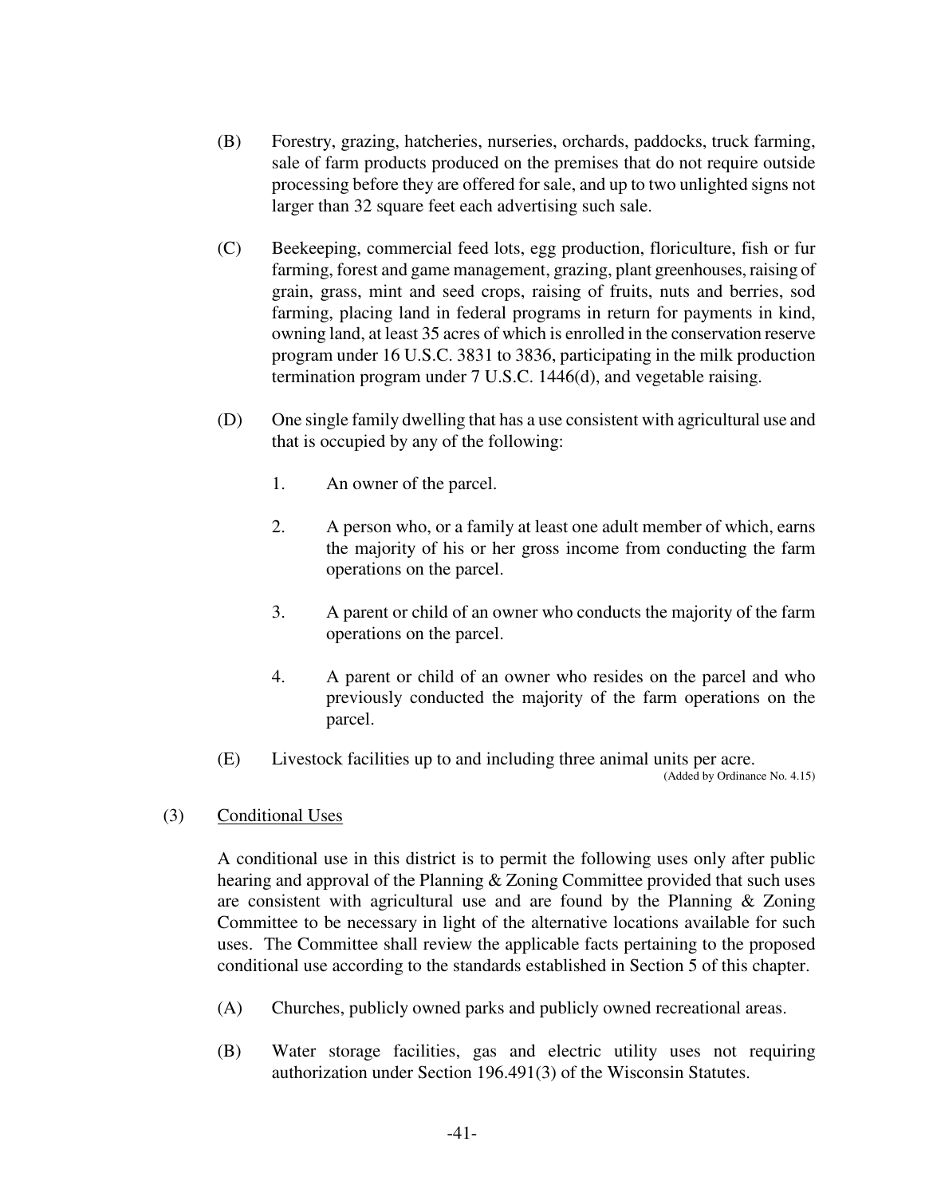(B) Forestry, grazing, hatcheries, nurseries, orchards, paddocks, truck farming, sale of farm products produced on the premises that do not require outside processing before they are offered for sale, and up to two unlighted signs not larger than 32 square feet each advertising such sale.

(C) Beekeeping, commercial feed lots, egg production, floriculture, fish or fur farming, forest and game management, grazing, plant greenhouses, raising of grain, grass, mint and seed crops, raising of fruits, nuts and berries, sod farming, placing land in federal programs in return for payments in kind, owning land, at least 35 acres of which is enrolled in the conservation reserve program under 16 U.S.C. 3831 to 3836, participating in the milk production termination program under 7 U.S.C. 1446(d), and vegetable raising.

(D) One single family dwelling that has a use consistent with agricultural use and that is occupied by any of the following:

1. An owner of the parcel.

2. A person who, or a family at least one adult member of which, earns the majority of his or her gross income from conducting the farm operations on the parcel.

3. A parent or child of an owner who conducts the majority of the farm operations on the parcel.

4. A parent or child of an owner who resides on the parcel and who previously conducted the majority of the farm operations on the parcel.

(E) Livestock facilities up to and including three animal units per acre.
(Added by Ordinance No. 4.15)

(3) Conditional Uses

A conditional use in this district is to permit the following uses only after public hearing and approval of the Planning & Zoning Committee provided that such uses are consistent with agricultural use and are found by the Planning & Zoning Committee to be necessary in light of the alternative locations available for such uses. The Committee shall review the applicable facts pertaining to the proposed conditional use according to the standards established in Section 5 of this chapter.

(A) Churches, publicly owned parks and publicly owned recreational areas.

(B) Water storage facilities, gas and electric utility uses not requiring authorization under Section 196.491(3) of the Wisconsin Statutes.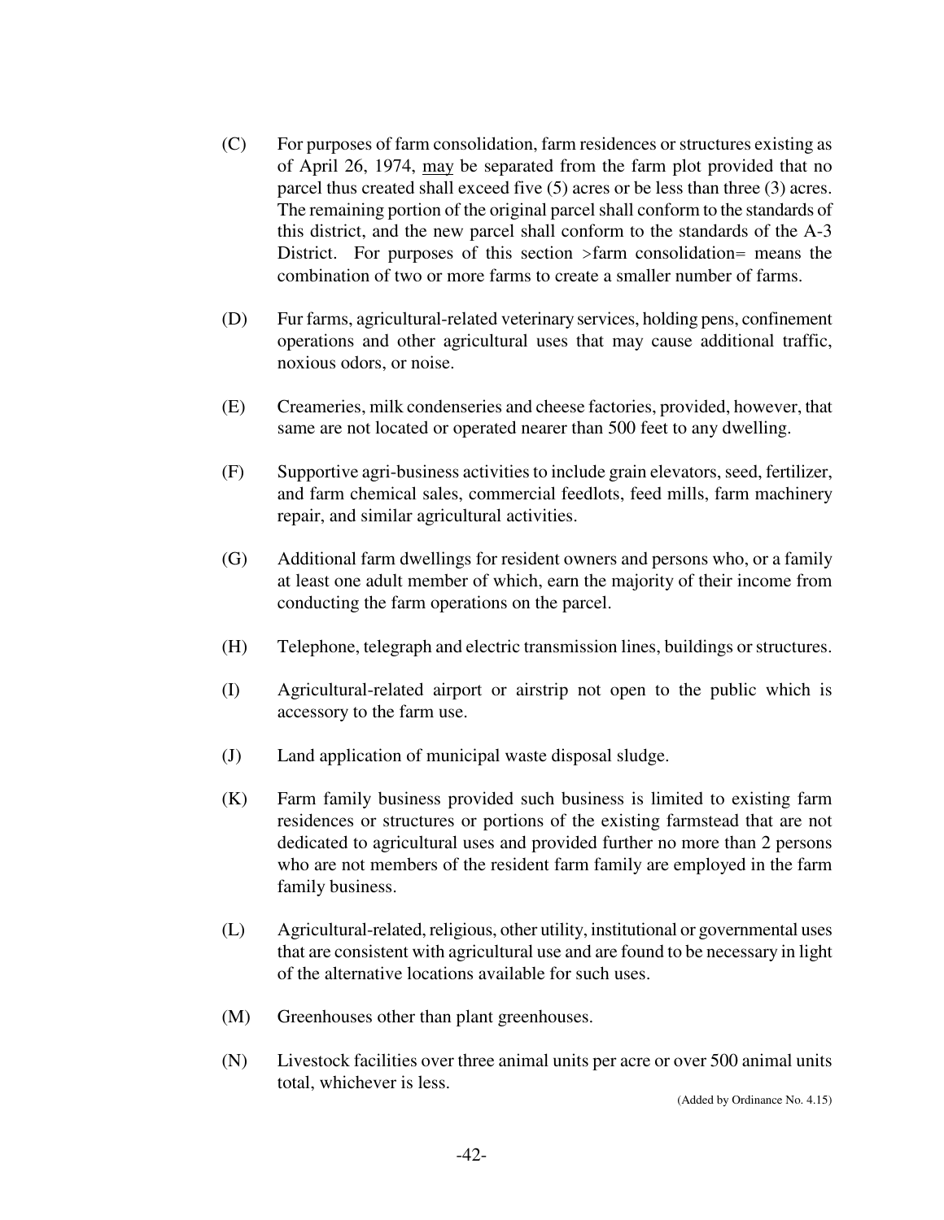(C) For purposes of farm consolidation, farm residences or structures existing as of April 26, 1974, <u>may</u> be separated from the farm plot provided that no parcel thus created shall exceed five (5) acres or be less than three (3) acres. The remaining portion of the original parcel shall conform to the standards of this district, and the new parcel shall conform to the standards of the A-3 District. For purposes of this section >farm consolidation= means the combination of two or more farms to create a smaller number of farms.

(D) Fur farms, agricultural-related veterinary services, holding pens, confinement operations and other agricultural uses that may cause additional traffic, noxious odors, or noise.

(E) Creameries, milk condenseries and cheese factories, provided, however, that same are not located or operated nearer than 500 feet to any dwelling.

(F) Supportive agri-business activities to include grain elevators, seed, fertilizer, and farm chemical sales, commercial feedlots, feed mills, farm machinery repair, and similar agricultural activities.

(G) Additional farm dwellings for resident owners and persons who, or a family at least one adult member of which, earn the majority of their income from conducting the farm operations on the parcel.

(H) Telephone, telegraph and electric transmission lines, buildings or structures.

(I) Agricultural-related airport or airstrip not open to the public which is accessory to the farm use.

(J) Land application of municipal waste disposal sludge.

(K) Farm family business provided such business is limited to existing farm residences or structures or portions of the existing farmstead that are not dedicated to agricultural uses and provided further no more than 2 persons who are not members of the resident farm family are employed in the farm family business.

(L) Agricultural-related, religious, other utility, institutional or governmental uses that are consistent with agricultural use and are found to be necessary in light of the alternative locations available for such uses.

(M) Greenhouses other than plant greenhouses.

(N) Livestock facilities over three animal units per acre or over 500 animal units total, whichever is less.

(Added by Ordinance No. 4.15)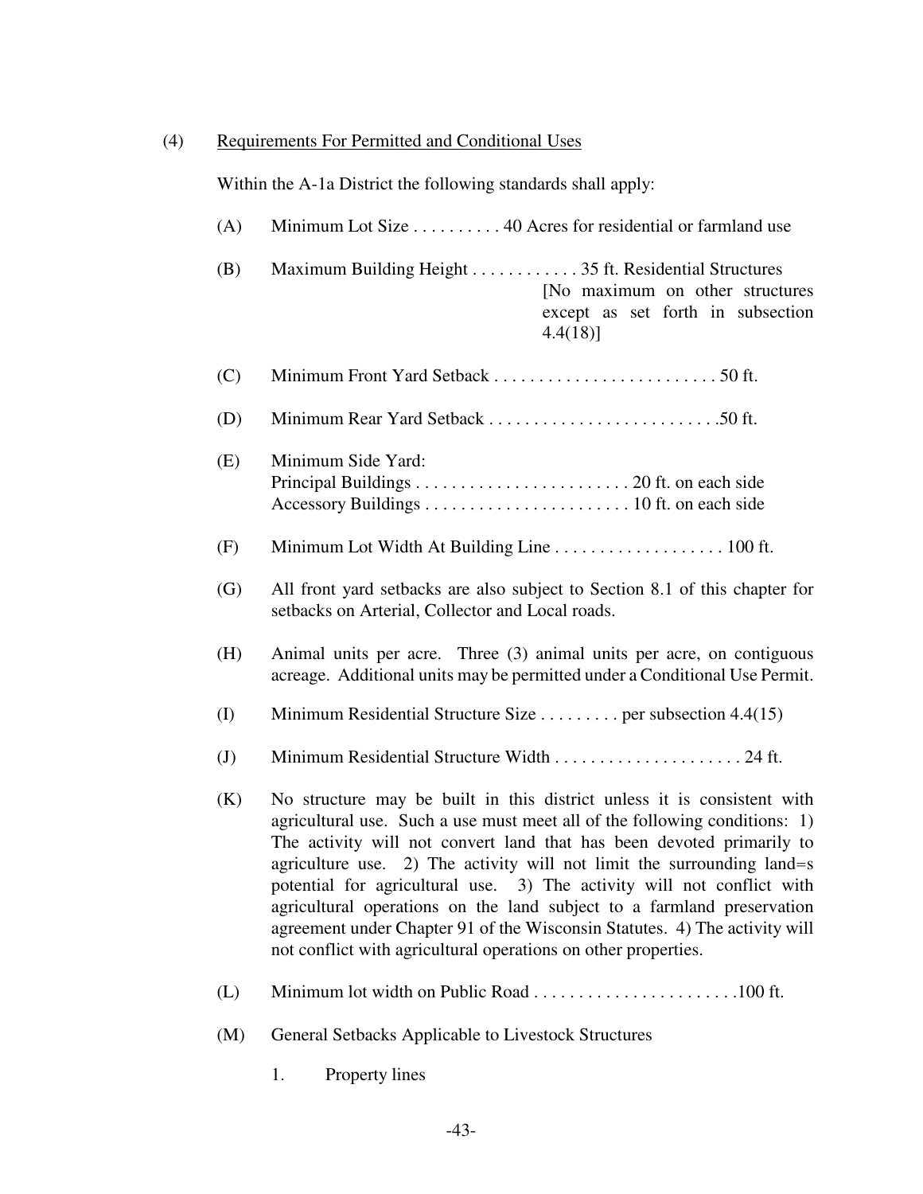(4) Requirements For Permitted and Conditional Uses

Within the A-1a District the following standards shall apply:

(A) Minimum Lot Size . . . . . . . . . . 40 Acres for residential or farmland use

(B) Maximum Building Height . . . . . . . . . . . . 35 ft. Residential Structures [No maximum on other structures except as set forth in subsection 4.4(18)]

(C) Minimum Front Yard Setback . . . . . . . . . . . . . . . . . . . . . . . . . 50 ft.

(D) Minimum Rear Yard Setback . . . . . . . . . . . . . . . . . . . . . . . . . .50 ft.

(E) Minimum Side Yard:
Principal Buildings . . . . . . . . . . . . . . . . . . . . . . . . 20 ft. on each side
Accessory Buildings . . . . . . . . . . . . . . . . . . . . . . . 10 ft. on each side

(F) Minimum Lot Width At Building Line . . . . . . . . . . . . . . . . . . . 100 ft.

(G) All front yard setbacks are also subject to Section 8.1 of this chapter for setbacks on Arterial, Collector and Local roads.

(H) Animal units per acre. Three (3) animal units per acre, on contiguous acreage. Additional units may be permitted under a Conditional Use Permit.

(I) Minimum Residential Structure Size . . . . . . . . . per subsection 4.4(15)

(J) Minimum Residential Structure Width . . . . . . . . . . . . . . . . . . . . . 24 ft.

(K) No structure may be built in this district unless it is consistent with agricultural use. Such a use must meet all of the following conditions: 1) The activity will not convert land that has been devoted primarily to agriculture use. 2) The activity will not limit the surrounding land=s potential for agricultural use. 3) The activity will not conflict with agricultural operations on the land subject to a farmland preservation agreement under Chapter 91 of the Wisconsin Statutes. 4) The activity will not conflict with agricultural operations on other properties.

(L) Minimum lot width on Public Road . . . . . . . . . . . . . . . . . . . . . . .100 ft.

(M) General Setbacks Applicable to Livestock Structures

1. Property lines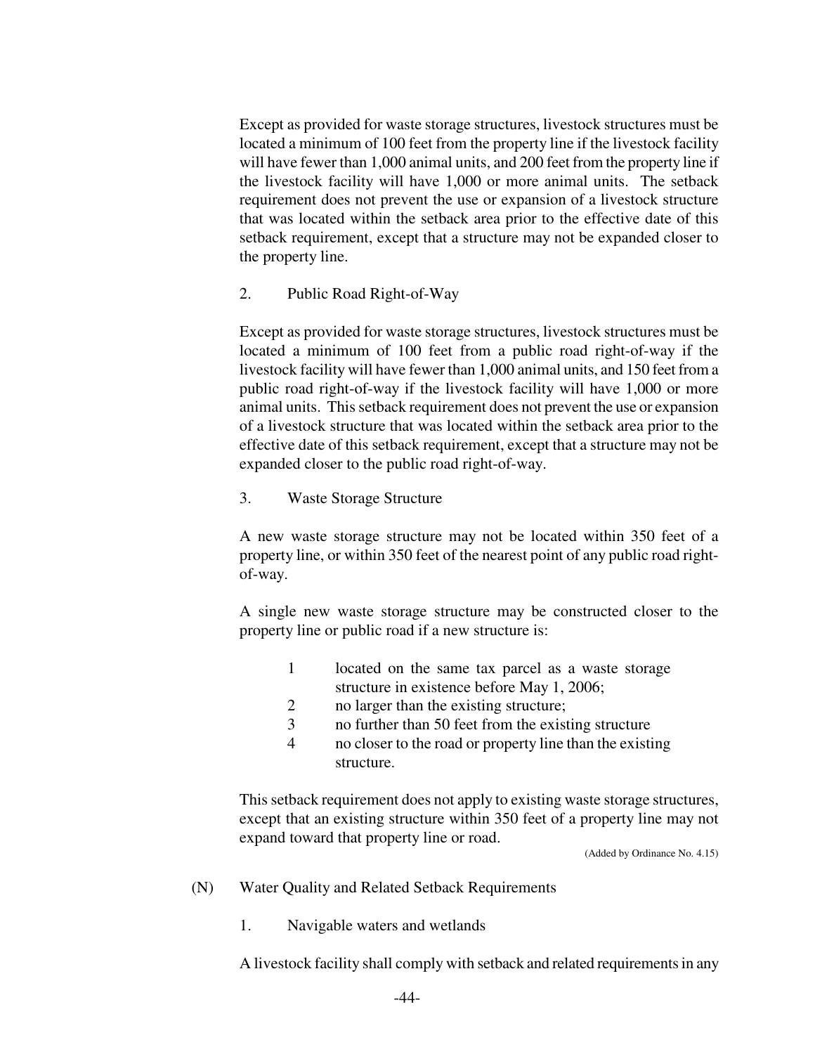Except as provided for waste storage structures, livestock structures must be located a minimum of 100 feet from the property line if the livestock facility will have fewer than 1,000 animal units, and 200 feet from the property line if the livestock facility will have 1,000 or more animal units. The setback requirement does not prevent the use or expansion of a livestock structure that was located within the setback area prior to the effective date of this setback requirement, except that a structure may not be expanded closer to the property line.

2. Public Road Right-of-Way

Except as provided for waste storage structures, livestock structures must be located a minimum of 100 feet from a public road right-of-way if the livestock facility will have fewer than 1,000 animal units, and 150 feet from a public road right-of-way if the livestock facility will have 1,000 or more animal units. This setback requirement does not prevent the use or expansion of a livestock structure that was located within the setback area prior to the effective date of this setback requirement, except that a structure may not be expanded closer to the public road right-of-way.

3. Waste Storage Structure

A new waste storage structure may not be located within 350 feet of a property line, or within 350 feet of the nearest point of any public road right-of-way.

A single new waste storage structure may be constructed closer to the property line or public road if a new structure is:

1 located on the same tax parcel as a waste storage structure in existence before May 1, 2006;
2 no larger than the existing structure;
3 no further than 50 feet from the existing structure
4 no closer to the road or property line than the existing structure.

This setback requirement does not apply to existing waste storage structures, except that an existing structure within 350 feet of a property line may not expand toward that property line or road.

(Added by Ordinance No. 4.15)

(N) Water Quality and Related Setback Requirements

1. Navigable waters and wetlands

A livestock facility shall comply with setback and related requirements in any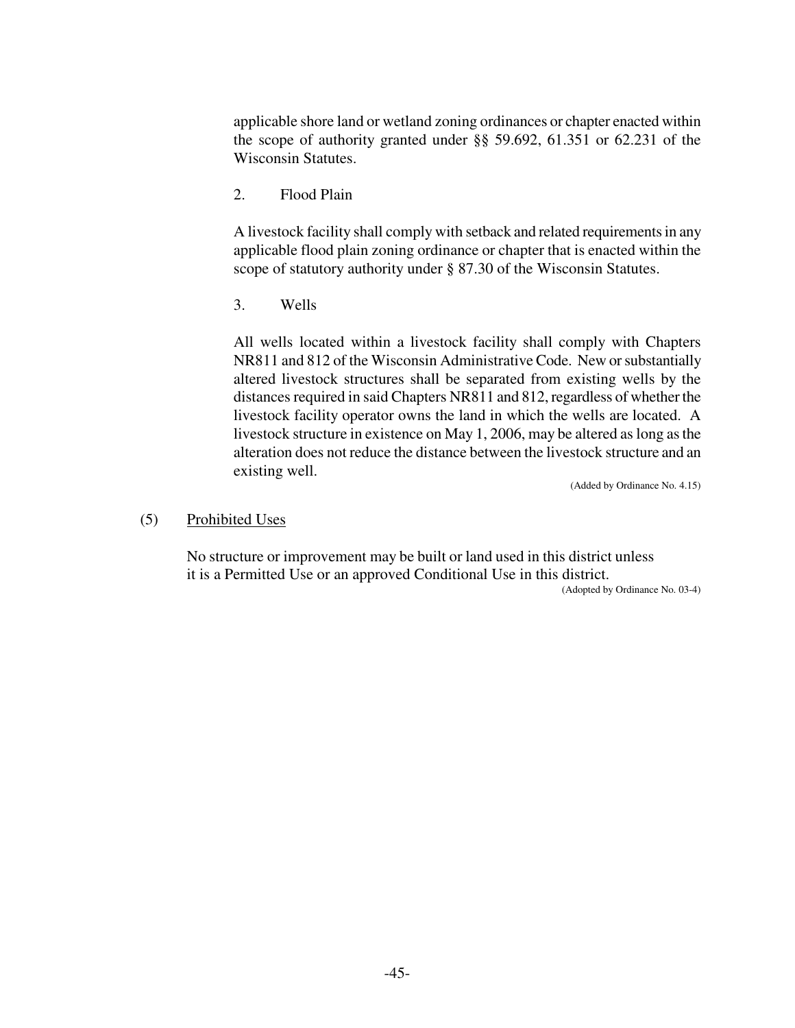applicable shore land or wetland zoning ordinances or chapter enacted within the scope of authority granted under §§ 59.692, 61.351 or 62.231 of the Wisconsin Statutes.

2. Flood Plain

A livestock facility shall comply with setback and related requirements in any applicable flood plain zoning ordinance or chapter that is enacted within the scope of statutory authority under § 87.30 of the Wisconsin Statutes.

3. Wells

All wells located within a livestock facility shall comply with Chapters NR811 and 812 of the Wisconsin Administrative Code. New or substantially altered livestock structures shall be separated from existing wells by the distances required in said Chapters NR811 and 812, regardless of whether the livestock facility operator owns the land in which the wells are located. A livestock structure in existence on May 1, 2006, may be altered as long as the alteration does not reduce the distance between the livestock structure and an existing well.

(Added by Ordinance No. 4.15)

(5) Prohibited Uses

No structure or improvement may be built or land used in this district unless it is a Permitted Use or an approved Conditional Use in this district.

(Adopted by Ordinance No. 03-4)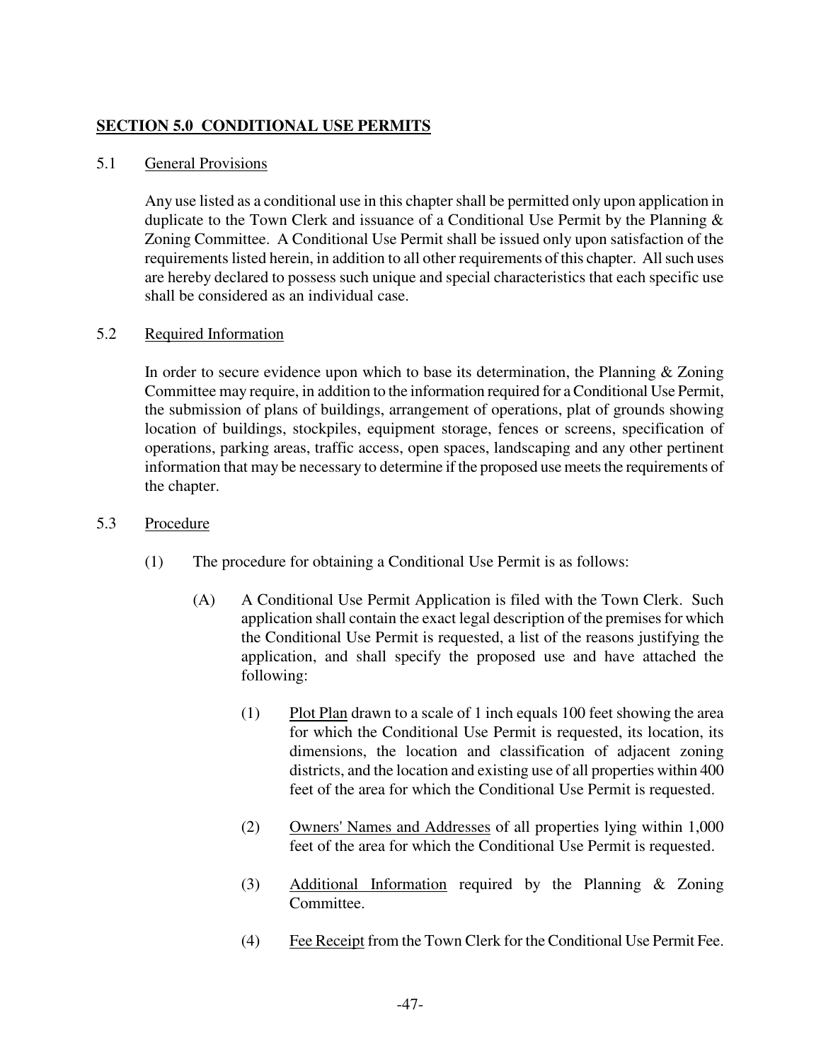## **SECTION 5.0 CONDITIONAL USE PERMITS**

### 5.1 General Provisions

Any use listed as a conditional use in this chapter shall be permitted only upon application in duplicate to the Town Clerk and issuance of a Conditional Use Permit by the Planning & Zoning Committee. A Conditional Use Permit shall be issued only upon satisfaction of the requirements listed herein, in addition to all other requirements of this chapter. All such uses are hereby declared to possess such unique and special characteristics that each specific use shall be considered as an individual case.

### 5.2 Required Information

In order to secure evidence upon which to base its determination, the Planning & Zoning Committee may require, in addition to the information required for a Conditional Use Permit, the submission of plans of buildings, arrangement of operations, plat of grounds showing location of buildings, stockpiles, equipment storage, fences or screens, specification of operations, parking areas, traffic access, open spaces, landscaping and any other pertinent information that may be necessary to determine if the proposed use meets the requirements of the chapter.

### 5.3 Procedure

(1) The procedure for obtaining a Conditional Use Permit is as follows:

(A) A Conditional Use Permit Application is filed with the Town Clerk. Such application shall contain the exact legal description of the premises for which the Conditional Use Permit is requested, a list of the reasons justifying the application, and shall specify the proposed use and have attached the following:

(1) Plot Plan drawn to a scale of 1 inch equals 100 feet showing the area for which the Conditional Use Permit is requested, its location, its dimensions, the location and classification of adjacent zoning districts, and the location and existing use of all properties within 400 feet of the area for which the Conditional Use Permit is requested.

(2) Owners' Names and Addresses of all properties lying within 1,000 feet of the area for which the Conditional Use Permit is requested.

(3) Additional Information required by the Planning & Zoning Committee.

(4) Fee Receipt from the Town Clerk for the Conditional Use Permit Fee.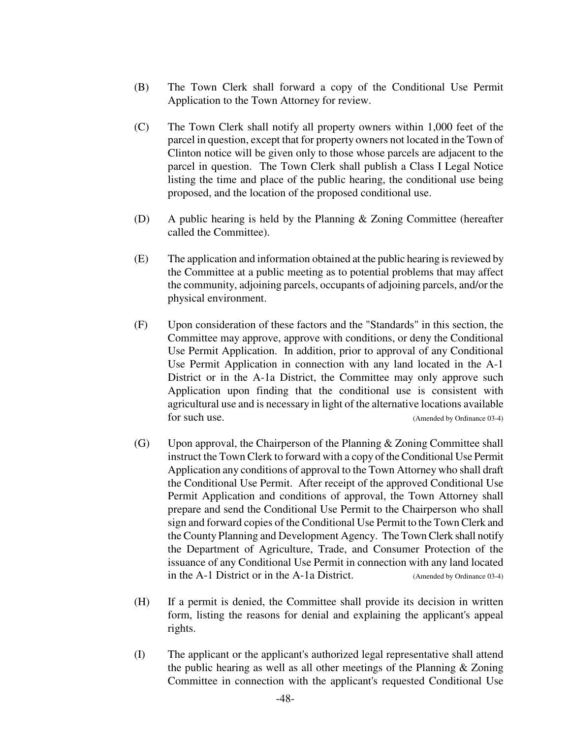(B) The Town Clerk shall forward a copy of the Conditional Use Permit Application to the Town Attorney for review.

(C) The Town Clerk shall notify all property owners within 1,000 feet of the parcel in question, except that for property owners not located in the Town of Clinton notice will be given only to those whose parcels are adjacent to the parcel in question. The Town Clerk shall publish a Class I Legal Notice listing the time and place of the public hearing, the conditional use being proposed, and the location of the proposed conditional use.

(D) A public hearing is held by the Planning & Zoning Committee (hereafter called the Committee).

(E) The application and information obtained at the public hearing is reviewed by the Committee at a public meeting as to potential problems that may affect the community, adjoining parcels, occupants of adjoining parcels, and/or the physical environment.

(F) Upon consideration of these factors and the "Standards" in this section, the Committee may approve, approve with conditions, or deny the Conditional Use Permit Application. In addition, prior to approval of any Conditional Use Permit Application in connection with any land located in the A-1 District or in the A-1a District, the Committee may only approve such Application upon finding that the conditional use is consistent with agricultural use and is necessary in light of the alternative locations available for such use. (Amended by Ordinance 03-4)

(G) Upon approval, the Chairperson of the Planning & Zoning Committee shall instruct the Town Clerk to forward with a copy of the Conditional Use Permit Application any conditions of approval to the Town Attorney who shall draft the Conditional Use Permit. After receipt of the approved Conditional Use Permit Application and conditions of approval, the Town Attorney shall prepare and send the Conditional Use Permit to the Chairperson who shall sign and forward copies of the Conditional Use Permit to the Town Clerk and the County Planning and Development Agency. The Town Clerk shall notify the Department of Agriculture, Trade, and Consumer Protection of the issuance of any Conditional Use Permit in connection with any land located in the A-1 District or in the A-1a District. (Amended by Ordinance 03-4)

(H) If a permit is denied, the Committee shall provide its decision in written form, listing the reasons for denial and explaining the applicant's appeal rights.

(I) The applicant or the applicant's authorized legal representative shall attend the public hearing as well as all other meetings of the Planning & Zoning Committee in connection with the applicant's requested Conditional Use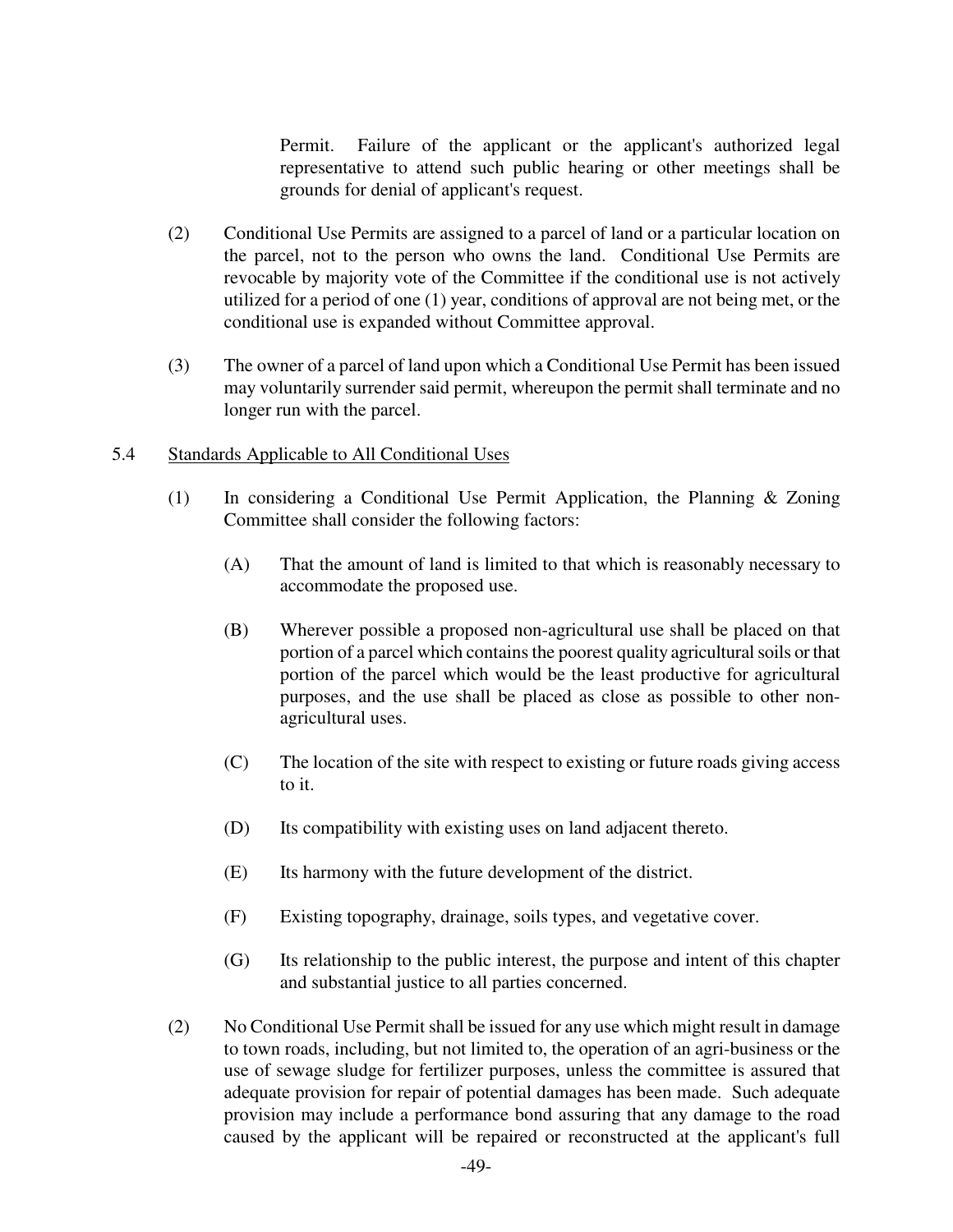Permit. Failure of the applicant or the applicant's authorized legal representative to attend such public hearing or other meetings shall be grounds for denial of applicant's request.

(2) Conditional Use Permits are assigned to a parcel of land or a particular location on the parcel, not to the person who owns the land. Conditional Use Permits are revocable by majority vote of the Committee if the conditional use is not actively utilized for a period of one (1) year, conditions of approval are not being met, or the conditional use is expanded without Committee approval.

(3) The owner of a parcel of land upon which a Conditional Use Permit has been issued may voluntarily surrender said permit, whereupon the permit shall terminate and no longer run with the parcel.

5.4 Standards Applicable to All Conditional Uses

(1) In considering a Conditional Use Permit Application, the Planning & Zoning Committee shall consider the following factors:

(A) That the amount of land is limited to that which is reasonably necessary to accommodate the proposed use.

(B) Wherever possible a proposed non-agricultural use shall be placed on that portion of a parcel which contains the poorest quality agricultural soils or that portion of the parcel which would be the least productive for agricultural purposes, and the use shall be placed as close as possible to other non-agricultural uses.

(C) The location of the site with respect to existing or future roads giving access to it.

(D) Its compatibility with existing uses on land adjacent thereto.

(E) Its harmony with the future development of the district.

(F) Existing topography, drainage, soils types, and vegetative cover.

(G) Its relationship to the public interest, the purpose and intent of this chapter and substantial justice to all parties concerned.

(2) No Conditional Use Permit shall be issued for any use which might result in damage to town roads, including, but not limited to, the operation of an agri-business or the use of sewage sludge for fertilizer purposes, unless the committee is assured that adequate provision for repair of potential damages has been made. Such adequate provision may include a performance bond assuring that any damage to the road caused by the applicant will be repaired or reconstructed at the applicant's full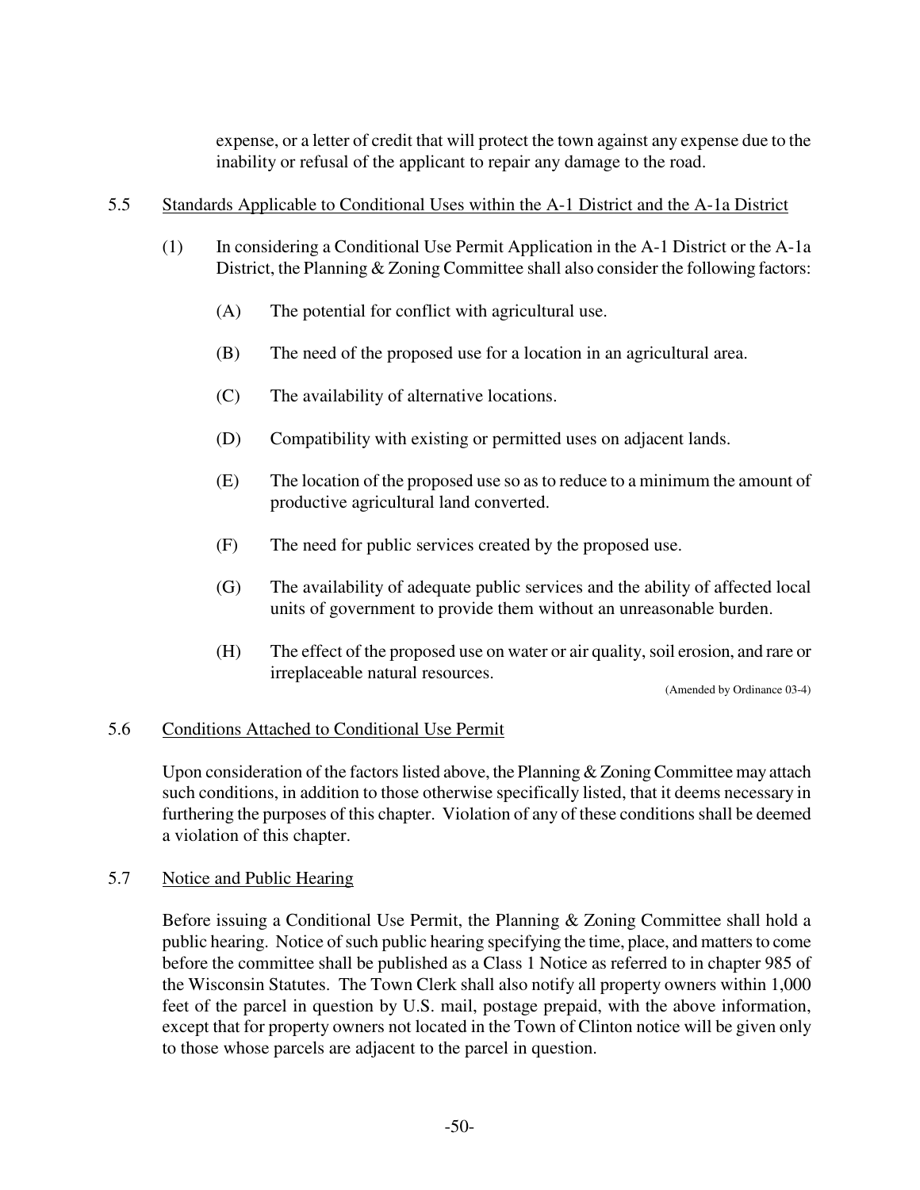expense, or a letter of credit that will protect the town against any expense due to the inability or refusal of the applicant to repair any damage to the road.

5.5 Standards Applicable to Conditional Uses within the A-1 District and the A-1a District

(1) In considering a Conditional Use Permit Application in the A-1 District or the A-1a District, the Planning & Zoning Committee shall also consider the following factors:

(A) The potential for conflict with agricultural use.

(B) The need of the proposed use for a location in an agricultural area.

(C) The availability of alternative locations.

(D) Compatibility with existing or permitted uses on adjacent lands.

(E) The location of the proposed use so as to reduce to a minimum the amount of productive agricultural land converted.

(F) The need for public services created by the proposed use.

(G) The availability of adequate public services and the ability of affected local units of government to provide them without an unreasonable burden.

(H) The effect of the proposed use on water or air quality, soil erosion, and rare or irreplaceable natural resources.

(Amended by Ordinance 03-4)

5.6 Conditions Attached to Conditional Use Permit

Upon consideration of the factors listed above, the Planning & Zoning Committee may attach such conditions, in addition to those otherwise specifically listed, that it deems necessary in furthering the purposes of this chapter. Violation of any of these conditions shall be deemed a violation of this chapter.

5.7 Notice and Public Hearing

Before issuing a Conditional Use Permit, the Planning & Zoning Committee shall hold a public hearing. Notice of such public hearing specifying the time, place, and matters to come before the committee shall be published as a Class 1 Notice as referred to in chapter 985 of the Wisconsin Statutes. The Town Clerk shall also notify all property owners within 1,000 feet of the parcel in question by U.S. mail, postage prepaid, with the above information, except that for property owners not located in the Town of Clinton notice will be given only to those whose parcels are adjacent to the parcel in question.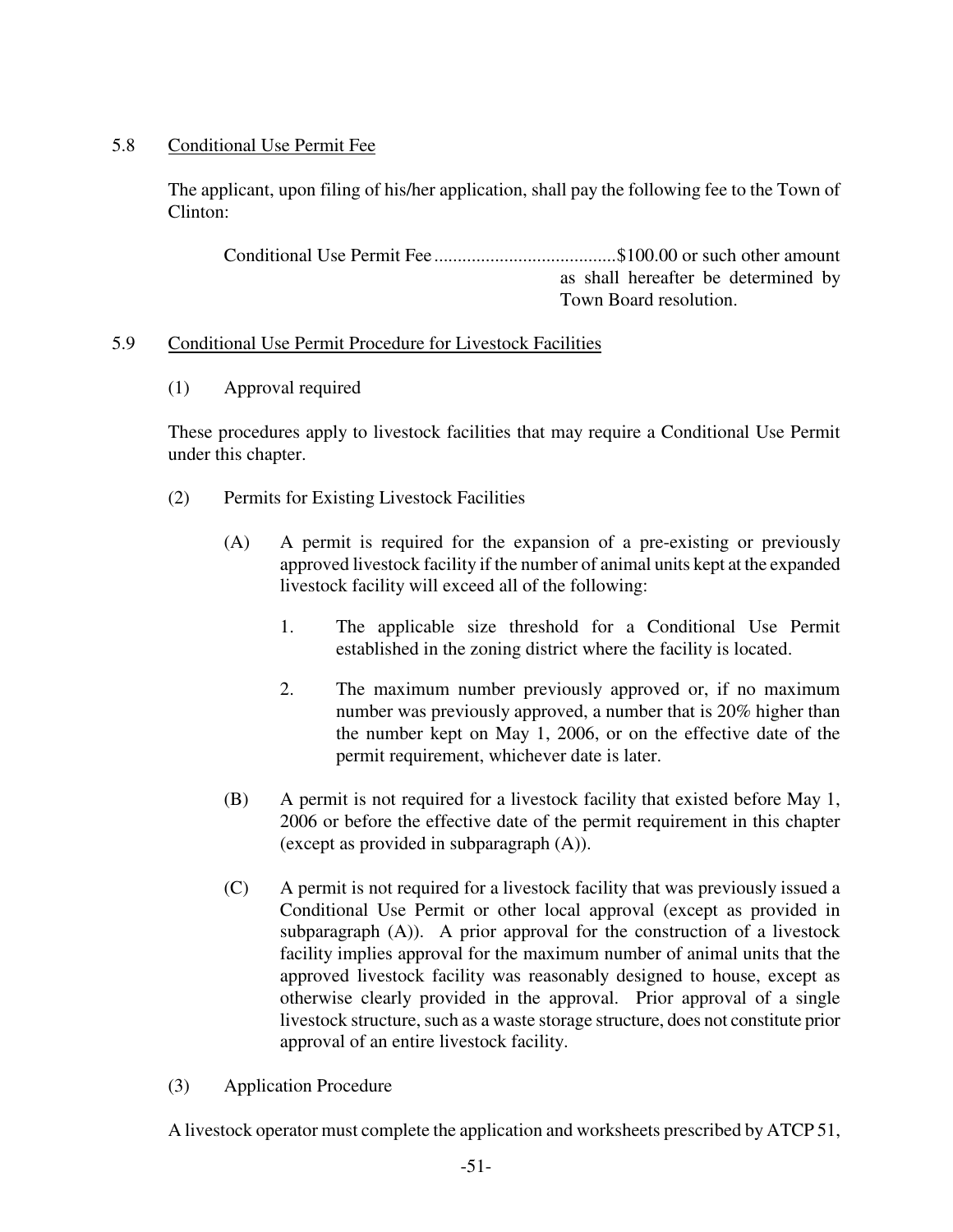### 5.8 Conditional Use Permit Fee

The applicant, upon filing of his/her application, shall pay the following fee to the Town of Clinton:

Conditional Use Permit Fee........................................$100.00 or such other amount as shall hereafter be determined by Town Board resolution.

### 5.9 Conditional Use Permit Procedure for Livestock Facilities

(1) Approval required

These procedures apply to livestock facilities that may require a Conditional Use Permit under this chapter.

(2) Permits for Existing Livestock Facilities

(A) A permit is required for the expansion of a pre-existing or previously approved livestock facility if the number of animal units kept at the expanded livestock facility will exceed all of the following:

1. The applicable size threshold for a Conditional Use Permit established in the zoning district where the facility is located.

2. The maximum number previously approved or, if no maximum number was previously approved, a number that is 20% higher than the number kept on May 1, 2006, or on the effective date of the permit requirement, whichever date is later.

(B) A permit is not required for a livestock facility that existed before May 1, 2006 or before the effective date of the permit requirement in this chapter (except as provided in subparagraph (A)).

(C) A permit is not required for a livestock facility that was previously issued a Conditional Use Permit or other local approval (except as provided in subparagraph (A)). A prior approval for the construction of a livestock facility implies approval for the maximum number of animal units that the approved livestock facility was reasonably designed to house, except as otherwise clearly provided in the approval. Prior approval of a single livestock structure, such as a waste storage structure, does not constitute prior approval of an entire livestock facility.

(3) Application Procedure

A livestock operator must complete the application and worksheets prescribed by ATCP 51,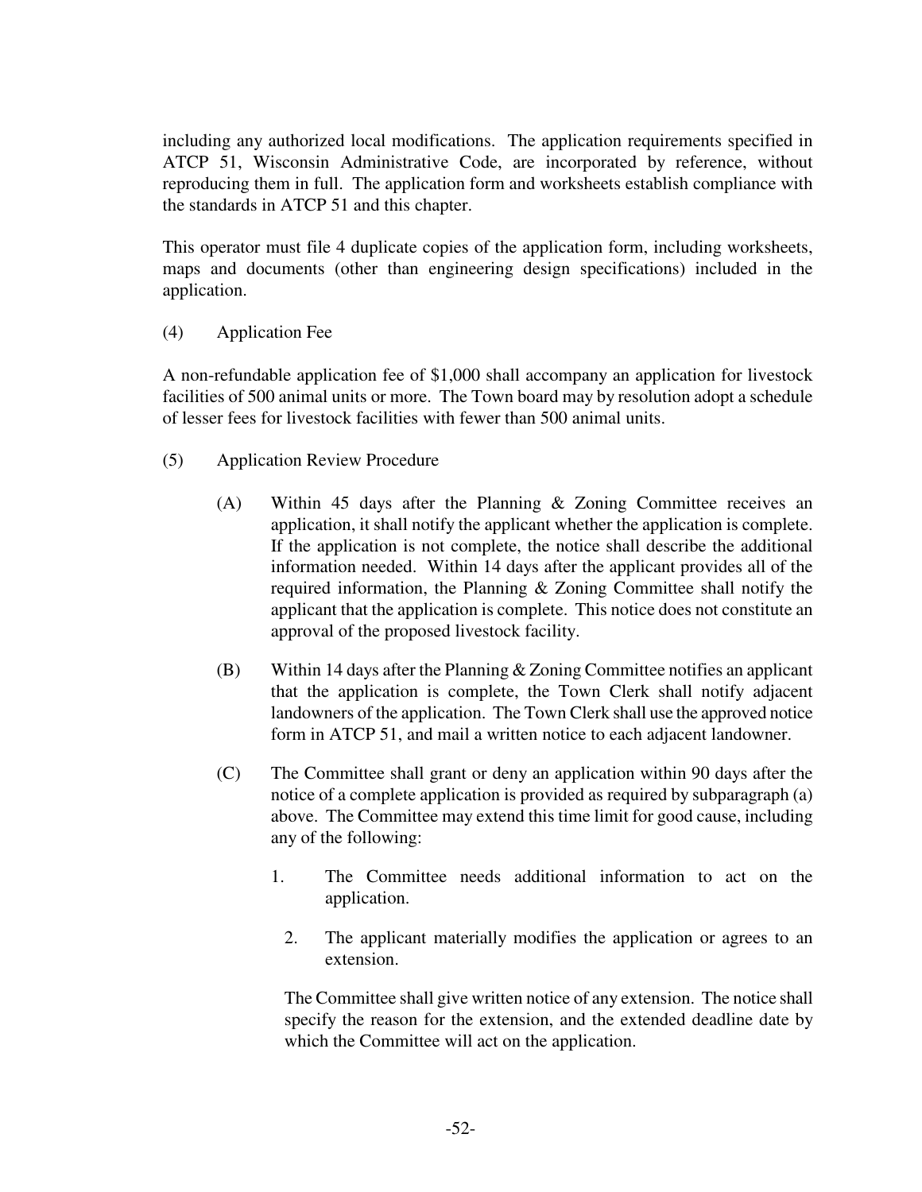including any authorized local modifications. The application requirements specified in ATCP 51, Wisconsin Administrative Code, are incorporated by reference, without reproducing them in full. The application form and worksheets establish compliance with the standards in ATCP 51 and this chapter.

This operator must file 4 duplicate copies of the application form, including worksheets, maps and documents (other than engineering design specifications) included in the application.

(4) Application Fee

A non-refundable application fee of $1,000 shall accompany an application for livestock facilities of 500 animal units or more. The Town board may by resolution adopt a schedule of lesser fees for livestock facilities with fewer than 500 animal units.

(5) Application Review Procedure

(A) Within 45 days after the Planning & Zoning Committee receives an application, it shall notify the applicant whether the application is complete. If the application is not complete, the notice shall describe the additional information needed. Within 14 days after the applicant provides all of the required information, the Planning & Zoning Committee shall notify the applicant that the application is complete. This notice does not constitute an approval of the proposed livestock facility.

(B) Within 14 days after the Planning & Zoning Committee notifies an applicant that the application is complete, the Town Clerk shall notify adjacent landowners of the application. The Town Clerk shall use the approved notice form in ATCP 51, and mail a written notice to each adjacent landowner.

(C) The Committee shall grant or deny an application within 90 days after the notice of a complete application is provided as required by subparagraph (a) above. The Committee may extend this time limit for good cause, including any of the following:

1. The Committee needs additional information to act on the application.

2. The applicant materially modifies the application or agrees to an extension.

The Committee shall give written notice of any extension. The notice shall specify the reason for the extension, and the extended deadline date by which the Committee will act on the application.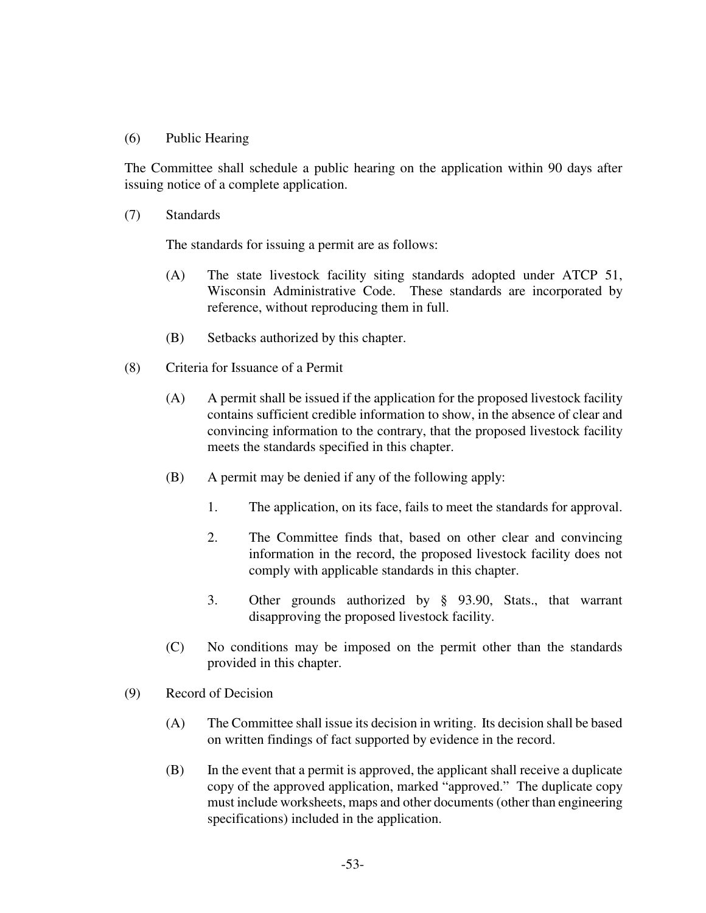(6) Public Hearing

The Committee shall schedule a public hearing on the application within 90 days after issuing notice of a complete application.

(7) Standards

The standards for issuing a permit are as follows:

(A) The state livestock facility siting standards adopted under ATCP 51, Wisconsin Administrative Code. These standards are incorporated by reference, without reproducing them in full.

(B) Setbacks authorized by this chapter.

(8) Criteria for Issuance of a Permit

(A) A permit shall be issued if the application for the proposed livestock facility contains sufficient credible information to show, in the absence of clear and convincing information to the contrary, that the proposed livestock facility meets the standards specified in this chapter.

(B) A permit may be denied if any of the following apply:

1. The application, on its face, fails to meet the standards for approval.

2. The Committee finds that, based on other clear and convincing information in the record, the proposed livestock facility does not comply with applicable standards in this chapter.

3. Other grounds authorized by § 93.90, Stats., that warrant disapproving the proposed livestock facility.

(C) No conditions may be imposed on the permit other than the standards provided in this chapter.

(9) Record of Decision

(A) The Committee shall issue its decision in writing. Its decision shall be based on written findings of fact supported by evidence in the record.

(B) In the event that a permit is approved, the applicant shall receive a duplicate copy of the approved application, marked "approved." The duplicate copy must include worksheets, maps and other documents (other than engineering specifications) included in the application.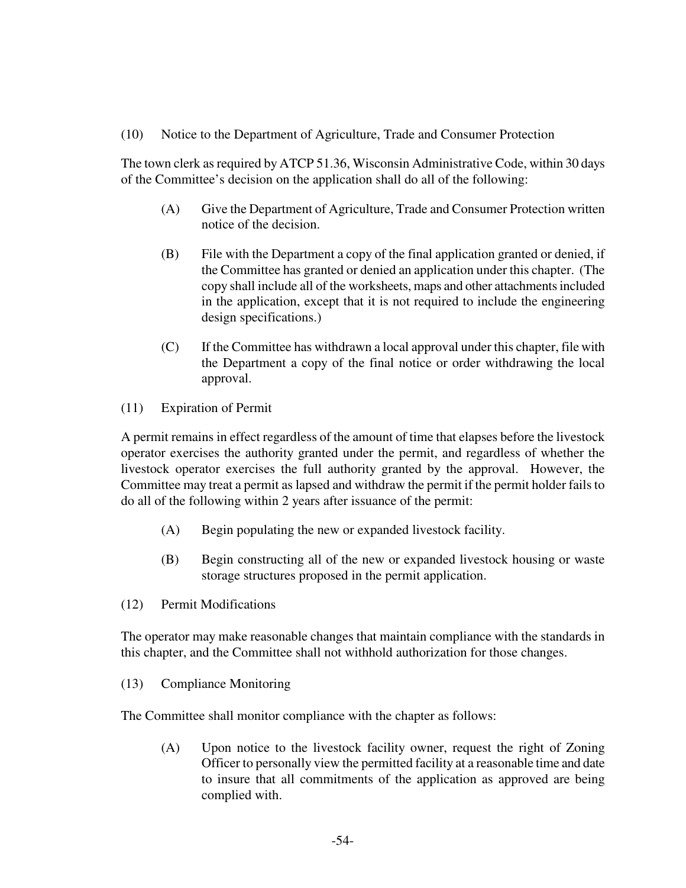(10) Notice to the Department of Agriculture, Trade and Consumer Protection

The town clerk as required by ATCP 51.36, Wisconsin Administrative Code, within 30 days of the Committee's decision on the application shall do all of the following:

(A) Give the Department of Agriculture, Trade and Consumer Protection written notice of the decision.

(B) File with the Department a copy of the final application granted or denied, if the Committee has granted or denied an application under this chapter. (The copy shall include all of the worksheets, maps and other attachments included in the application, except that it is not required to include the engineering design specifications.)

(C) If the Committee has withdrawn a local approval under this chapter, file with the Department a copy of the final notice or order withdrawing the local approval.

(11) Expiration of Permit

A permit remains in effect regardless of the amount of time that elapses before the livestock operator exercises the authority granted under the permit, and regardless of whether the livestock operator exercises the full authority granted by the approval. However, the Committee may treat a permit as lapsed and withdraw the permit if the permit holder fails to do all of the following within 2 years after issuance of the permit:

(A) Begin populating the new or expanded livestock facility.

(B) Begin constructing all of the new or expanded livestock housing or waste storage structures proposed in the permit application.

(12) Permit Modifications

The operator may make reasonable changes that maintain compliance with the standards in this chapter, and the Committee shall not withhold authorization for those changes.

(13) Compliance Monitoring

The Committee shall monitor compliance with the chapter as follows:

(A) Upon notice to the livestock facility owner, request the right of Zoning Officer to personally view the permitted facility at a reasonable time and date to insure that all commitments of the application as approved are being complied with.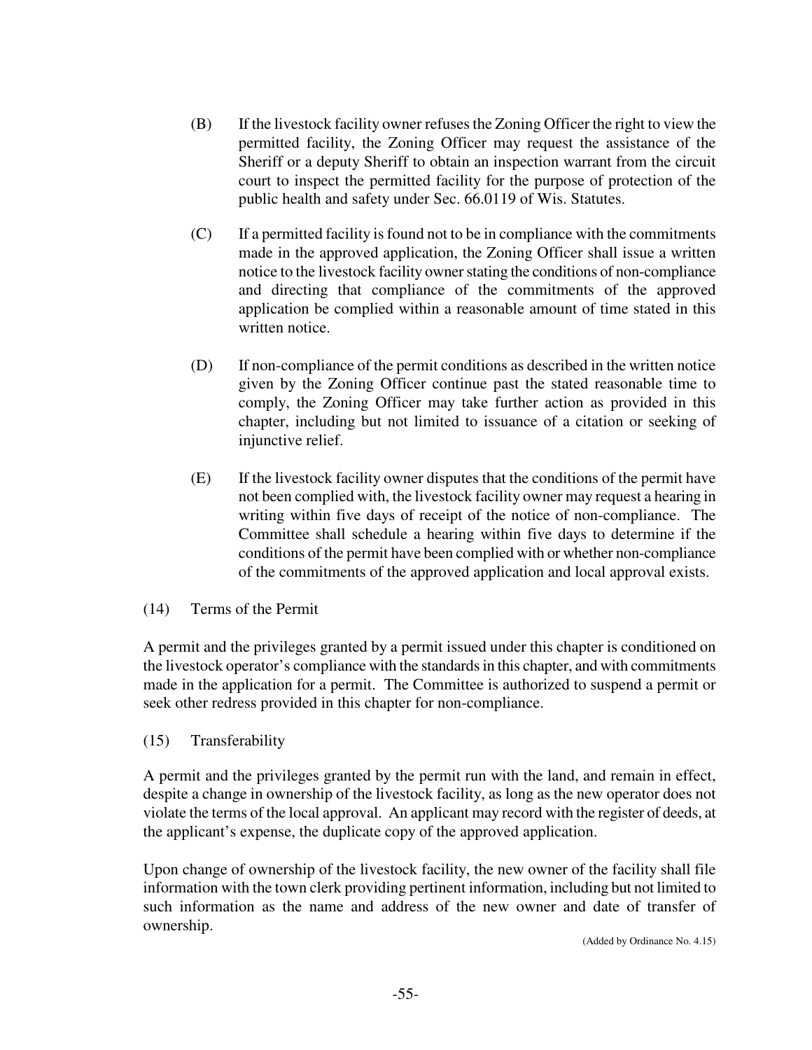(B) If the livestock facility owner refuses the Zoning Officer the right to view the permitted facility, the Zoning Officer may request the assistance of the Sheriff or a deputy Sheriff to obtain an inspection warrant from the circuit court to inspect the permitted facility for the purpose of protection of the public health and safety under Sec. 66.0119 of Wis. Statutes.

(C) If a permitted facility is found not to be in compliance with the commitments made in the approved application, the Zoning Officer shall issue a written notice to the livestock facility owner stating the conditions of non-compliance and directing that compliance of the commitments of the approved application be complied within a reasonable amount of time stated in this written notice.

(D) If non-compliance of the permit conditions as described in the written notice given by the Zoning Officer continue past the stated reasonable time to comply, the Zoning Officer may take further action as provided in this chapter, including but not limited to issuance of a citation or seeking of injunctive relief.

(E) If the livestock facility owner disputes that the conditions of the permit have not been complied with, the livestock facility owner may request a hearing in writing within five days of receipt of the notice of non-compliance. The Committee shall schedule a hearing within five days to determine if the conditions of the permit have been complied with or whether non-compliance of the commitments of the approved application and local approval exists.

(14) Terms of the Permit

A permit and the privileges granted by a permit issued under this chapter is conditioned on the livestock operator's compliance with the standards in this chapter, and with commitments made in the application for a permit. The Committee is authorized to suspend a permit or seek other redress provided in this chapter for non-compliance.

(15) Transferability

A permit and the privileges granted by the permit run with the land, and remain in effect, despite a change in ownership of the livestock facility, as long as the new operator does not violate the terms of the local approval. An applicant may record with the register of deeds, at the applicant's expense, the duplicate copy of the approved application.

Upon change of ownership of the livestock facility, the new owner of the facility shall file information with the town clerk providing pertinent information, including but not limited to such information as the name and address of the new owner and date of transfer of ownership.

(Added by Ordinance No. 4.15)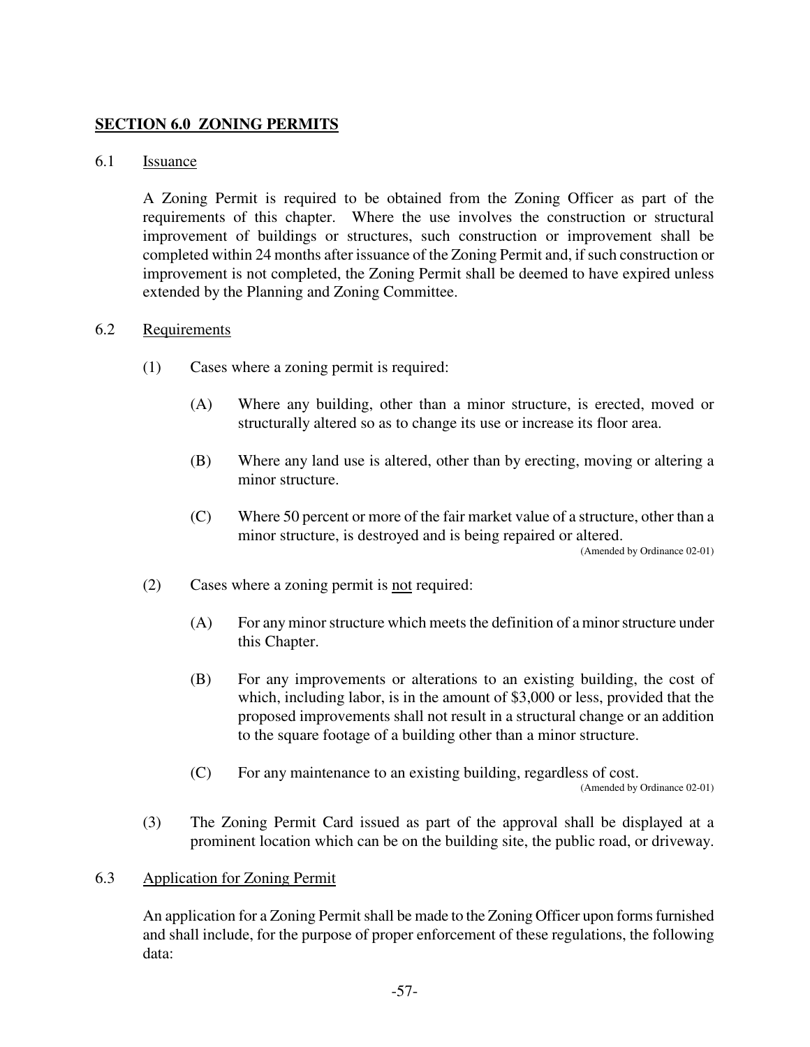## SECTION 6.0 ZONING PERMITS

6.1 Issuance

A Zoning Permit is required to be obtained from the Zoning Officer as part of the requirements of this chapter. Where the use involves the construction or structural improvement of buildings or structures, such construction or improvement shall be completed within 24 months after issuance of the Zoning Permit and, if such construction or improvement is not completed, the Zoning Permit shall be deemed to have expired unless extended by the Planning and Zoning Committee.

6.2 Requirements

(1) Cases where a zoning permit is required:

(A) Where any building, other than a minor structure, is erected, moved or structurally altered so as to change its use or increase its floor area.

(B) Where any land use is altered, other than by erecting, moving or altering a minor structure.

(C) Where 50 percent or more of the fair market value of a structure, other than a minor structure, is destroyed and is being repaired or altered.
(Amended by Ordinance 02-01)

(2) Cases where a zoning permit is not required:

(A) For any minor structure which meets the definition of a minor structure under this Chapter.

(B) For any improvements or alterations to an existing building, the cost of which, including labor, is in the amount of $3,000 or less, provided that the proposed improvements shall not result in a structural change or an addition to the square footage of a building other than a minor structure.

(C) For any maintenance to an existing building, regardless of cost.
(Amended by Ordinance 02-01)

(3) The Zoning Permit Card issued as part of the approval shall be displayed at a prominent location which can be on the building site, the public road, or driveway.

6.3 Application for Zoning Permit

An application for a Zoning Permit shall be made to the Zoning Officer upon forms furnished and shall include, for the purpose of proper enforcement of these regulations, the following data: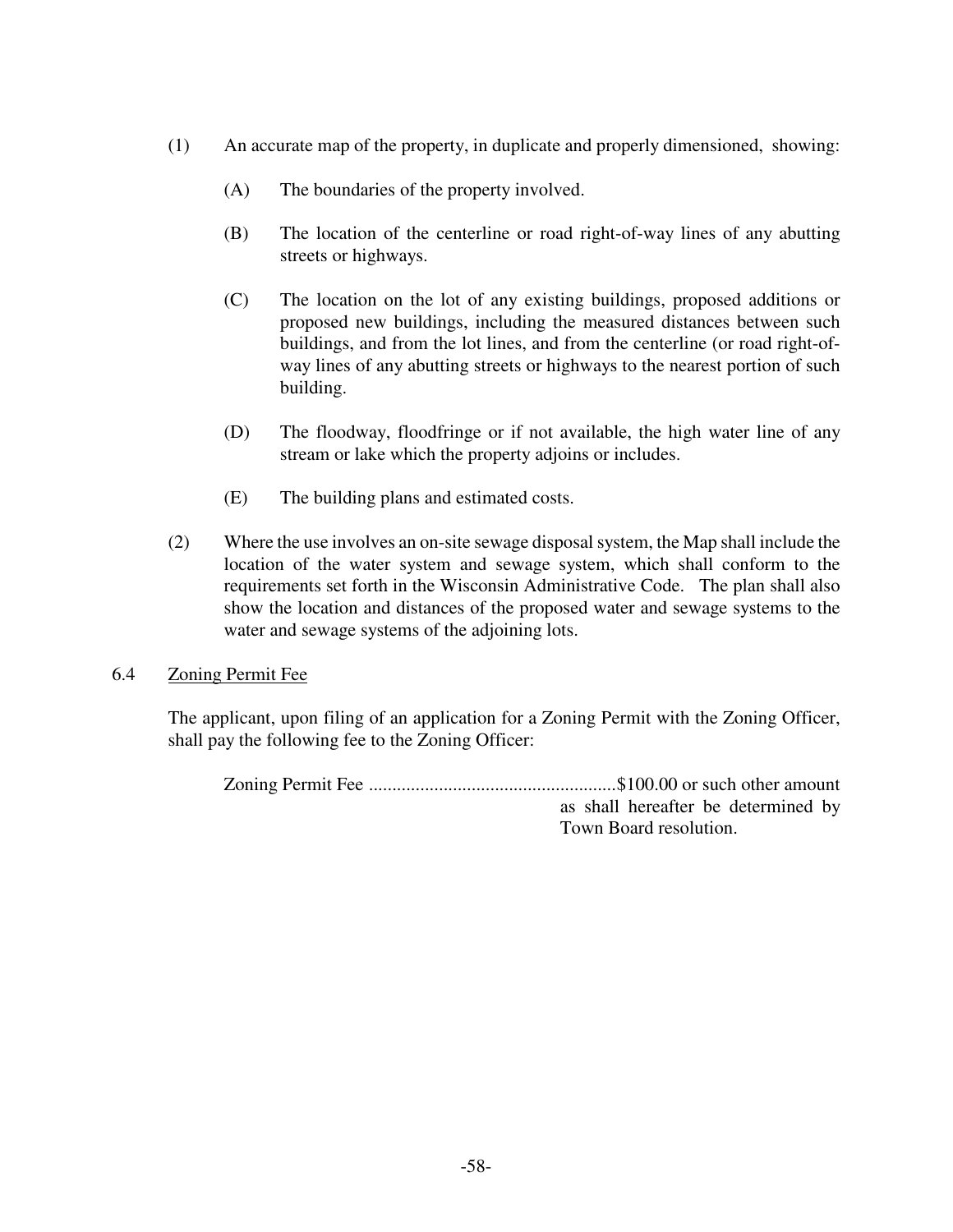(1) An accurate map of the property, in duplicate and properly dimensioned, showing:

  (A) The boundaries of the property involved.

  (B) The location of the centerline or road right-of-way lines of any abutting streets or highways.

  (C) The location on the lot of any existing buildings, proposed additions or proposed new buildings, including the measured distances between such buildings, and from the lot lines, and from the centerline (or road right-of-way lines of any abutting streets or highways to the nearest portion of such building.

  (D) The floodway, floodfringe or if not available, the high water line of any stream or lake which the property adjoins or includes.

  (E) The building plans and estimated costs.

(2) Where the use involves an on-site sewage disposal system, the Map shall include the location of the water system and sewage system, which shall conform to the requirements set forth in the Wisconsin Administrative Code. The plan shall also show the location and distances of the proposed water and sewage systems to the water and sewage systems of the adjoining lots.

## 6.4 Zoning Permit Fee

The applicant, upon filing of an application for a Zoning Permit with the Zoning Officer, shall pay the following fee to the Zoning Officer:

Zoning Permit Fee ....................................................$100.00 or such other amount as shall hereafter be determined by Town Board resolution.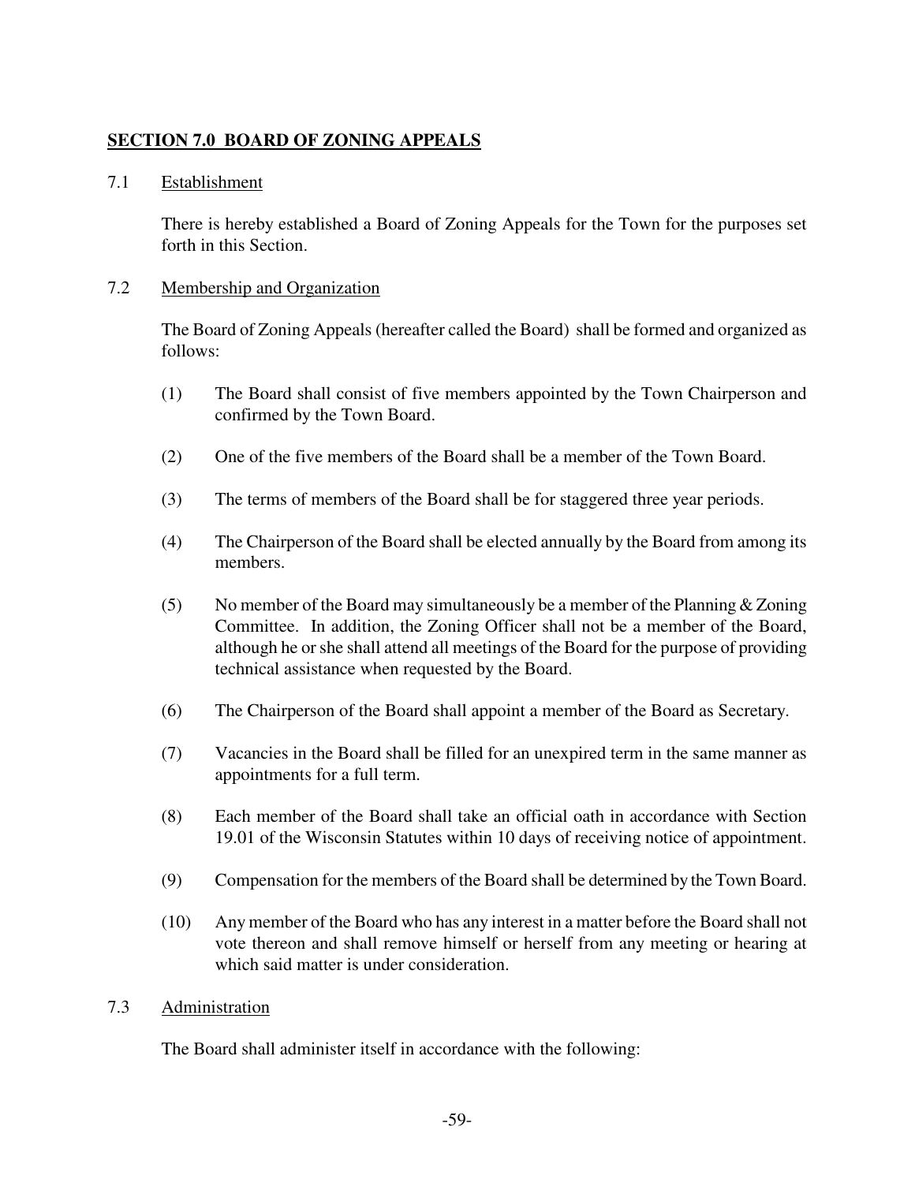## **SECTION 7.0 BOARD OF ZONING APPEALS**

7.1 Establishment

There is hereby established a Board of Zoning Appeals for the Town for the purposes set forth in this Section.

7.2 Membership and Organization

The Board of Zoning Appeals (hereafter called the Board) shall be formed and organized as follows:

(1) The Board shall consist of five members appointed by the Town Chairperson and confirmed by the Town Board.

(2) One of the five members of the Board shall be a member of the Town Board.

(3) The terms of members of the Board shall be for staggered three year periods.

(4) The Chairperson of the Board shall be elected annually by the Board from among its members.

(5) No member of the Board may simultaneously be a member of the Planning & Zoning Committee. In addition, the Zoning Officer shall not be a member of the Board, although he or she shall attend all meetings of the Board for the purpose of providing technical assistance when requested by the Board.

(6) The Chairperson of the Board shall appoint a member of the Board as Secretary.

(7) Vacancies in the Board shall be filled for an unexpired term in the same manner as appointments for a full term.

(8) Each member of the Board shall take an official oath in accordance with Section 19.01 of the Wisconsin Statutes within 10 days of receiving notice of appointment.

(9) Compensation for the members of the Board shall be determined by the Town Board.

(10) Any member of the Board who has any interest in a matter before the Board shall not vote thereon and shall remove himself or herself from any meeting or hearing at which said matter is under consideration.

7.3 Administration

The Board shall administer itself in accordance with the following: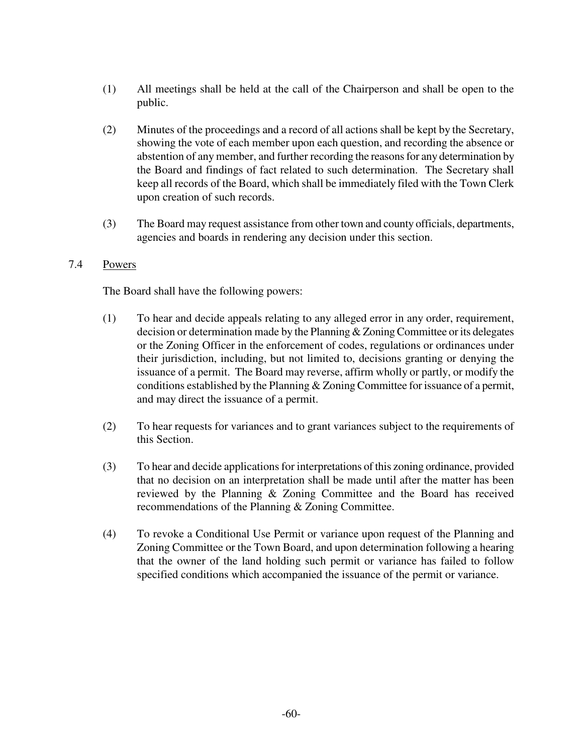(1) All meetings shall be held at the call of the Chairperson and shall be open to the public.

(2) Minutes of the proceedings and a record of all actions shall be kept by the Secretary, showing the vote of each member upon each question, and recording the absence or abstention of any member, and further recording the reasons for any determination by the Board and findings of fact related to such determination. The Secretary shall keep all records of the Board, which shall be immediately filed with the Town Clerk upon creation of such records.

(3) The Board may request assistance from other town and county officials, departments, agencies and boards in rendering any decision under this section.

## 7.4 Powers

The Board shall have the following powers:

(1) To hear and decide appeals relating to any alleged error in any order, requirement, decision or determination made by the Planning & Zoning Committee or its delegates or the Zoning Officer in the enforcement of codes, regulations or ordinances under their jurisdiction, including, but not limited to, decisions granting or denying the issuance of a permit. The Board may reverse, affirm wholly or partly, or modify the conditions established by the Planning & Zoning Committee for issuance of a permit, and may direct the issuance of a permit.

(2) To hear requests for variances and to grant variances subject to the requirements of this Section.

(3) To hear and decide applications for interpretations of this zoning ordinance, provided that no decision on an interpretation shall be made until after the matter has been reviewed by the Planning & Zoning Committee and the Board has received recommendations of the Planning & Zoning Committee.

(4) To revoke a Conditional Use Permit or variance upon request of the Planning and Zoning Committee or the Town Board, and upon determination following a hearing that the owner of the land holding such permit or variance has failed to follow specified conditions which accompanied the issuance of the permit or variance.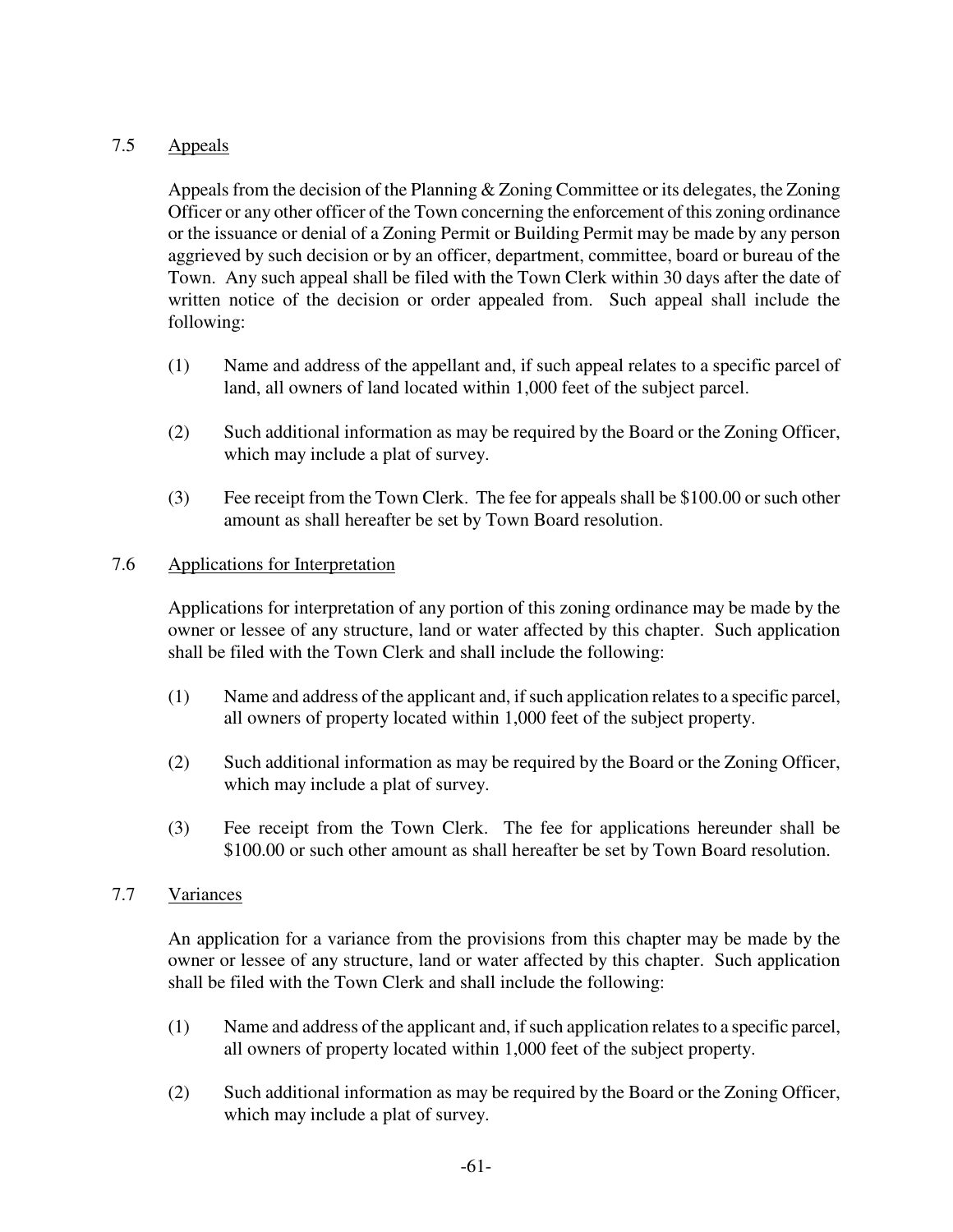## 7.5 Appeals

Appeals from the decision of the Planning & Zoning Committee or its delegates, the Zoning Officer or any other officer of the Town concerning the enforcement of this zoning ordinance or the issuance or denial of a Zoning Permit or Building Permit may be made by any person aggrieved by such decision or by an officer, department, committee, board or bureau of the Town. Any such appeal shall be filed with the Town Clerk within 30 days after the date of written notice of the decision or order appealed from. Such appeal shall include the following:

(1) Name and address of the appellant and, if such appeal relates to a specific parcel of land, all owners of land located within 1,000 feet of the subject parcel.

(2) Such additional information as may be required by the Board or the Zoning Officer, which may include a plat of survey.

(3) Fee receipt from the Town Clerk. The fee for appeals shall be $100.00 or such other amount as shall hereafter be set by Town Board resolution.

## 7.6 Applications for Interpretation

Applications for interpretation of any portion of this zoning ordinance may be made by the owner or lessee of any structure, land or water affected by this chapter. Such application shall be filed with the Town Clerk and shall include the following:

(1) Name and address of the applicant and, if such application relates to a specific parcel, all owners of property located within 1,000 feet of the subject property.

(2) Such additional information as may be required by the Board or the Zoning Officer, which may include a plat of survey.

(3) Fee receipt from the Town Clerk. The fee for applications hereunder shall be $100.00 or such other amount as shall hereafter be set by Town Board resolution.

## 7.7 Variances

An application for a variance from the provisions from this chapter may be made by the owner or lessee of any structure, land or water affected by this chapter. Such application shall be filed with the Town Clerk and shall include the following:

(1) Name and address of the applicant and, if such application relates to a specific parcel, all owners of property located within 1,000 feet of the subject property.

(2) Such additional information as may be required by the Board or the Zoning Officer, which may include a plat of survey.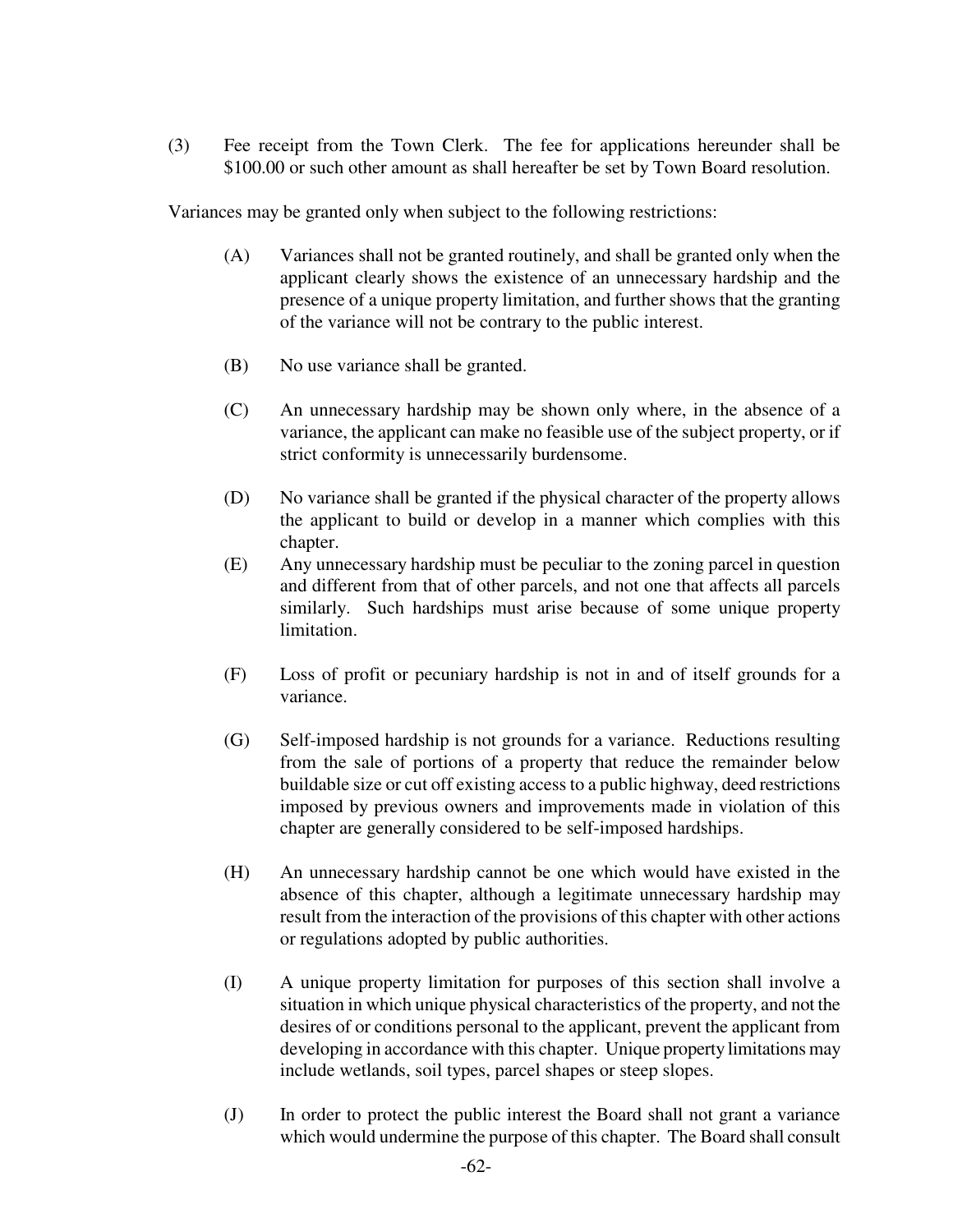(3) Fee receipt from the Town Clerk. The fee for applications hereunder shall be $100.00 or such other amount as shall hereafter be set by Town Board resolution.

Variances may be granted only when subject to the following restrictions:

(A) Variances shall not be granted routinely, and shall be granted only when the applicant clearly shows the existence of an unnecessary hardship and the presence of a unique property limitation, and further shows that the granting of the variance will not be contrary to the public interest.

(B) No use variance shall be granted.

(C) An unnecessary hardship may be shown only where, in the absence of a variance, the applicant can make no feasible use of the subject property, or if strict conformity is unnecessarily burdensome.

(D) No variance shall be granted if the physical character of the property allows the applicant to build or develop in a manner which complies with this chapter.

(E) Any unnecessary hardship must be peculiar to the zoning parcel in question and different from that of other parcels, and not one that affects all parcels similarly. Such hardships must arise because of some unique property limitation.

(F) Loss of profit or pecuniary hardship is not in and of itself grounds for a variance.

(G) Self-imposed hardship is not grounds for a variance. Reductions resulting from the sale of portions of a property that reduce the remainder below buildable size or cut off existing access to a public highway, deed restrictions imposed by previous owners and improvements made in violation of this chapter are generally considered to be self-imposed hardships.

(H) An unnecessary hardship cannot be one which would have existed in the absence of this chapter, although a legitimate unnecessary hardship may result from the interaction of the provisions of this chapter with other actions or regulations adopted by public authorities.

(I) A unique property limitation for purposes of this section shall involve a situation in which unique physical characteristics of the property, and not the desires of or conditions personal to the applicant, prevent the applicant from developing in accordance with this chapter. Unique property limitations may include wetlands, soil types, parcel shapes or steep slopes.

(J) In order to protect the public interest the Board shall not grant a variance which would undermine the purpose of this chapter. The Board shall consult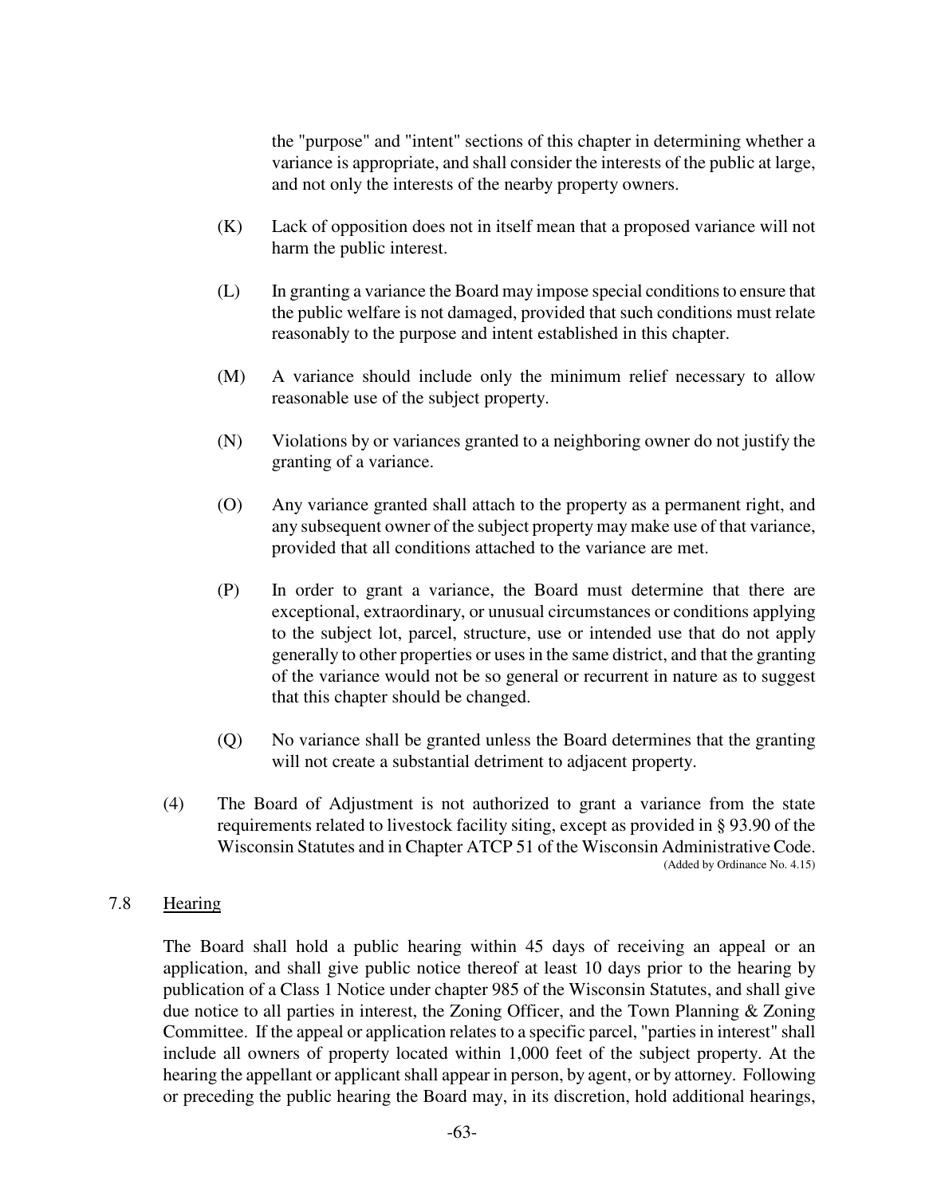the "purpose" and "intent" sections of this chapter in determining whether a variance is appropriate, and shall consider the interests of the public at large, and not only the interests of the nearby property owners.

(K) Lack of opposition does not in itself mean that a proposed variance will not harm the public interest.

(L) In granting a variance the Board may impose special conditions to ensure that the public welfare is not damaged, provided that such conditions must relate reasonably to the purpose and intent established in this chapter.

(M) A variance should include only the minimum relief necessary to allow reasonable use of the subject property.

(N) Violations by or variances granted to a neighboring owner do not justify the granting of a variance.

(O) Any variance granted shall attach to the property as a permanent right, and any subsequent owner of the subject property may make use of that variance, provided that all conditions attached to the variance are met.

(P) In order to grant a variance, the Board must determine that there are exceptional, extraordinary, or unusual circumstances or conditions applying to the subject lot, parcel, structure, use or intended use that do not apply generally to other properties or uses in the same district, and that the granting of the variance would not be so general or recurrent in nature as to suggest that this chapter should be changed.

(Q) No variance shall be granted unless the Board determines that the granting will not create a substantial detriment to adjacent property.

(4) The Board of Adjustment is not authorized to grant a variance from the state requirements related to livestock facility siting, except as provided in § 93.90 of the Wisconsin Statutes and in Chapter ATCP 51 of the Wisconsin Administrative Code. (Added by Ordinance No. 4.15)

## 7.8 Hearing

The Board shall hold a public hearing within 45 days of receiving an appeal or an application, and shall give public notice thereof at least 10 days prior to the hearing by publication of a Class 1 Notice under chapter 985 of the Wisconsin Statutes, and shall give due notice to all parties in interest, the Zoning Officer, and the Town Planning & Zoning Committee. If the appeal or application relates to a specific parcel, "parties in interest" shall include all owners of property located within 1,000 feet of the subject property. At the hearing the appellant or applicant shall appear in person, by agent, or by attorney. Following or preceding the public hearing the Board may, in its discretion, hold additional hearings,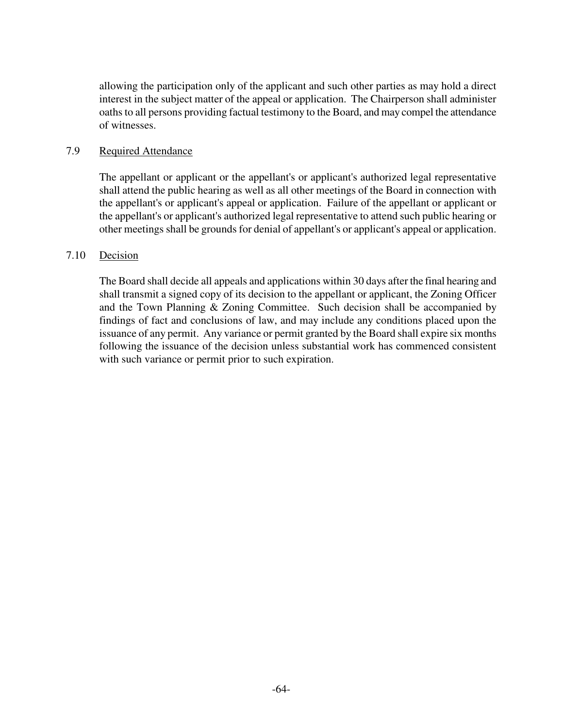allowing the participation only of the applicant and such other parties as may hold a direct interest in the subject matter of the appeal or application. The Chairperson shall administer oaths to all persons providing factual testimony to the Board, and may compel the attendance of witnesses.

### 7.9 Required Attendance

The appellant or applicant or the appellant's or applicant's authorized legal representative shall attend the public hearing as well as all other meetings of the Board in connection with the appellant's or applicant's appeal or application. Failure of the appellant or applicant or the appellant's or applicant's authorized legal representative to attend such public hearing or other meetings shall be grounds for denial of appellant's or applicant's appeal or application.

### 7.10 Decision

The Board shall decide all appeals and applications within 30 days after the final hearing and shall transmit a signed copy of its decision to the appellant or applicant, the Zoning Officer and the Town Planning & Zoning Committee. Such decision shall be accompanied by findings of fact and conclusions of law, and may include any conditions placed upon the issuance of any permit. Any variance or permit granted by the Board shall expire six months following the issuance of the decision unless substantial work has commenced consistent with such variance or permit prior to such expiration.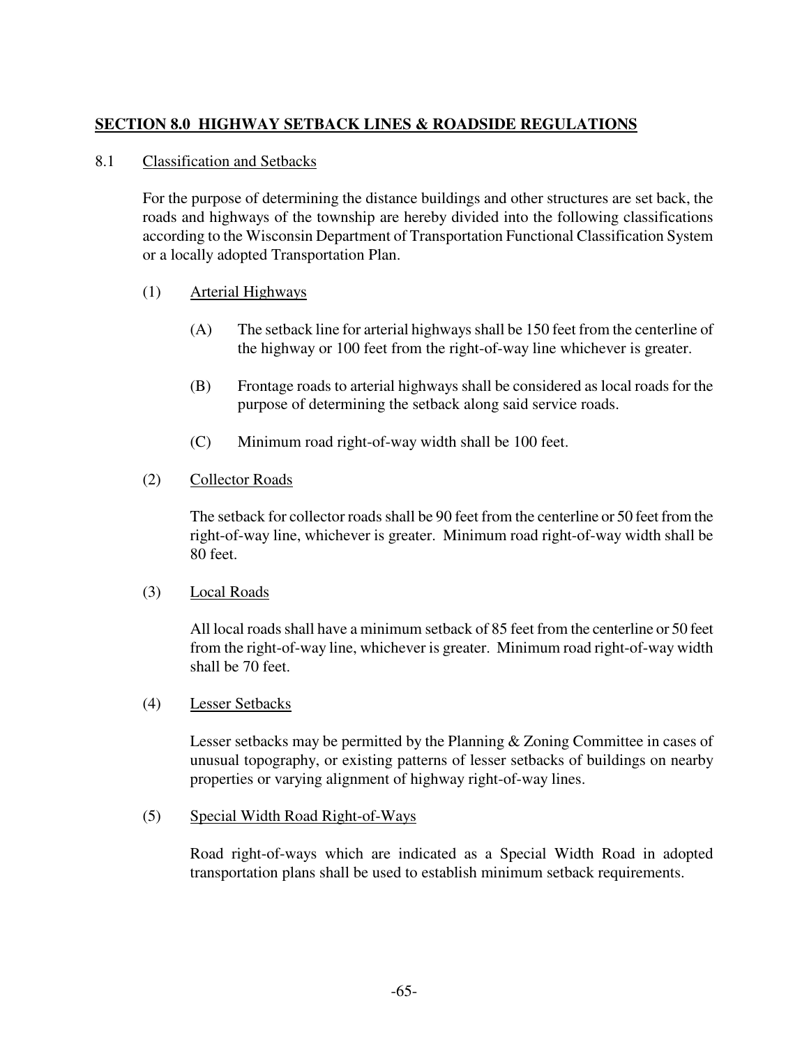## SECTION 8.0 HIGHWAY SETBACK LINES & ROADSIDE REGULATIONS

### 8.1 Classification and Setbacks

For the purpose of determining the distance buildings and other structures are set back, the roads and highways of the township are hereby divided into the following classifications according to the Wisconsin Department of Transportation Functional Classification System or a locally adopted Transportation Plan.

(1) Arterial Highways

(A) The setback line for arterial highways shall be 150 feet from the centerline of the highway or 100 feet from the right-of-way line whichever is greater.

(B) Frontage roads to arterial highways shall be considered as local roads for the purpose of determining the setback along said service roads.

(C) Minimum road right-of-way width shall be 100 feet.

(2) Collector Roads

The setback for collector roads shall be 90 feet from the centerline or 50 feet from the right-of-way line, whichever is greater. Minimum road right-of-way width shall be 80 feet.

(3) Local Roads

All local roads shall have a minimum setback of 85 feet from the centerline or 50 feet from the right-of-way line, whichever is greater. Minimum road right-of-way width shall be 70 feet.

(4) Lesser Setbacks

Lesser setbacks may be permitted by the Planning & Zoning Committee in cases of unusual topography, or existing patterns of lesser setbacks of buildings on nearby properties or varying alignment of highway right-of-way lines.

(5) Special Width Road Right-of-Ways

Road right-of-ways which are indicated as a Special Width Road in adopted transportation plans shall be used to establish minimum setback requirements.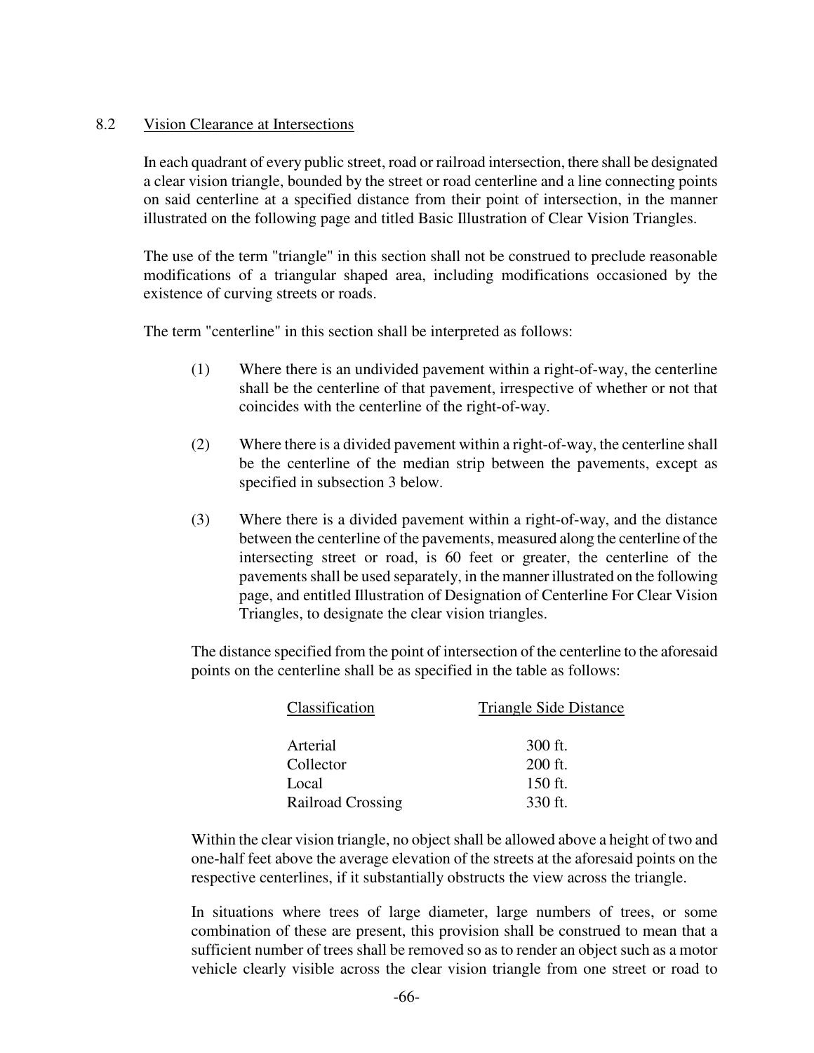## 8.2 Vision Clearance at Intersections

In each quadrant of every public street, road or railroad intersection, there shall be designated a clear vision triangle, bounded by the street or road centerline and a line connecting points on said centerline at a specified distance from their point of intersection, in the manner illustrated on the following page and titled Basic Illustration of Clear Vision Triangles.

The use of the term "triangle" in this section shall not be construed to preclude reasonable modifications of a triangular shaped area, including modifications occasioned by the existence of curving streets or roads.

The term "centerline" in this section shall be interpreted as follows:

(1) Where there is an undivided pavement within a right-of-way, the centerline shall be the centerline of that pavement, irrespective of whether or not that coincides with the centerline of the right-of-way.

(2) Where there is a divided pavement within a right-of-way, the centerline shall be the centerline of the median strip between the pavements, except as specified in subsection 3 below.

(3) Where there is a divided pavement within a right-of-way, and the distance between the centerline of the pavements, measured along the centerline of the intersecting street or road, is 60 feet or greater, the centerline of the pavements shall be used separately, in the manner illustrated on the following page, and entitled Illustration of Designation of Centerline For Clear Vision Triangles, to designate the clear vision triangles.

The distance specified from the point of intersection of the centerline to the aforesaid points on the centerline shall be as specified in the table as follows:

| Classification | Triangle Side Distance |
|---|---|
| Arterial | 300 ft. |
| Collector | 200 ft. |
| Local | 150 ft. |
| Railroad Crossing | 330 ft. |

Within the clear vision triangle, no object shall be allowed above a height of two and one-half feet above the average elevation of the streets at the aforesaid points on the respective centerlines, if it substantially obstructs the view across the triangle.

In situations where trees of large diameter, large numbers of trees, or some combination of these are present, this provision shall be construed to mean that a sufficient number of trees shall be removed so as to render an object such as a motor vehicle clearly visible across the clear vision triangle from one street or road to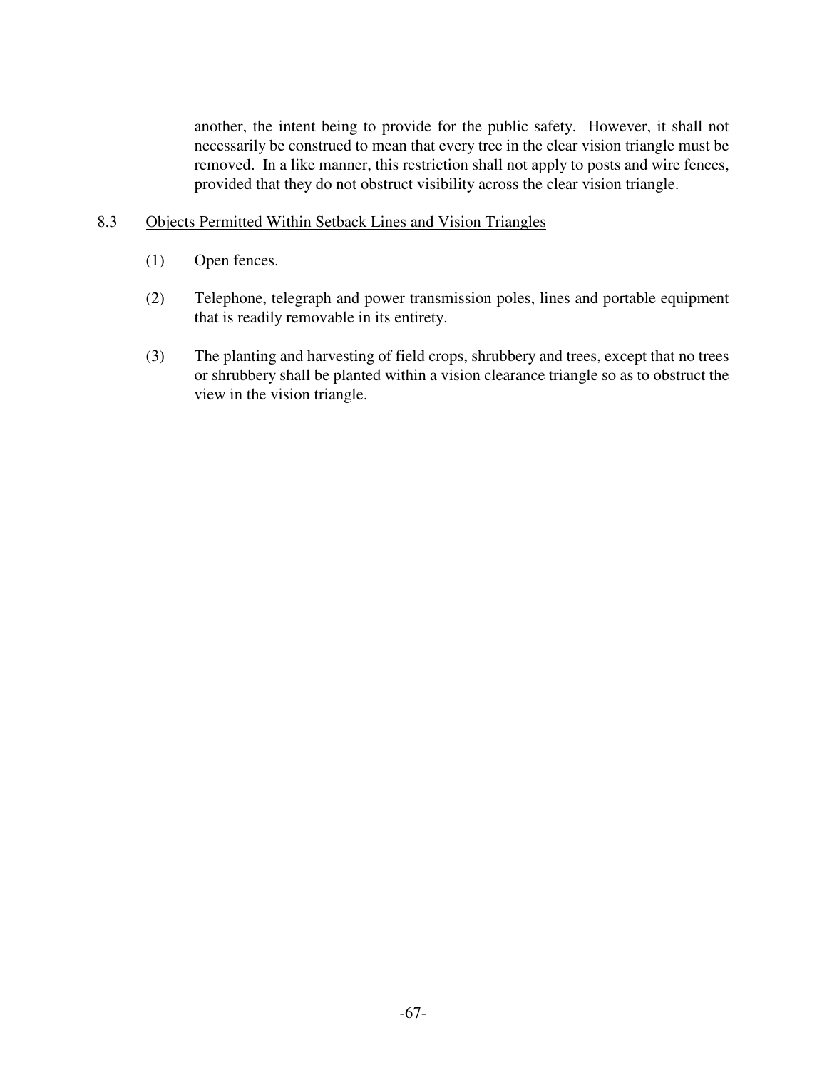another, the intent being to provide for the public safety. However, it shall not necessarily be construed to mean that every tree in the clear vision triangle must be removed. In a like manner, this restriction shall not apply to posts and wire fences, provided that they do not obstruct visibility across the clear vision triangle.

8.3 Objects Permitted Within Setback Lines and Vision Triangles

(1) Open fences.

(2) Telephone, telegraph and power transmission poles, lines and portable equipment that is readily removable in its entirety.

(3) The planting and harvesting of field crops, shrubbery and trees, except that no trees or shrubbery shall be planted within a vision clearance triangle so as to obstruct the view in the vision triangle.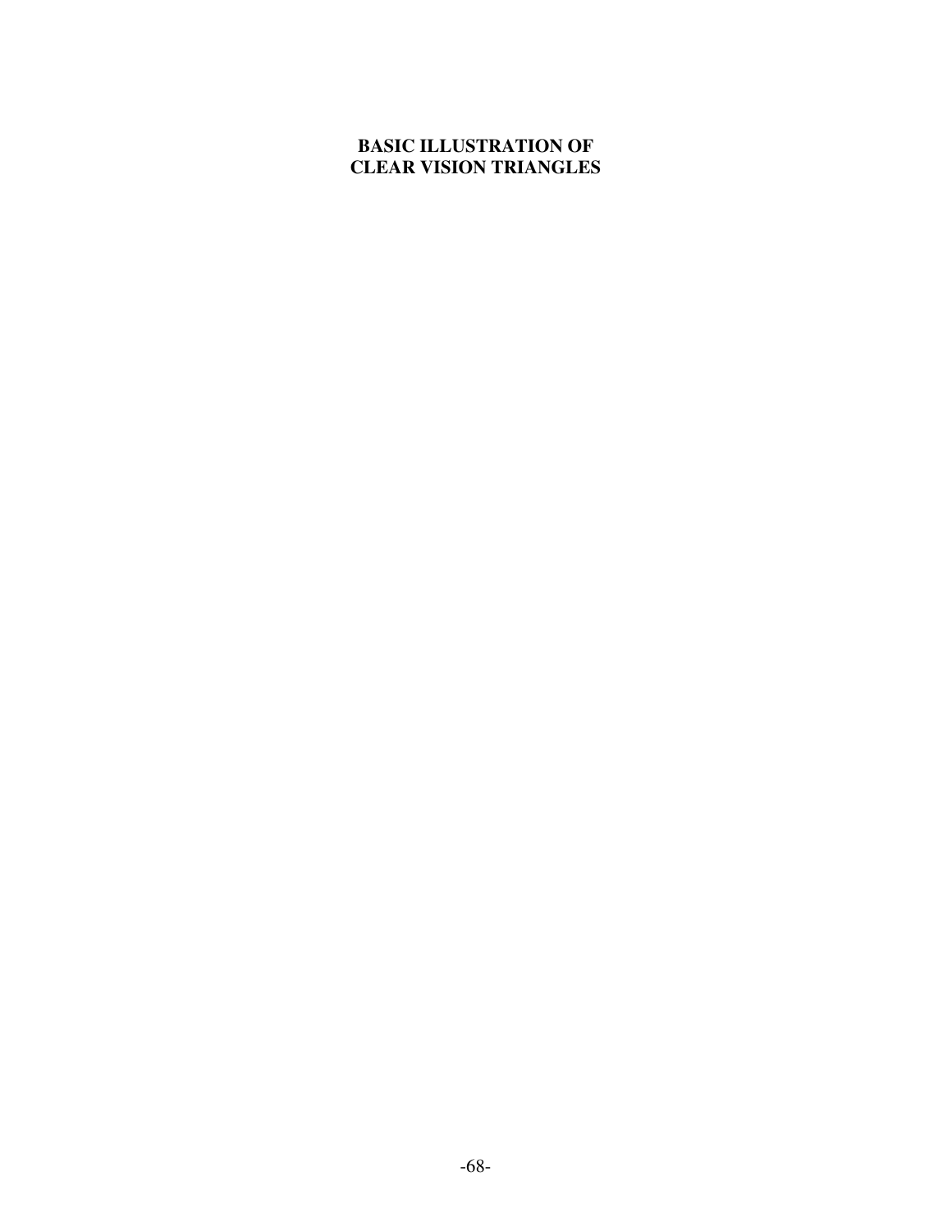# BASIC ILLUSTRATION OF CLEAR VISION TRIANGLES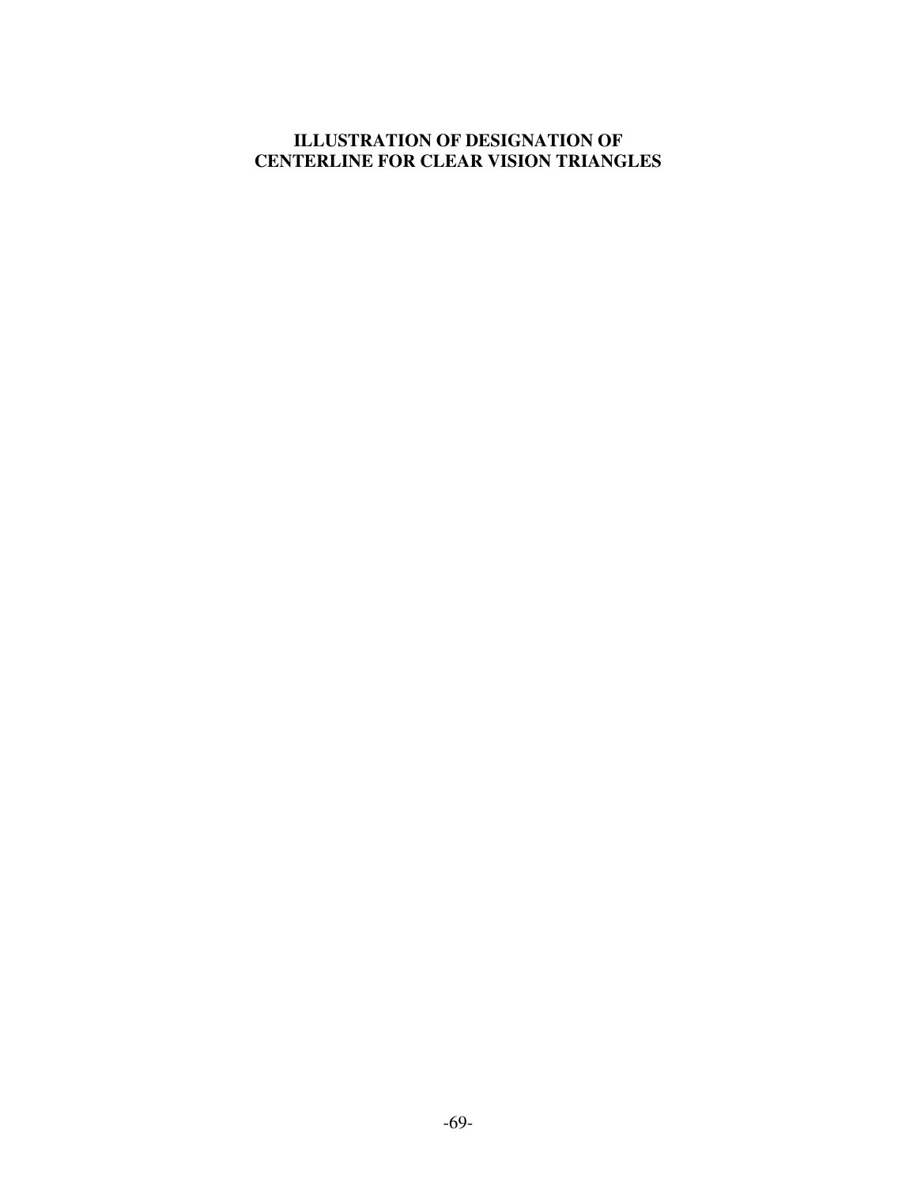## ILLUSTRATION OF DESIGNATION OF CENTERLINE FOR CLEAR VISION TRIANGLES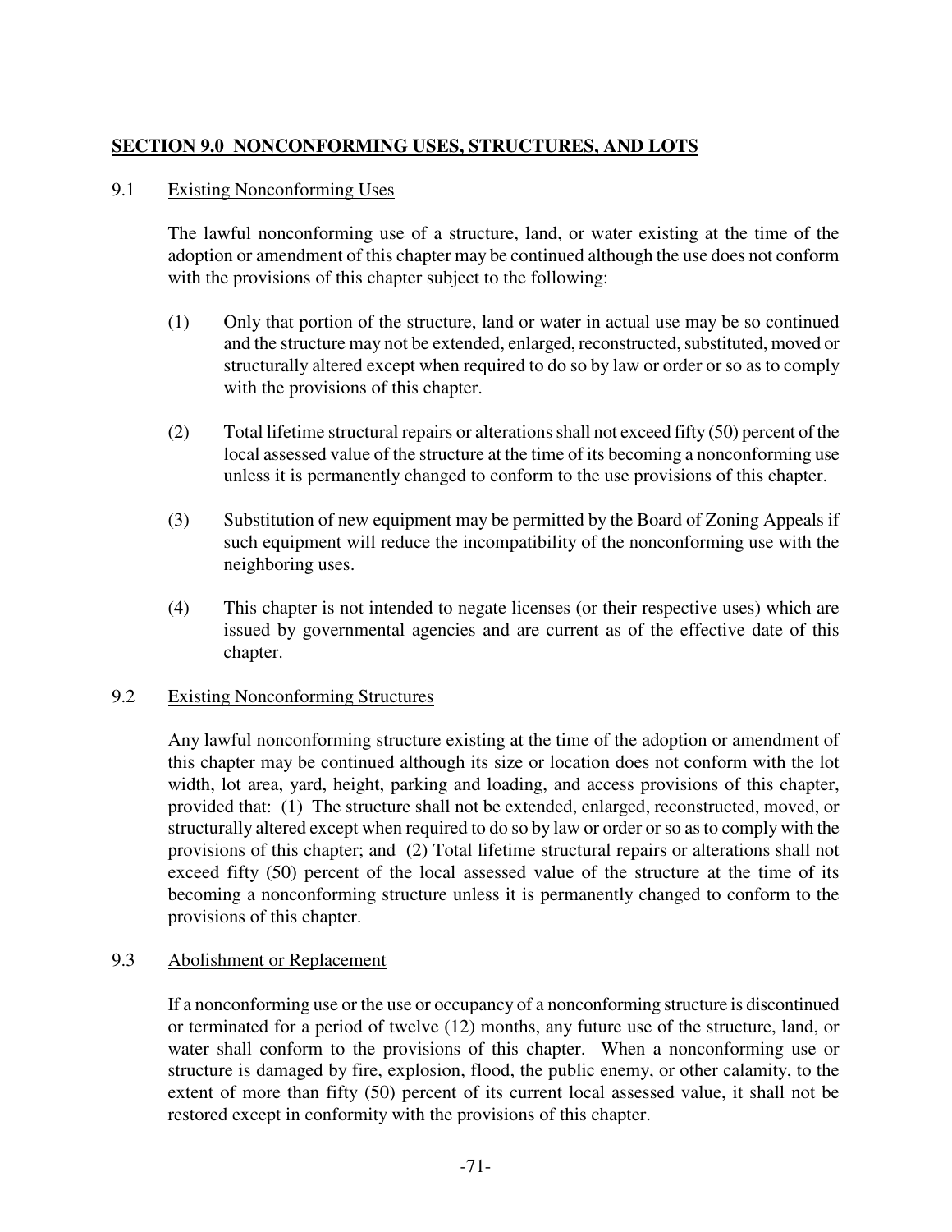## **SECTION 9.0 NONCONFORMING USES, STRUCTURES, AND LOTS**

### 9.1 Existing Nonconforming Uses

The lawful nonconforming use of a structure, land, or water existing at the time of the adoption or amendment of this chapter may be continued although the use does not conform with the provisions of this chapter subject to the following:

(1) Only that portion of the structure, land or water in actual use may be so continued and the structure may not be extended, enlarged, reconstructed, substituted, moved or structurally altered except when required to do so by law or order or so as to comply with the provisions of this chapter.

(2) Total lifetime structural repairs or alterations shall not exceed fifty (50) percent of the local assessed value of the structure at the time of its becoming a nonconforming use unless it is permanently changed to conform to the use provisions of this chapter.

(3) Substitution of new equipment may be permitted by the Board of Zoning Appeals if such equipment will reduce the incompatibility of the nonconforming use with the neighboring uses.

(4) This chapter is not intended to negate licenses (or their respective uses) which are issued by governmental agencies and are current as of the effective date of this chapter.

### 9.2 Existing Nonconforming Structures

Any lawful nonconforming structure existing at the time of the adoption or amendment of this chapter may be continued although its size or location does not conform with the lot width, lot area, yard, height, parking and loading, and access provisions of this chapter, provided that: (1) The structure shall not be extended, enlarged, reconstructed, moved, or structurally altered except when required to do so by law or order or so as to comply with the provisions of this chapter; and (2) Total lifetime structural repairs or alterations shall not exceed fifty (50) percent of the local assessed value of the structure at the time of its becoming a nonconforming structure unless it is permanently changed to conform to the provisions of this chapter.

### 9.3 Abolishment or Replacement

If a nonconforming use or the use or occupancy of a nonconforming structure is discontinued or terminated for a period of twelve (12) months, any future use of the structure, land, or water shall conform to the provisions of this chapter. When a nonconforming use or structure is damaged by fire, explosion, flood, the public enemy, or other calamity, to the extent of more than fifty (50) percent of its current local assessed value, it shall not be restored except in conformity with the provisions of this chapter.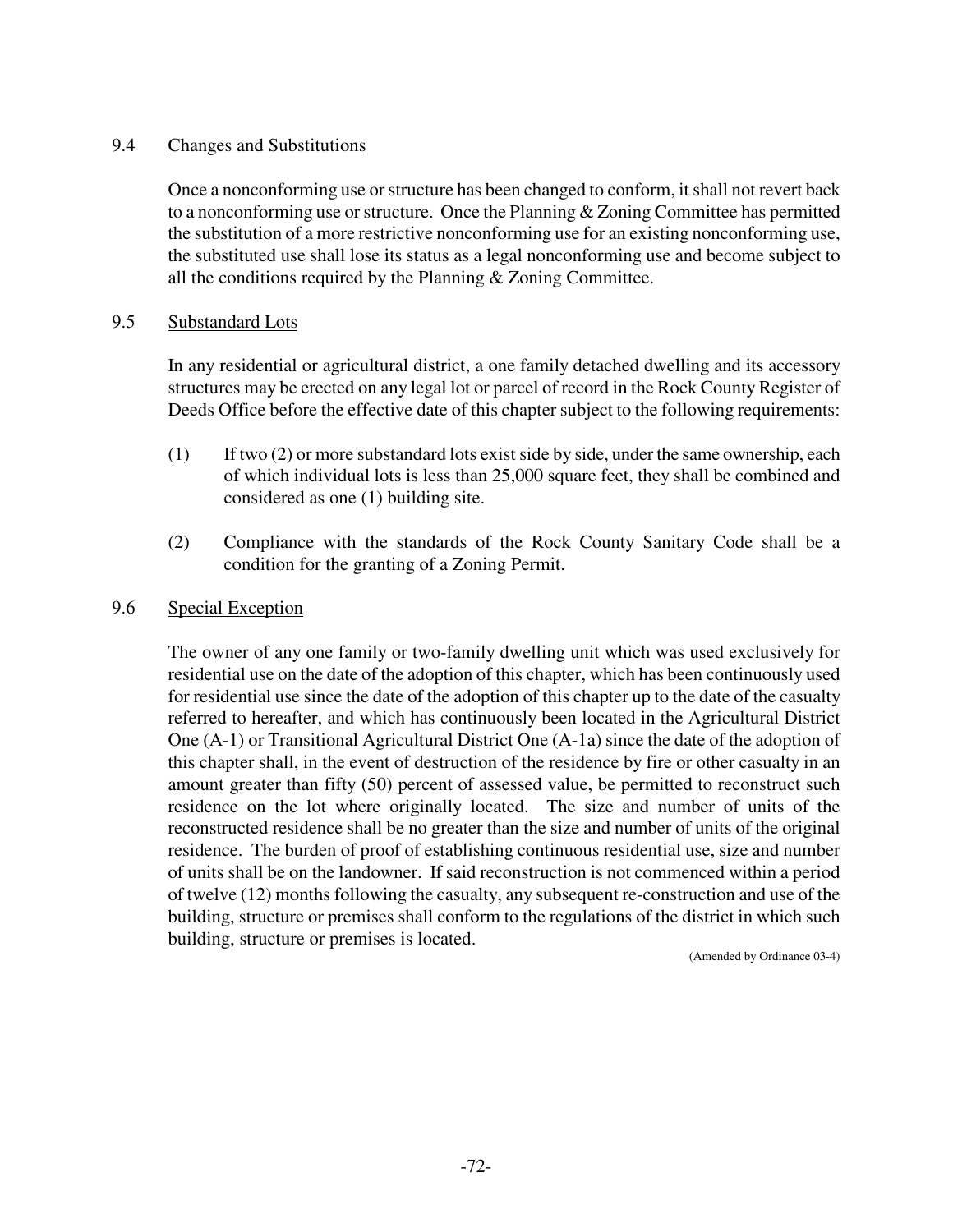## 9.4 Changes and Substitutions

Once a nonconforming use or structure has been changed to conform, it shall not revert back to a nonconforming use or structure. Once the Planning & Zoning Committee has permitted the substitution of a more restrictive nonconforming use for an existing nonconforming use, the substituted use shall lose its status as a legal nonconforming use and become subject to all the conditions required by the Planning & Zoning Committee.

## 9.5 Substandard Lots

In any residential or agricultural district, a one family detached dwelling and its accessory structures may be erected on any legal lot or parcel of record in the Rock County Register of Deeds Office before the effective date of this chapter subject to the following requirements:

(1) If two (2) or more substandard lots exist side by side, under the same ownership, each of which individual lots is less than 25,000 square feet, they shall be combined and considered as one (1) building site.

(2) Compliance with the standards of the Rock County Sanitary Code shall be a condition for the granting of a Zoning Permit.

## 9.6 Special Exception

The owner of any one family or two-family dwelling unit which was used exclusively for residential use on the date of the adoption of this chapter, which has been continuously used for residential use since the date of the adoption of this chapter up to the date of the casualty referred to hereafter, and which has continuously been located in the Agricultural District One (A-1) or Transitional Agricultural District One (A-1a) since the date of the adoption of this chapter shall, in the event of destruction of the residence by fire or other casualty in an amount greater than fifty (50) percent of assessed value, be permitted to reconstruct such residence on the lot where originally located. The size and number of units of the reconstructed residence shall be no greater than the size and number of units of the original residence. The burden of proof of establishing continuous residential use, size and number of units shall be on the landowner. If said reconstruction is not commenced within a period of twelve (12) months following the casualty, any subsequent re-construction and use of the building, structure or premises shall conform to the regulations of the district in which such building, structure or premises is located.

(Amended by Ordinance 03-4)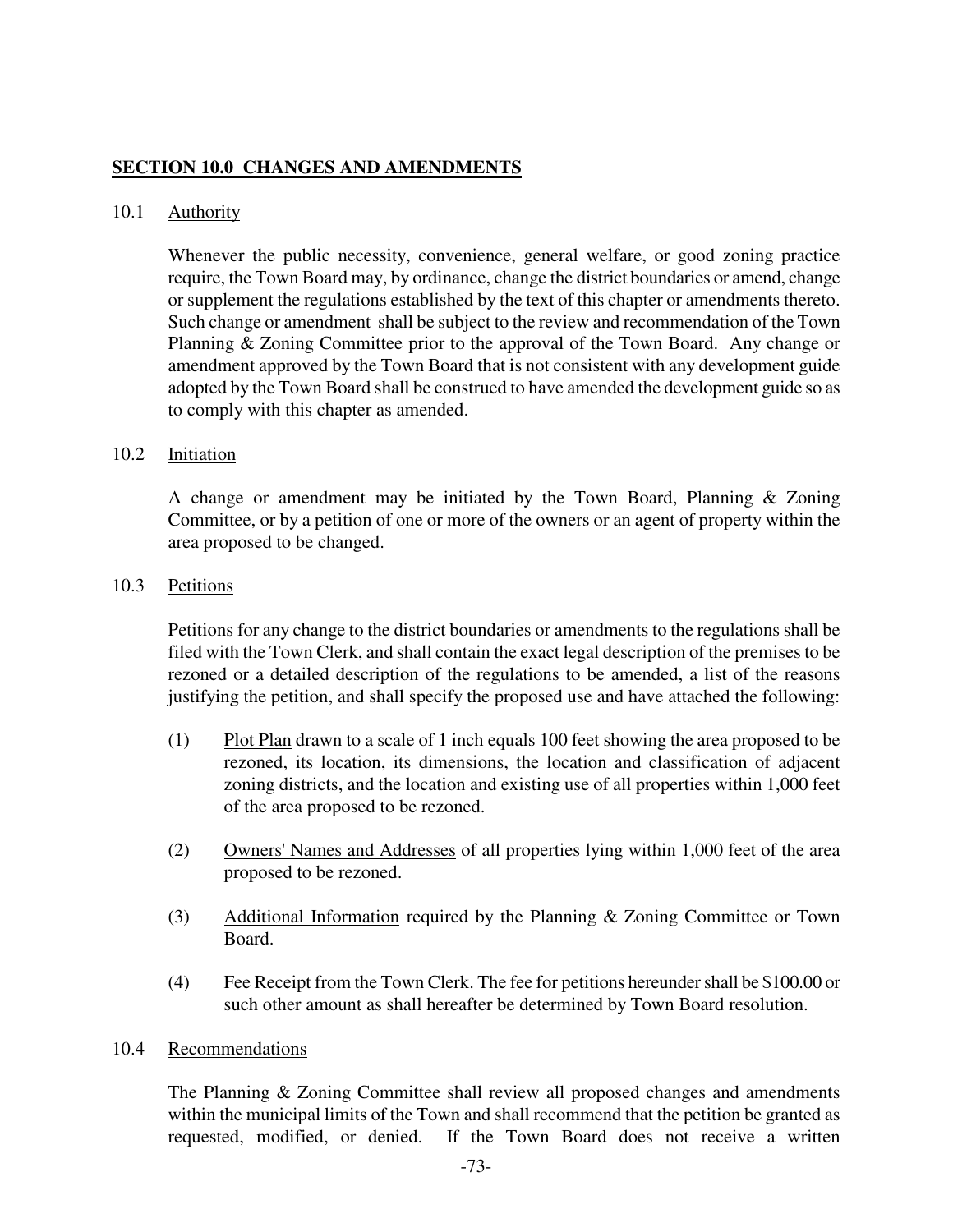## SECTION 10.0 CHANGES AND AMENDMENTS

### 10.1 Authority

Whenever the public necessity, convenience, general welfare, or good zoning practice require, the Town Board may, by ordinance, change the district boundaries or amend, change or supplement the regulations established by the text of this chapter or amendments thereto. Such change or amendment shall be subject to the review and recommendation of the Town Planning & Zoning Committee prior to the approval of the Town Board. Any change or amendment approved by the Town Board that is not consistent with any development guide adopted by the Town Board shall be construed to have amended the development guide so as to comply with this chapter as amended.

### 10.2 Initiation

A change or amendment may be initiated by the Town Board, Planning & Zoning Committee, or by a petition of one or more of the owners or an agent of property within the area proposed to be changed.

### 10.3 Petitions

Petitions for any change to the district boundaries or amendments to the regulations shall be filed with the Town Clerk, and shall contain the exact legal description of the premises to be rezoned or a detailed description of the regulations to be amended, a list of the reasons justifying the petition, and shall specify the proposed use and have attached the following:

(1) Plot Plan drawn to a scale of 1 inch equals 100 feet showing the area proposed to be rezoned, its location, its dimensions, the location and classification of adjacent zoning districts, and the location and existing use of all properties within 1,000 feet of the area proposed to be rezoned.

(2) Owners' Names and Addresses of all properties lying within 1,000 feet of the area proposed to be rezoned.

(3) Additional Information required by the Planning & Zoning Committee or Town Board.

(4) Fee Receipt from the Town Clerk. The fee for petitions hereunder shall be $100.00 or such other amount as shall hereafter be determined by Town Board resolution.

### 10.4 Recommendations

The Planning & Zoning Committee shall review all proposed changes and amendments within the municipal limits of the Town and shall recommend that the petition be granted as requested, modified, or denied. If the Town Board does not receive a written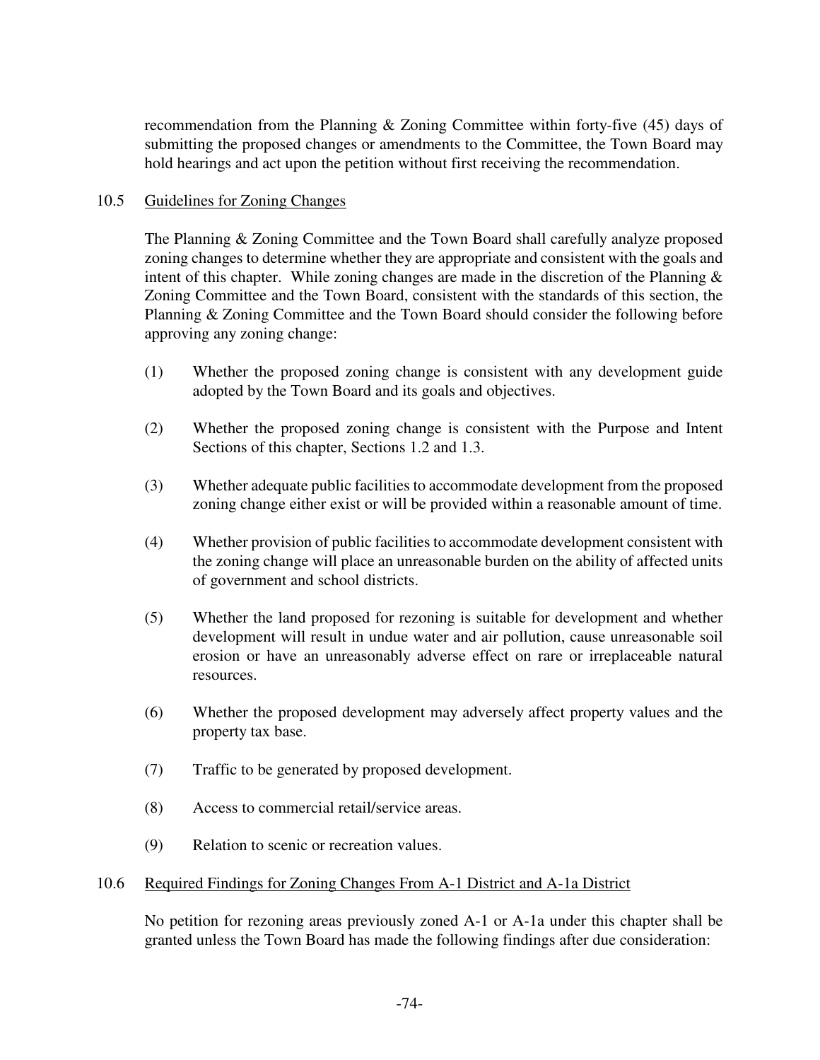recommendation from the Planning & Zoning Committee within forty-five (45) days of submitting the proposed changes or amendments to the Committee, the Town Board may hold hearings and act upon the petition without first receiving the recommendation.

## 10.5 Guidelines for Zoning Changes

The Planning & Zoning Committee and the Town Board shall carefully analyze proposed zoning changes to determine whether they are appropriate and consistent with the goals and intent of this chapter. While zoning changes are made in the discretion of the Planning & Zoning Committee and the Town Board, consistent with the standards of this section, the Planning & Zoning Committee and the Town Board should consider the following before approving any zoning change:

(1) Whether the proposed zoning change is consistent with any development guide adopted by the Town Board and its goals and objectives.

(2) Whether the proposed zoning change is consistent with the Purpose and Intent Sections of this chapter, Sections 1.2 and 1.3.

(3) Whether adequate public facilities to accommodate development from the proposed zoning change either exist or will be provided within a reasonable amount of time.

(4) Whether provision of public facilities to accommodate development consistent with the zoning change will place an unreasonable burden on the ability of affected units of government and school districts.

(5) Whether the land proposed for rezoning is suitable for development and whether development will result in undue water and air pollution, cause unreasonable soil erosion or have an unreasonably adverse effect on rare or irreplaceable natural resources.

(6) Whether the proposed development may adversely affect property values and the property tax base.

(7) Traffic to be generated by proposed development.

(8) Access to commercial retail/service areas.

(9) Relation to scenic or recreation values.

## 10.6 Required Findings for Zoning Changes From A-1 District and A-1a District

No petition for rezoning areas previously zoned A-1 or A-1a under this chapter shall be granted unless the Town Board has made the following findings after due consideration: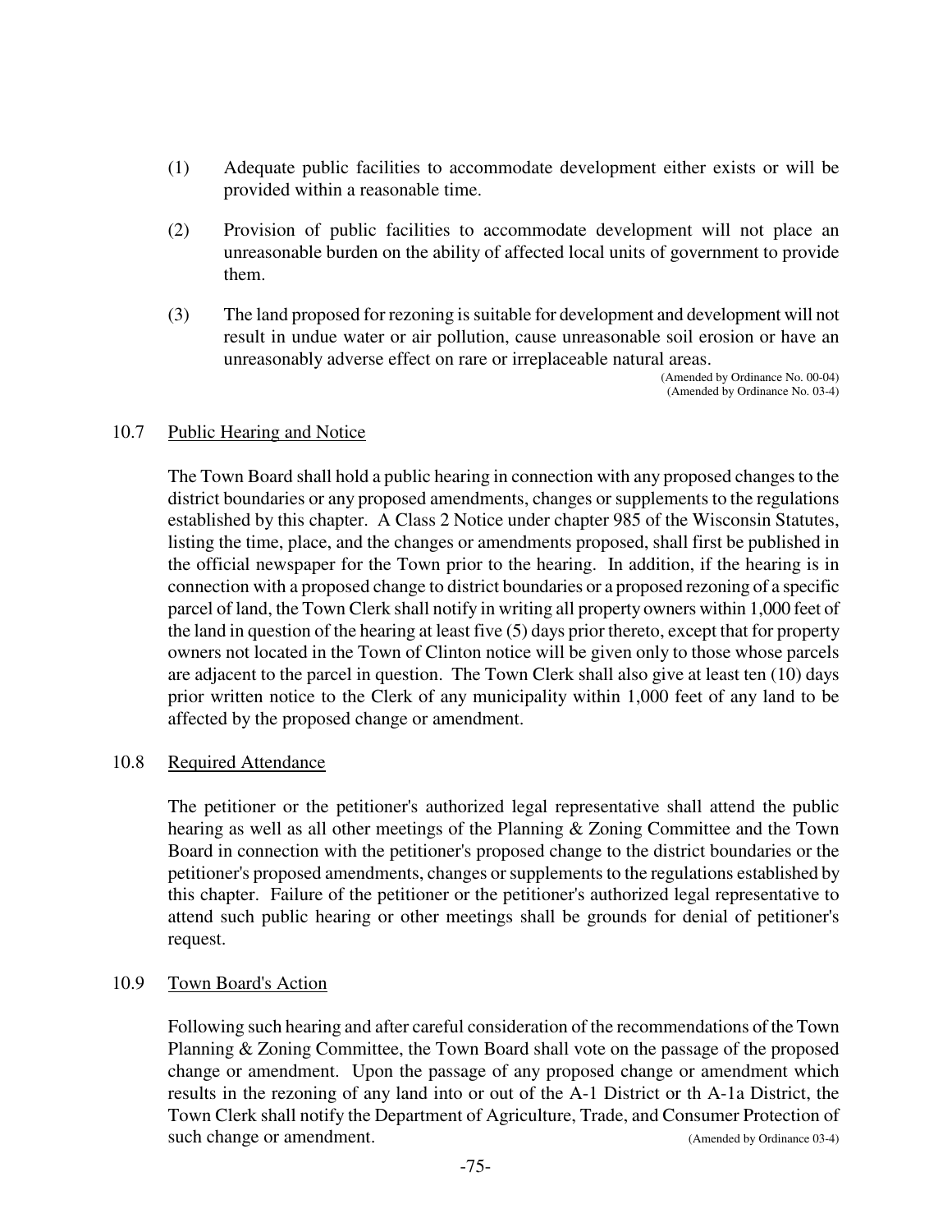(1) Adequate public facilities to accommodate development either exists or will be provided within a reasonable time.

(2) Provision of public facilities to accommodate development will not place an unreasonable burden on the ability of affected local units of government to provide them.

(3) The land proposed for rezoning is suitable for development and development will not result in undue water or air pollution, cause unreasonable soil erosion or have an unreasonably adverse effect on rare or irreplaceable natural areas.

(Amended by Ordinance No. 00-04)
(Amended by Ordinance No. 03-4)

10.7 Public Hearing and Notice

The Town Board shall hold a public hearing in connection with any proposed changes to the district boundaries or any proposed amendments, changes or supplements to the regulations established by this chapter. A Class 2 Notice under chapter 985 of the Wisconsin Statutes, listing the time, place, and the changes or amendments proposed, shall first be published in the official newspaper for the Town prior to the hearing. In addition, if the hearing is in connection with a proposed change to district boundaries or a proposed rezoning of a specific parcel of land, the Town Clerk shall notify in writing all property owners within 1,000 feet of the land in question of the hearing at least five (5) days prior thereto, except that for property owners not located in the Town of Clinton notice will be given only to those whose parcels are adjacent to the parcel in question. The Town Clerk shall also give at least ten (10) days prior written notice to the Clerk of any municipality within 1,000 feet of any land to be affected by the proposed change or amendment.

10.8 Required Attendance

The petitioner or the petitioner's authorized legal representative shall attend the public hearing as well as all other meetings of the Planning & Zoning Committee and the Town Board in connection with the petitioner's proposed change to the district boundaries or the petitioner's proposed amendments, changes or supplements to the regulations established by this chapter. Failure of the petitioner or the petitioner's authorized legal representative to attend such public hearing or other meetings shall be grounds for denial of petitioner's request.

10.9 Town Board's Action

Following such hearing and after careful consideration of the recommendations of the Town Planning & Zoning Committee, the Town Board shall vote on the passage of the proposed change or amendment. Upon the passage of any proposed change or amendment which results in the rezoning of any land into or out of the A-1 District or th A-1a District, the Town Clerk shall notify the Department of Agriculture, Trade, and Consumer Protection of such change or amendment. (Amended by Ordinance 03-4)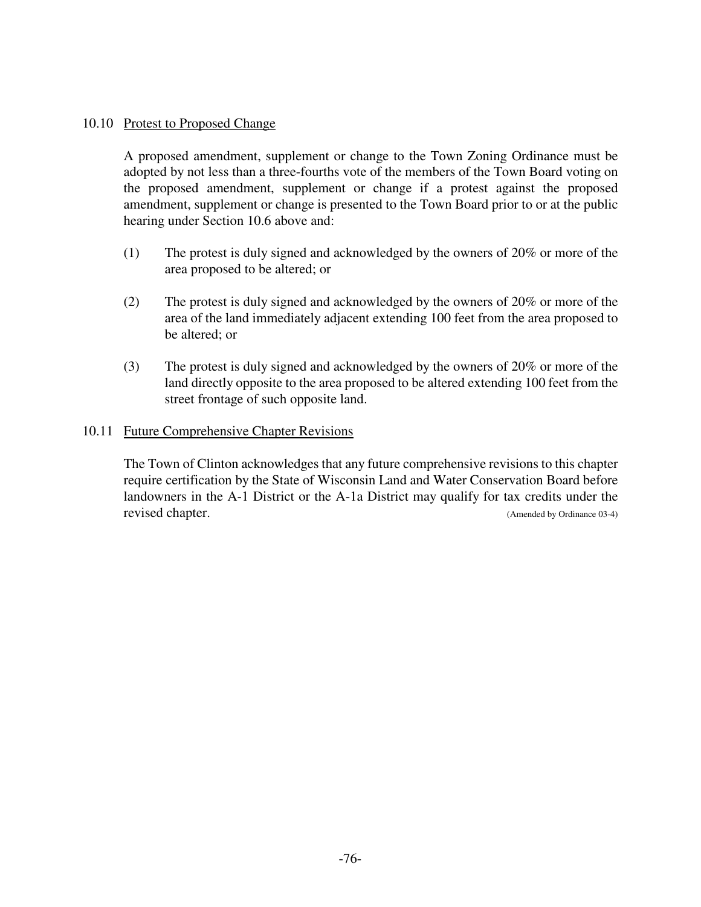### 10.10 Protest to Proposed Change

A proposed amendment, supplement or change to the Town Zoning Ordinance must be adopted by not less than a three-fourths vote of the members of the Town Board voting on the proposed amendment, supplement or change if a protest against the proposed amendment, supplement or change is presented to the Town Board prior to or at the public hearing under Section 10.6 above and:

(1) The protest is duly signed and acknowledged by the owners of 20% or more of the area proposed to be altered; or

(2) The protest is duly signed and acknowledged by the owners of 20% or more of the area of the land immediately adjacent extending 100 feet from the area proposed to be altered; or

(3) The protest is duly signed and acknowledged by the owners of 20% or more of the land directly opposite to the area proposed to be altered extending 100 feet from the street frontage of such opposite land.

### 10.11 Future Comprehensive Chapter Revisions

The Town of Clinton acknowledges that any future comprehensive revisions to this chapter require certification by the State of Wisconsin Land and Water Conservation Board before landowners in the A-1 District or the A-1a District may qualify for tax credits under the revised chapter. (Amended by Ordinance 03-4)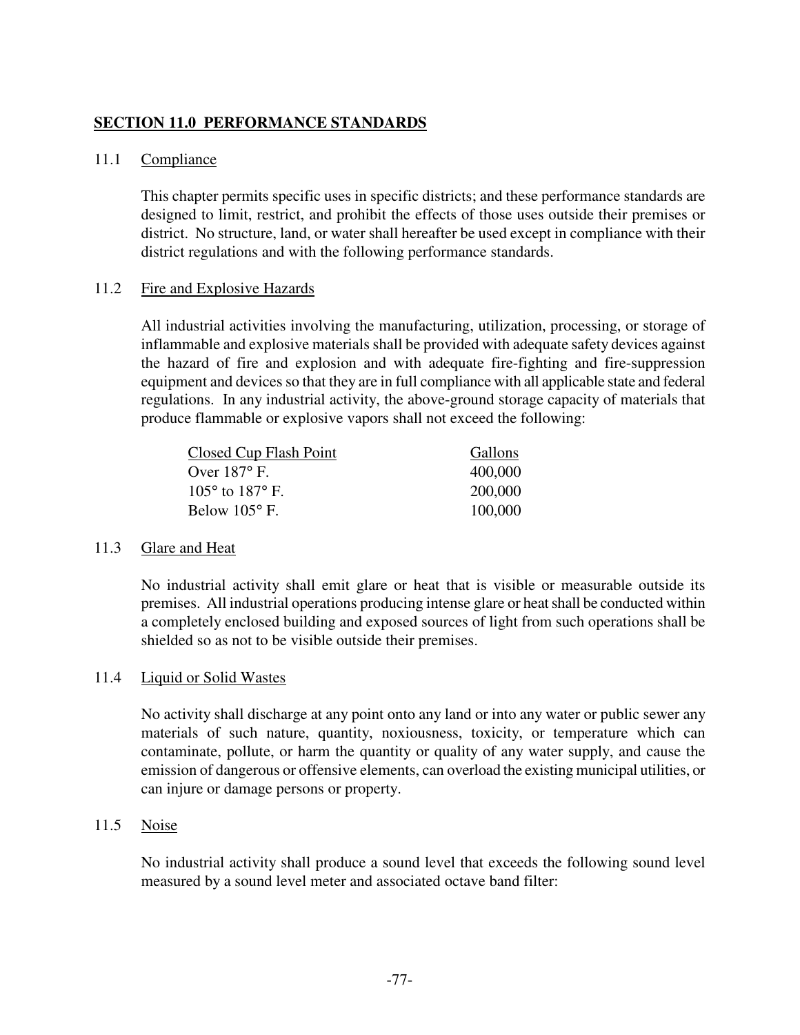## SECTION 11.0 PERFORMANCE STANDARDS

### 11.1 Compliance

This chapter permits specific uses in specific districts; and these performance standards are designed to limit, restrict, and prohibit the effects of those uses outside their premises or district. No structure, land, or water shall hereafter be used except in compliance with their district regulations and with the following performance standards.

### 11.2 Fire and Explosive Hazards

All industrial activities involving the manufacturing, utilization, processing, or storage of inflammable and explosive materials shall be provided with adequate safety devices against the hazard of fire and explosion and with adequate fire-fighting and fire-suppression equipment and devices so that they are in full compliance with all applicable state and federal regulations. In any industrial activity, the above-ground storage capacity of materials that produce flammable or explosive vapors shall not exceed the following:

| Closed Cup Flash Point | Gallons |
|---|---|
| Over 187° F. | 400,000 |
| 105° to 187° F. | 200,000 |
| Below 105° F. | 100,000 |

### 11.3 Glare and Heat

No industrial activity shall emit glare or heat that is visible or measurable outside its premises. All industrial operations producing intense glare or heat shall be conducted within a completely enclosed building and exposed sources of light from such operations shall be shielded so as not to be visible outside their premises.

### 11.4 Liquid or Solid Wastes

No activity shall discharge at any point onto any land or into any water or public sewer any materials of such nature, quantity, noxiousness, toxicity, or temperature which can contaminate, pollute, or harm the quantity or quality of any water supply, and cause the emission of dangerous or offensive elements, can overload the existing municipal utilities, or can injure or damage persons or property.

### 11.5 Noise

No industrial activity shall produce a sound level that exceeds the following sound level measured by a sound level meter and associated octave band filter: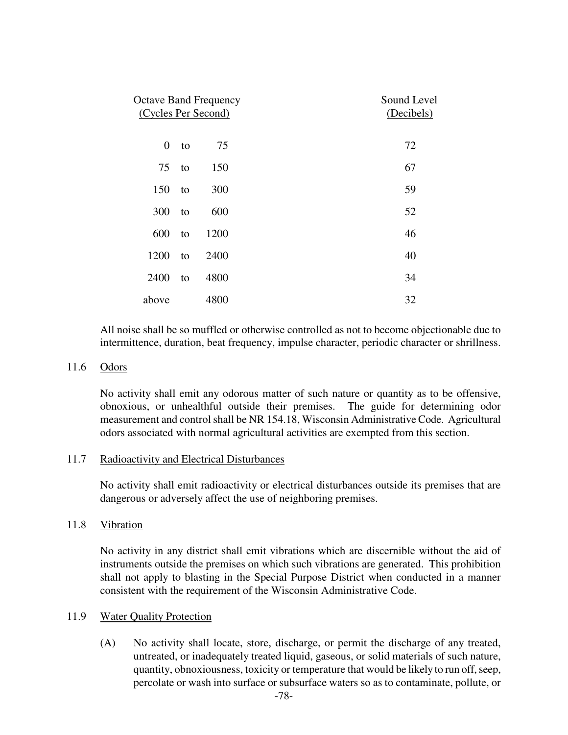| Octave Band Frequency (Cycles Per Second) | Sound Level (Decibels) |
|---|---|
| 0 to 75 | 72 |
| 75 to 150 | 67 |
| 150 to 300 | 59 |
| 300 to 600 | 52 |
| 600 to 1200 | 46 |
| 1200 to 2400 | 40 |
| 2400 to 4800 | 34 |
| above 4800 | 32 |

All noise shall be so muffled or otherwise controlled as not to become objectionable due to intermittence, duration, beat frequency, impulse character, periodic character or shrillness.

### 11.6 Odors

No activity shall emit any odorous matter of such nature or quantity as to be offensive, obnoxious, or unhealthful outside their premises. The guide for determining odor measurement and control shall be NR 154.18, Wisconsin Administrative Code. Agricultural odors associated with normal agricultural activities are exempted from this section.

### 11.7 Radioactivity and Electrical Disturbances

No activity shall emit radioactivity or electrical disturbances outside its premises that are dangerous or adversely affect the use of neighboring premises.

### 11.8 Vibration

No activity in any district shall emit vibrations which are discernible without the aid of instruments outside the premises on which such vibrations are generated. This prohibition shall not apply to blasting in the Special Purpose District when conducted in a manner consistent with the requirement of the Wisconsin Administrative Code.

### 11.9 Water Quality Protection

(A) No activity shall locate, store, discharge, or permit the discharge of any treated, untreated, or inadequately treated liquid, gaseous, or solid materials of such nature, quantity, obnoxiousness, toxicity or temperature that would be likely to run off, seep, percolate or wash into surface or subsurface waters so as to contaminate, pollute, or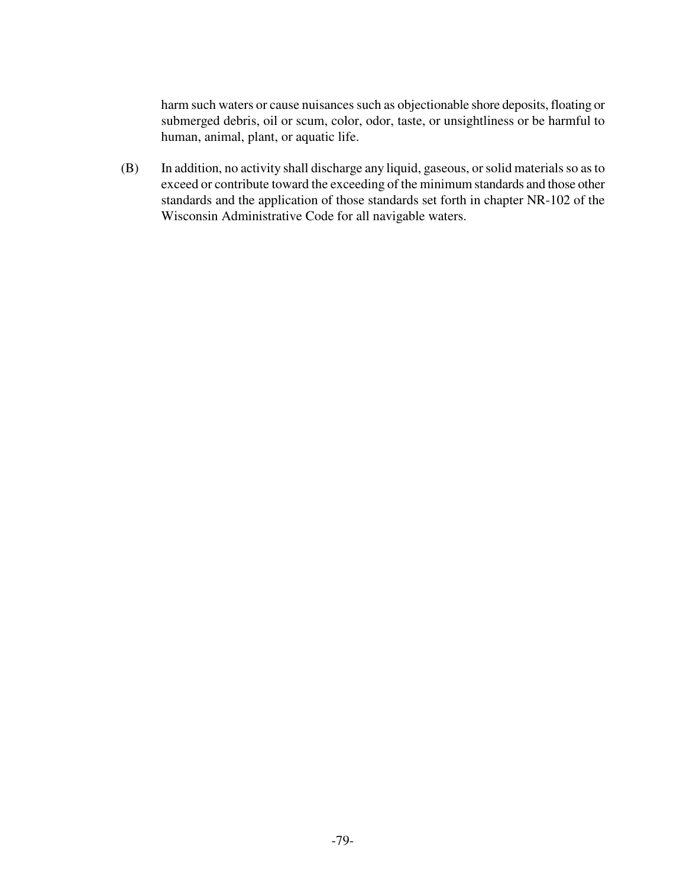harm such waters or cause nuisances such as objectionable shore deposits, floating or submerged debris, oil or scum, color, odor, taste, or unsightliness or be harmful to human, animal, plant, or aquatic life.

(B) In addition, no activity shall discharge any liquid, gaseous, or solid materials so as to exceed or contribute toward the exceeding of the minimum standards and those other standards and the application of those standards set forth in chapter NR-102 of the Wisconsin Administrative Code for all navigable waters.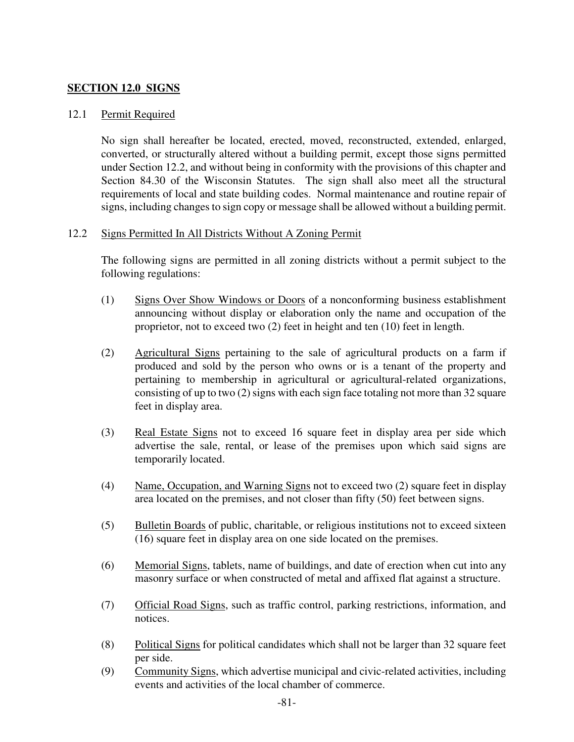## SECTION 12.0 SIGNS

### 12.1 Permit Required

No sign shall hereafter be located, erected, moved, reconstructed, extended, enlarged, converted, or structurally altered without a building permit, except those signs permitted under Section 12.2, and without being in conformity with the provisions of this chapter and Section 84.30 of the Wisconsin Statutes. The sign shall also meet all the structural requirements of local and state building codes. Normal maintenance and routine repair of signs, including changes to sign copy or message shall be allowed without a building permit.

### 12.2 Signs Permitted In All Districts Without A Zoning Permit

The following signs are permitted in all zoning districts without a permit subject to the following regulations:

(1) Signs Over Show Windows or Doors of a nonconforming business establishment announcing without display or elaboration only the name and occupation of the proprietor, not to exceed two (2) feet in height and ten (10) feet in length.

(2) Agricultural Signs pertaining to the sale of agricultural products on a farm if produced and sold by the person who owns or is a tenant of the property and pertaining to membership in agricultural or agricultural-related organizations, consisting of up to two (2) signs with each sign face totaling not more than 32 square feet in display area.

(3) Real Estate Signs not to exceed 16 square feet in display area per side which advertise the sale, rental, or lease of the premises upon which said signs are temporarily located.

(4) Name, Occupation, and Warning Signs not to exceed two (2) square feet in display area located on the premises, and not closer than fifty (50) feet between signs.

(5) Bulletin Boards of public, charitable, or religious institutions not to exceed sixteen (16) square feet in display area on one side located on the premises.

(6) Memorial Signs, tablets, name of buildings, and date of erection when cut into any masonry surface or when constructed of metal and affixed flat against a structure.

(7) Official Road Signs, such as traffic control, parking restrictions, information, and notices.

(8) Political Signs for political candidates which shall not be larger than 32 square feet per side.

(9) Community Signs, which advertise municipal and civic-related activities, including events and activities of the local chamber of commerce.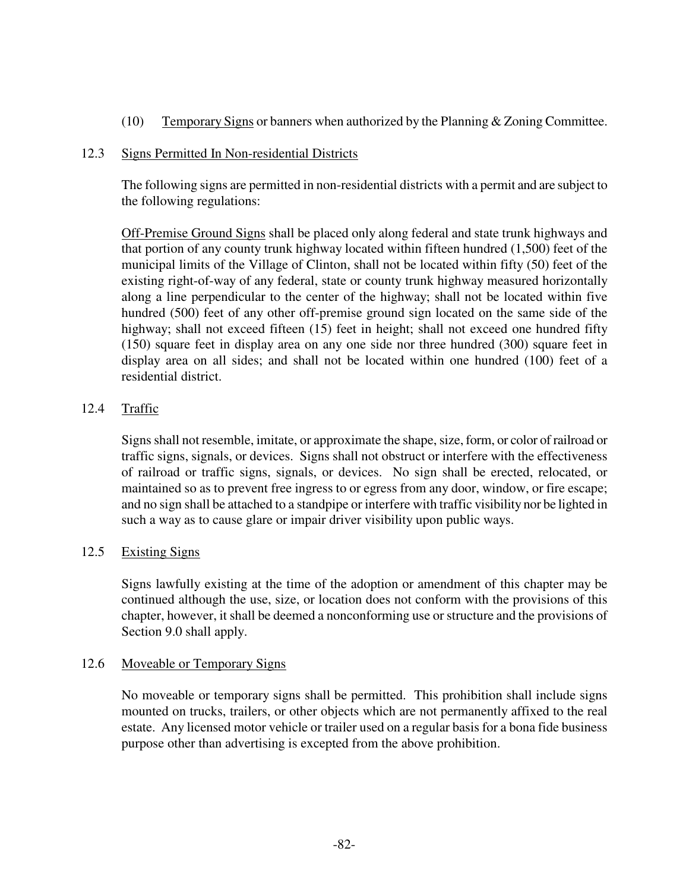(10) Temporary Signs or banners when authorized by the Planning & Zoning Committee.

## 12.3 Signs Permitted In Non-residential Districts

The following signs are permitted in non-residential districts with a permit and are subject to the following regulations:

Off-Premise Ground Signs shall be placed only along federal and state trunk highways and that portion of any county trunk highway located within fifteen hundred (1,500) feet of the municipal limits of the Village of Clinton, shall not be located within fifty (50) feet of the existing right-of-way of any federal, state or county trunk highway measured horizontally along a line perpendicular to the center of the highway; shall not be located within five hundred (500) feet of any other off-premise ground sign located on the same side of the highway; shall not exceed fifteen (15) feet in height; shall not exceed one hundred fifty (150) square feet in display area on any one side nor three hundred (300) square feet in display area on all sides; and shall not be located within one hundred (100) feet of a residential district.

## 12.4 Traffic

Signs shall not resemble, imitate, or approximate the shape, size, form, or color of railroad or traffic signs, signals, or devices. Signs shall not obstruct or interfere with the effectiveness of railroad or traffic signs, signals, or devices. No sign shall be erected, relocated, or maintained so as to prevent free ingress to or egress from any door, window, or fire escape; and no sign shall be attached to a standpipe or interfere with traffic visibility nor be lighted in such a way as to cause glare or impair driver visibility upon public ways.

## 12.5 Existing Signs

Signs lawfully existing at the time of the adoption or amendment of this chapter may be continued although the use, size, or location does not conform with the provisions of this chapter, however, it shall be deemed a nonconforming use or structure and the provisions of Section 9.0 shall apply.

## 12.6 Moveable or Temporary Signs

No moveable or temporary signs shall be permitted. This prohibition shall include signs mounted on trucks, trailers, or other objects which are not permanently affixed to the real estate. Any licensed motor vehicle or trailer used on a regular basis for a bona fide business purpose other than advertising is excepted from the above prohibition.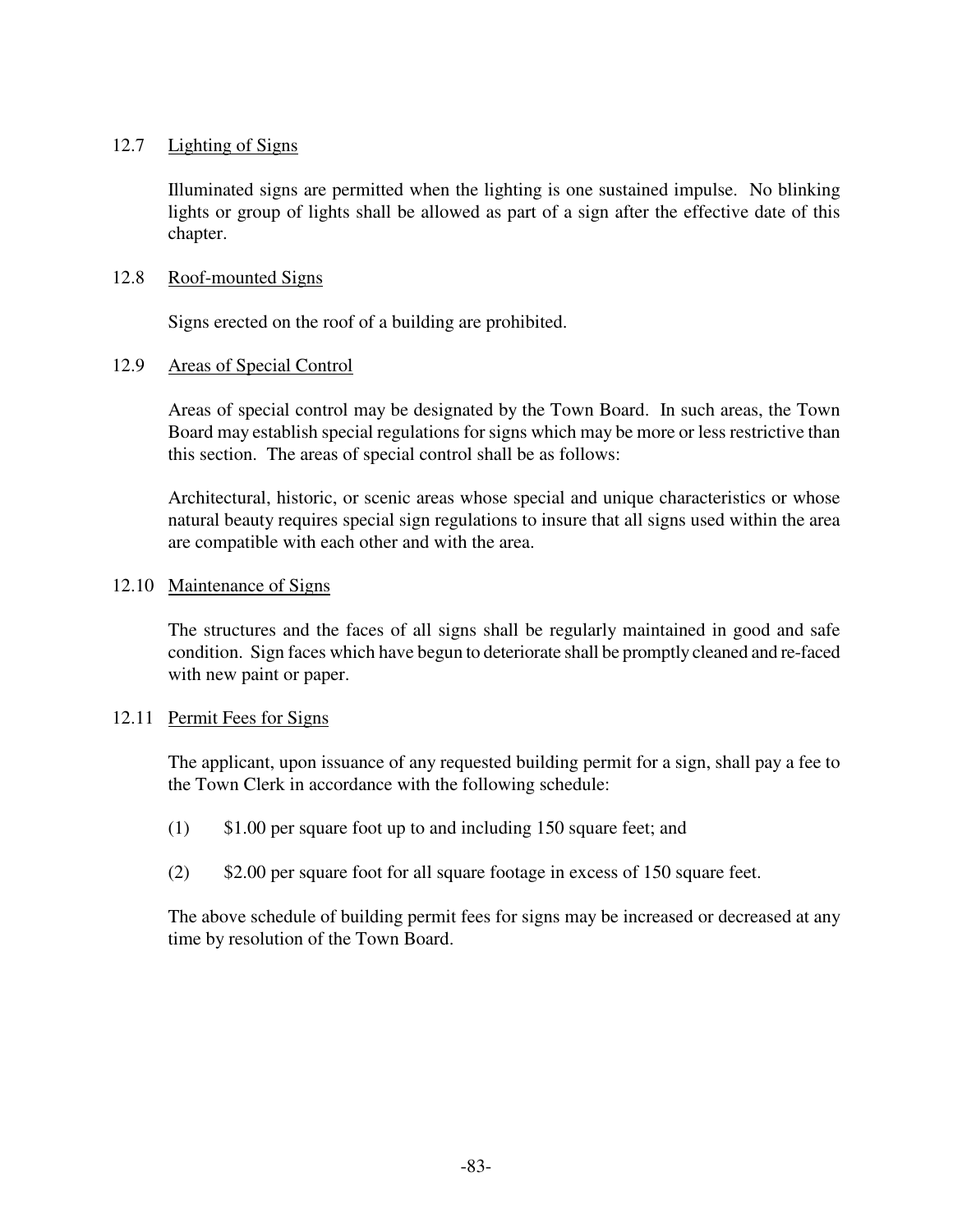### 12.7 Lighting of Signs

Illuminated signs are permitted when the lighting is one sustained impulse. No blinking lights or group of lights shall be allowed as part of a sign after the effective date of this chapter.

### 12.8 Roof-mounted Signs

Signs erected on the roof of a building are prohibited.

### 12.9 Areas of Special Control

Areas of special control may be designated by the Town Board. In such areas, the Town Board may establish special regulations for signs which may be more or less restrictive than this section. The areas of special control shall be as follows:

Architectural, historic, or scenic areas whose special and unique characteristics or whose natural beauty requires special sign regulations to insure that all signs used within the area are compatible with each other and with the area.

### 12.10 Maintenance of Signs

The structures and the faces of all signs shall be regularly maintained in good and safe condition. Sign faces which have begun to deteriorate shall be promptly cleaned and re-faced with new paint or paper.

### 12.11 Permit Fees for Signs

The applicant, upon issuance of any requested building permit for a sign, shall pay a fee to the Town Clerk in accordance with the following schedule:

(1) $1.00 per square foot up to and including 150 square feet; and

(2) $2.00 per square foot for all square footage in excess of 150 square feet.

The above schedule of building permit fees for signs may be increased or decreased at any time by resolution of the Town Board.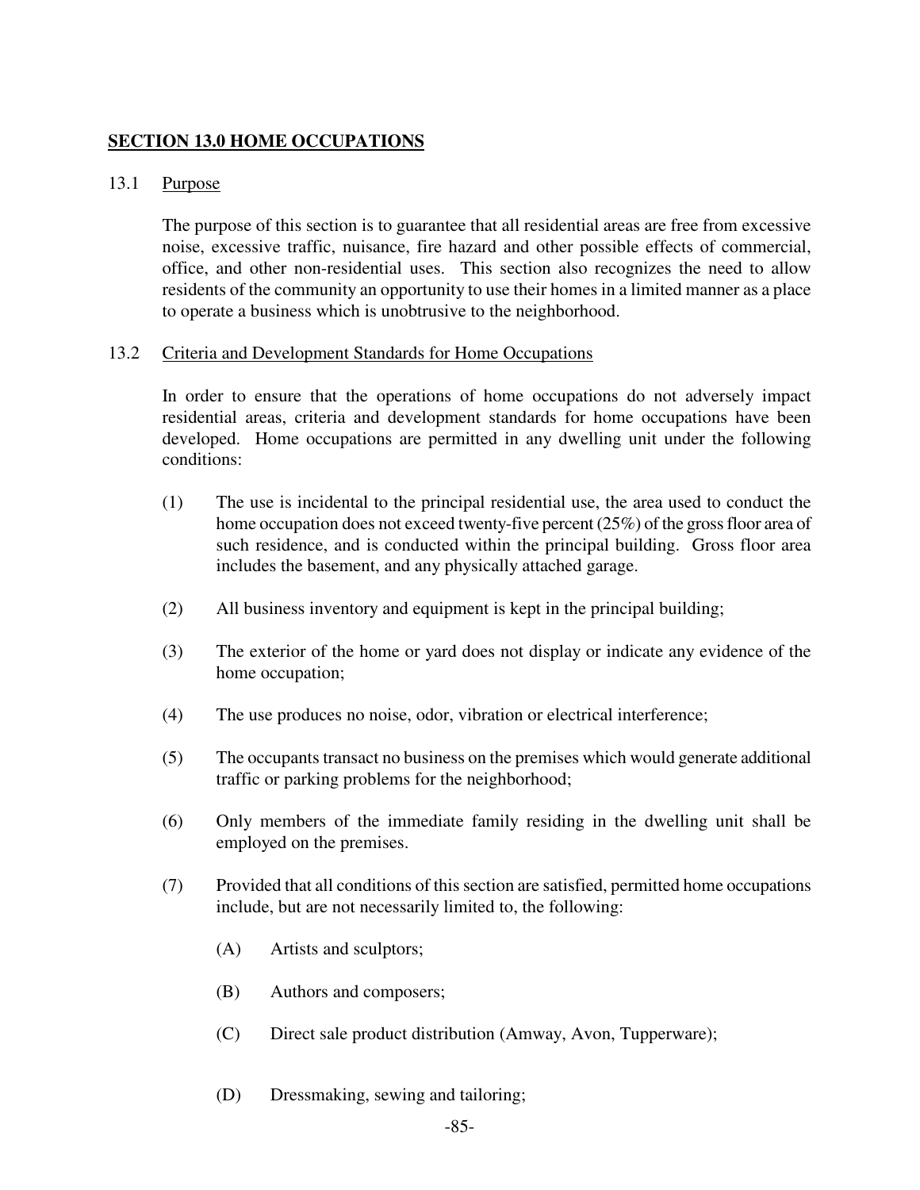## SECTION 13.0 HOME OCCUPATIONS

### 13.1 Purpose

The purpose of this section is to guarantee that all residential areas are free from excessive noise, excessive traffic, nuisance, fire hazard and other possible effects of commercial, office, and other non-residential uses. This section also recognizes the need to allow residents of the community an opportunity to use their homes in a limited manner as a place to operate a business which is unobtrusive to the neighborhood.

### 13.2 Criteria and Development Standards for Home Occupations

In order to ensure that the operations of home occupations do not adversely impact residential areas, criteria and development standards for home occupations have been developed. Home occupations are permitted in any dwelling unit under the following conditions:

(1) The use is incidental to the principal residential use, the area used to conduct the home occupation does not exceed twenty-five percent (25%) of the gross floor area of such residence, and is conducted within the principal building. Gross floor area includes the basement, and any physically attached garage.

(2) All business inventory and equipment is kept in the principal building;

(3) The exterior of the home or yard does not display or indicate any evidence of the home occupation;

(4) The use produces no noise, odor, vibration or electrical interference;

(5) The occupants transact no business on the premises which would generate additional traffic or parking problems for the neighborhood;

(6) Only members of the immediate family residing in the dwelling unit shall be employed on the premises.

(7) Provided that all conditions of this section are satisfied, permitted home occupations include, but are not necessarily limited to, the following:

(A) Artists and sculptors;

(B) Authors and composers;

(C) Direct sale product distribution (Amway, Avon, Tupperware);

(D) Dressmaking, sewing and tailoring;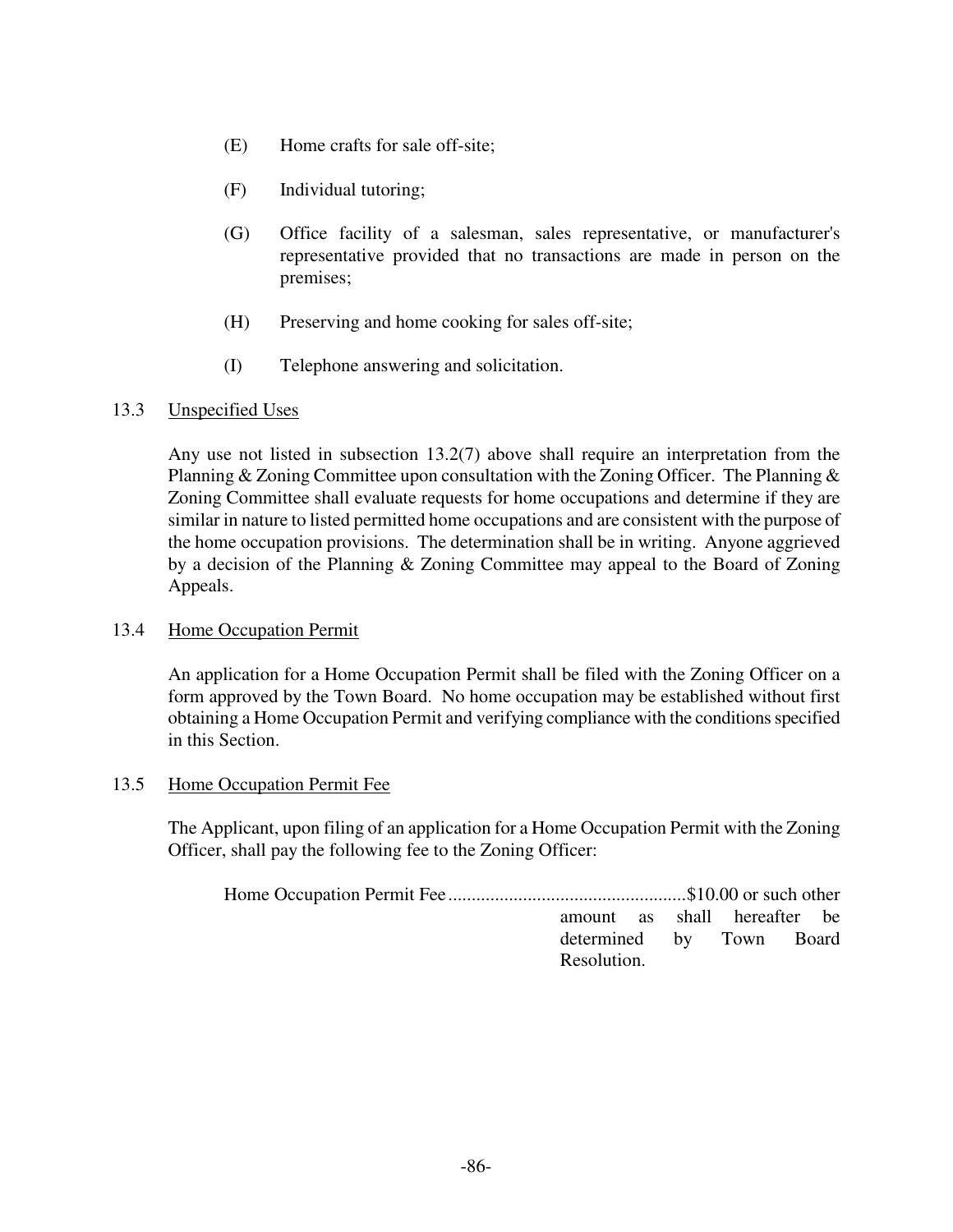(E) Home crafts for sale off-site;

(F) Individual tutoring;

(G) Office facility of a salesman, sales representative, or manufacturer's representative provided that no transactions are made in person on the premises;

(H) Preserving and home cooking for sales off-site;

(I) Telephone answering and solicitation.

13.3 Unspecified Uses

Any use not listed in subsection 13.2(7) above shall require an interpretation from the Planning & Zoning Committee upon consultation with the Zoning Officer. The Planning & Zoning Committee shall evaluate requests for home occupations and determine if they are similar in nature to listed permitted home occupations and are consistent with the purpose of the home occupation provisions. The determination shall be in writing. Anyone aggrieved by a decision of the Planning & Zoning Committee may appeal to the Board of Zoning Appeals.

13.4 Home Occupation Permit

An application for a Home Occupation Permit shall be filed with the Zoning Officer on a form approved by the Town Board. No home occupation may be established without first obtaining a Home Occupation Permit and verifying compliance with the conditions specified in this Section.

13.5 Home Occupation Permit Fee

The Applicant, upon filing of an application for a Home Occupation Permit with the Zoning Officer, shall pay the following fee to the Zoning Officer:

Home Occupation Permit Fee ..................................................$10.00 or such other amount as shall hereafter be determined by Town Board Resolution.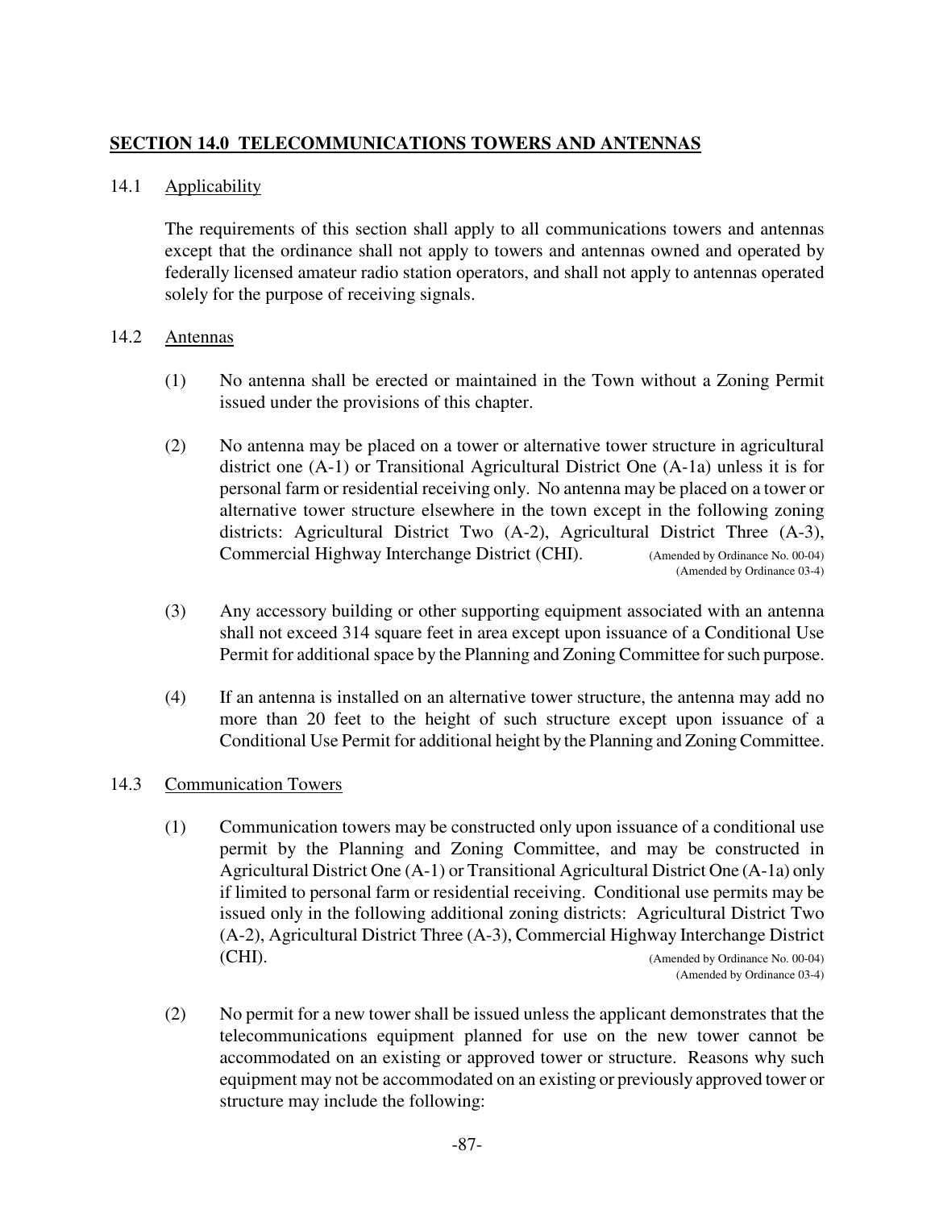## **SECTION 14.0 TELECOMMUNICATIONS TOWERS AND ANTENNAS**

14.1 Applicability

The requirements of this section shall apply to all communications towers and antennas except that the ordinance shall not apply to towers and antennas owned and operated by federally licensed amateur radio station operators, and shall not apply to antennas operated solely for the purpose of receiving signals.

14.2 Antennas

(1) No antenna shall be erected or maintained in the Town without a Zoning Permit issued under the provisions of this chapter.

(2) No antenna may be placed on a tower or alternative tower structure in agricultural district one (A-1) or Transitional Agricultural District One (A-1a) unless it is for personal farm or residential receiving only. No antenna may be placed on a tower or alternative tower structure elsewhere in the town except in the following zoning districts: Agricultural District Two (A-2), Agricultural District Three (A-3), Commercial Highway Interchange District (CHI). (Amended by Ordinance No. 00-04) (Amended by Ordinance 03-4)

(3) Any accessory building or other supporting equipment associated with an antenna shall not exceed 314 square feet in area except upon issuance of a Conditional Use Permit for additional space by the Planning and Zoning Committee for such purpose.

(4) If an antenna is installed on an alternative tower structure, the antenna may add no more than 20 feet to the height of such structure except upon issuance of a Conditional Use Permit for additional height by the Planning and Zoning Committee.

14.3 Communication Towers

(1) Communication towers may be constructed only upon issuance of a conditional use permit by the Planning and Zoning Committee, and may be constructed in Agricultural District One (A-1) or Transitional Agricultural District One (A-1a) only if limited to personal farm or residential receiving. Conditional use permits may be issued only in the following additional zoning districts: Agricultural District Two (A-2), Agricultural District Three (A-3), Commercial Highway Interchange District (CHI). (Amended by Ordinance No. 00-04) (Amended by Ordinance 03-4)

(2) No permit for a new tower shall be issued unless the applicant demonstrates that the telecommunications equipment planned for use on the new tower cannot be accommodated on an existing or approved tower or structure. Reasons why such equipment may not be accommodated on an existing or previously approved tower or structure may include the following: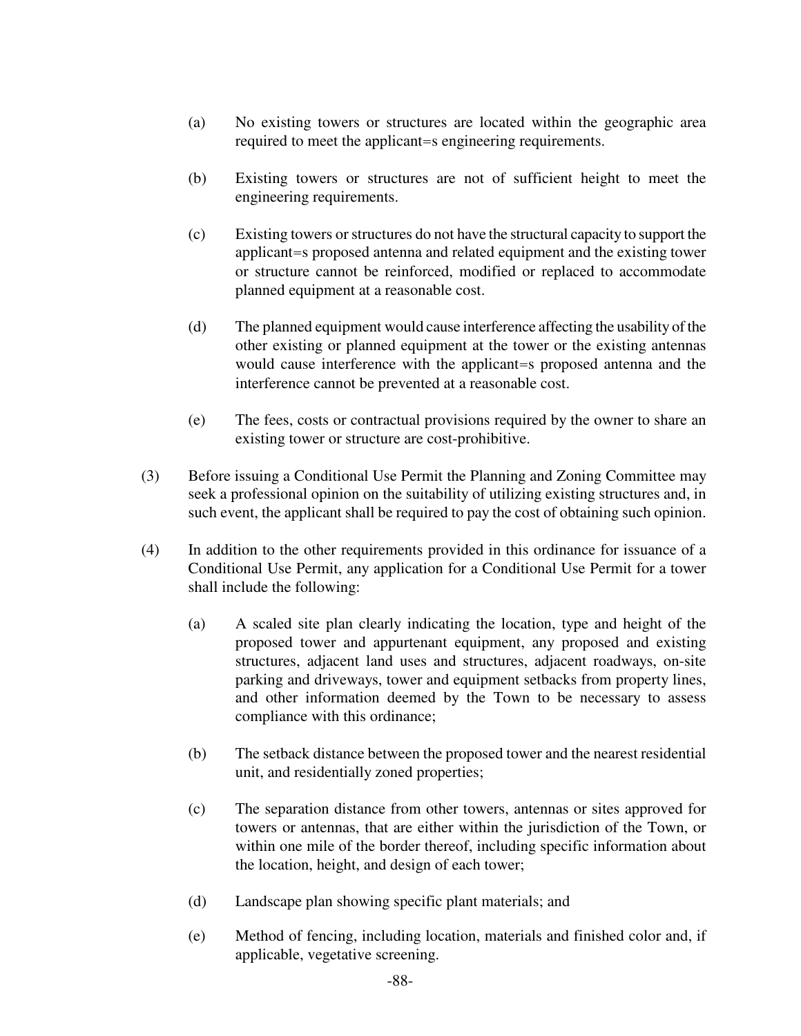(a) No existing towers or structures are located within the geographic area required to meet the applicant=s engineering requirements.

(b) Existing towers or structures are not of sufficient height to meet the engineering requirements.

(c) Existing towers or structures do not have the structural capacity to support the applicant=s proposed antenna and related equipment and the existing tower or structure cannot be reinforced, modified or replaced to accommodate planned equipment at a reasonable cost.

(d) The planned equipment would cause interference affecting the usability of the other existing or planned equipment at the tower or the existing antennas would cause interference with the applicant=s proposed antenna and the interference cannot be prevented at a reasonable cost.

(e) The fees, costs or contractual provisions required by the owner to share an existing tower or structure are cost-prohibitive.

(3) Before issuing a Conditional Use Permit the Planning and Zoning Committee may seek a professional opinion on the suitability of utilizing existing structures and, in such event, the applicant shall be required to pay the cost of obtaining such opinion.

(4) In addition to the other requirements provided in this ordinance for issuance of a Conditional Use Permit, any application for a Conditional Use Permit for a tower shall include the following:

(a) A scaled site plan clearly indicating the location, type and height of the proposed tower and appurtenant equipment, any proposed and existing structures, adjacent land uses and structures, adjacent roadways, on-site parking and driveways, tower and equipment setbacks from property lines, and other information deemed by the Town to be necessary to assess compliance with this ordinance;

(b) The setback distance between the proposed tower and the nearest residential unit, and residentially zoned properties;

(c) The separation distance from other towers, antennas or sites approved for towers or antennas, that are either within the jurisdiction of the Town, or within one mile of the border thereof, including specific information about the location, height, and design of each tower;

(d) Landscape plan showing specific plant materials; and

(e) Method of fencing, including location, materials and finished color and, if applicable, vegetative screening.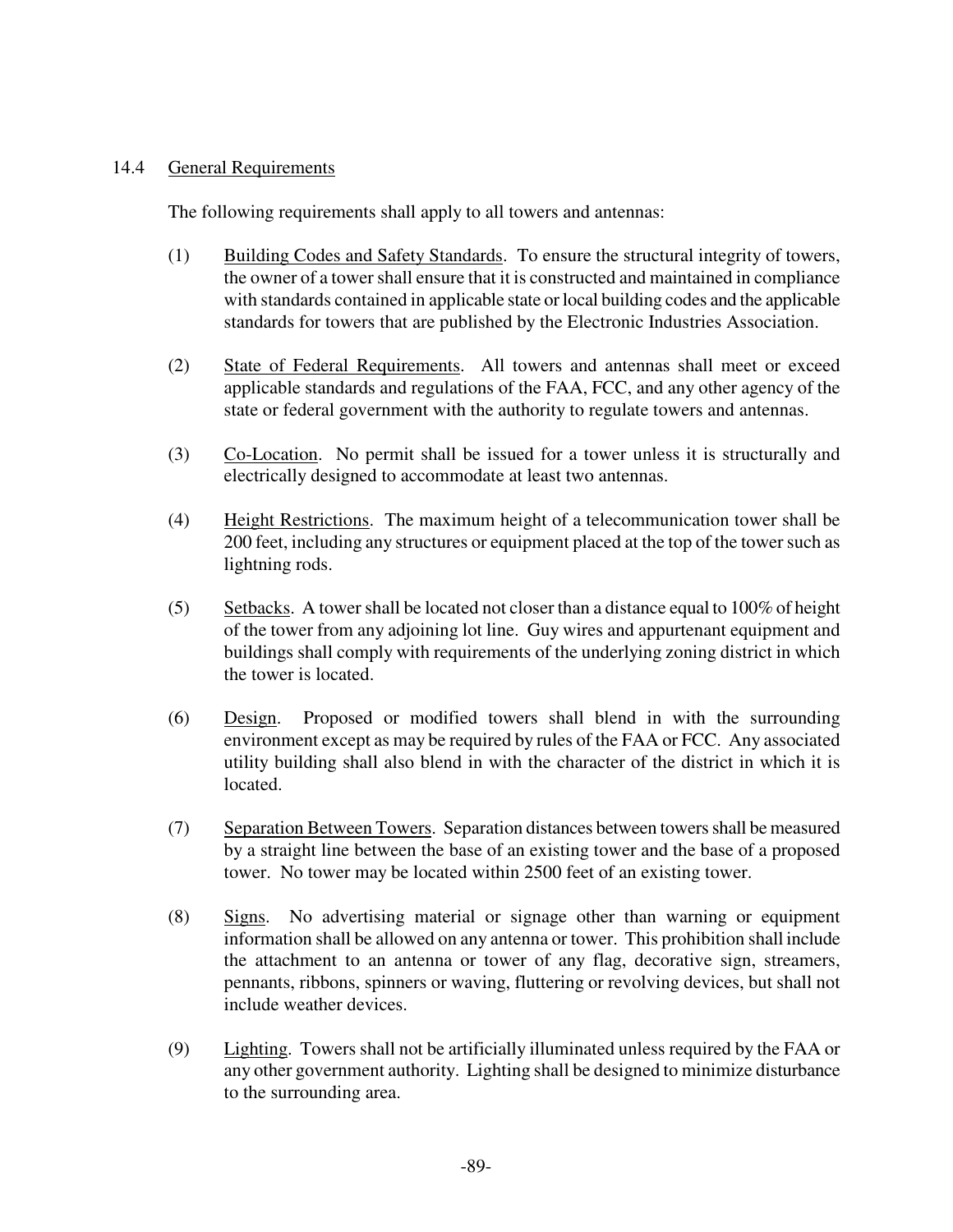## 14.4 General Requirements

The following requirements shall apply to all towers and antennas:

(1) Building Codes and Safety Standards. To ensure the structural integrity of towers, the owner of a tower shall ensure that it is constructed and maintained in compliance with standards contained in applicable state or local building codes and the applicable standards for towers that are published by the Electronic Industries Association.

(2) State of Federal Requirements. All towers and antennas shall meet or exceed applicable standards and regulations of the FAA, FCC, and any other agency of the state or federal government with the authority to regulate towers and antennas.

(3) Co-Location. No permit shall be issued for a tower unless it is structurally and electrically designed to accommodate at least two antennas.

(4) Height Restrictions. The maximum height of a telecommunication tower shall be 200 feet, including any structures or equipment placed at the top of the tower such as lightning rods.

(5) Setbacks. A tower shall be located not closer than a distance equal to 100% of height of the tower from any adjoining lot line. Guy wires and appurtenant equipment and buildings shall comply with requirements of the underlying zoning district in which the tower is located.

(6) Design. Proposed or modified towers shall blend in with the surrounding environment except as may be required by rules of the FAA or FCC. Any associated utility building shall also blend in with the character of the district in which it is located.

(7) Separation Between Towers. Separation distances between towers shall be measured by a straight line between the base of an existing tower and the base of a proposed tower. No tower may be located within 2500 feet of an existing tower.

(8) Signs. No advertising material or signage other than warning or equipment information shall be allowed on any antenna or tower. This prohibition shall include the attachment to an antenna or tower of any flag, decorative sign, streamers, pennants, ribbons, spinners or waving, fluttering or revolving devices, but shall not include weather devices.

(9) Lighting. Towers shall not be artificially illuminated unless required by the FAA or any other government authority. Lighting shall be designed to minimize disturbance to the surrounding area.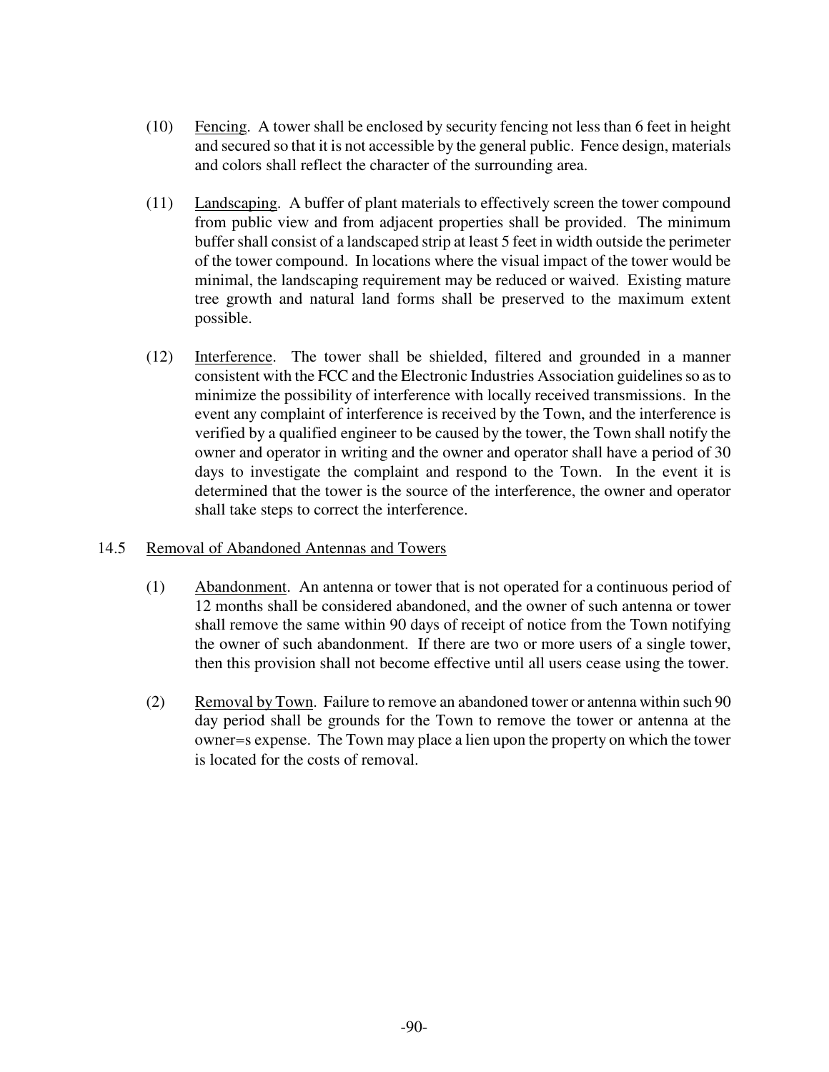(10) Fencing. A tower shall be enclosed by security fencing not less than 6 feet in height and secured so that it is not accessible by the general public. Fence design, materials and colors shall reflect the character of the surrounding area.

(11) Landscaping. A buffer of plant materials to effectively screen the tower compound from public view and from adjacent properties shall be provided. The minimum buffer shall consist of a landscaped strip at least 5 feet in width outside the perimeter of the tower compound. In locations where the visual impact of the tower would be minimal, the landscaping requirement may be reduced or waived. Existing mature tree growth and natural land forms shall be preserved to the maximum extent possible.

(12) Interference. The tower shall be shielded, filtered and grounded in a manner consistent with the FCC and the Electronic Industries Association guidelines so as to minimize the possibility of interference with locally received transmissions. In the event any complaint of interference is received by the Town, and the interference is verified by a qualified engineer to be caused by the tower, the Town shall notify the owner and operator in writing and the owner and operator shall have a period of 30 days to investigate the complaint and respond to the Town. In the event it is determined that the tower is the source of the interference, the owner and operator shall take steps to correct the interference.

## 14.5 Removal of Abandoned Antennas and Towers

(1) Abandonment. An antenna or tower that is not operated for a continuous period of 12 months shall be considered abandoned, and the owner of such antenna or tower shall remove the same within 90 days of receipt of notice from the Town notifying the owner of such abandonment. If there are two or more users of a single tower, then this provision shall not become effective until all users cease using the tower.

(2) Removal by Town. Failure to remove an abandoned tower or antenna within such 90 day period shall be grounds for the Town to remove the tower or antenna at the owner=s expense. The Town may place a lien upon the property on which the tower is located for the costs of removal.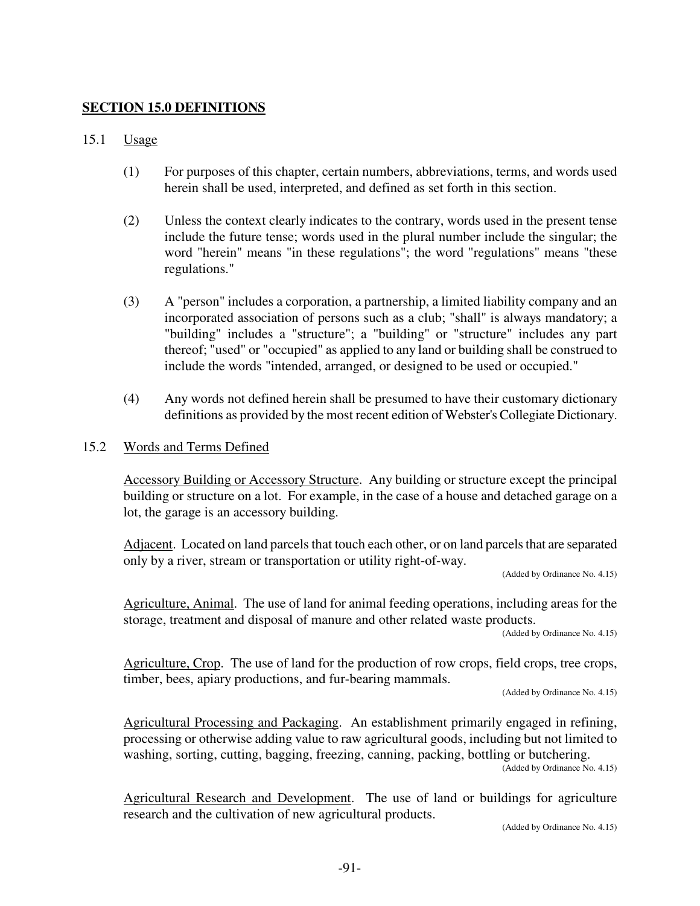## SECTION 15.0 DEFINITIONS

### 15.1 Usage

(1) For purposes of this chapter, certain numbers, abbreviations, terms, and words used herein shall be used, interpreted, and defined as set forth in this section.

(2) Unless the context clearly indicates to the contrary, words used in the present tense include the future tense; words used in the plural number include the singular; the word "herein" means "in these regulations"; the word "regulations" means "these regulations."

(3) A "person" includes a corporation, a partnership, a limited liability company and an incorporated association of persons such as a club; "shall" is always mandatory; a "building" includes a "structure"; a "building" or "structure" includes any part thereof; "used" or "occupied" as applied to any land or building shall be construed to include the words "intended, arranged, or designed to be used or occupied."

(4) Any words not defined herein shall be presumed to have their customary dictionary definitions as provided by the most recent edition of Webster's Collegiate Dictionary.

### 15.2 Words and Terms Defined

Accessory Building or Accessory Structure. Any building or structure except the principal building or structure on a lot. For example, in the case of a house and detached garage on a lot, the garage is an accessory building.

Adjacent. Located on land parcels that touch each other, or on land parcels that are separated only by a river, stream or transportation or utility right-of-way.

(Added by Ordinance No. 4.15)

Agriculture, Animal. The use of land for animal feeding operations, including areas for the storage, treatment and disposal of manure and other related waste products.

(Added by Ordinance No. 4.15)

Agriculture, Crop. The use of land for the production of row crops, field crops, tree crops, timber, bees, apiary productions, and fur-bearing mammals.

(Added by Ordinance No. 4.15)

Agricultural Processing and Packaging. An establishment primarily engaged in refining, processing or otherwise adding value to raw agricultural goods, including but not limited to washing, sorting, cutting, bagging, freezing, canning, packing, bottling or butchering.

(Added by Ordinance No. 4.15)

Agricultural Research and Development. The use of land or buildings for agriculture research and the cultivation of new agricultural products.

(Added by Ordinance No. 4.15)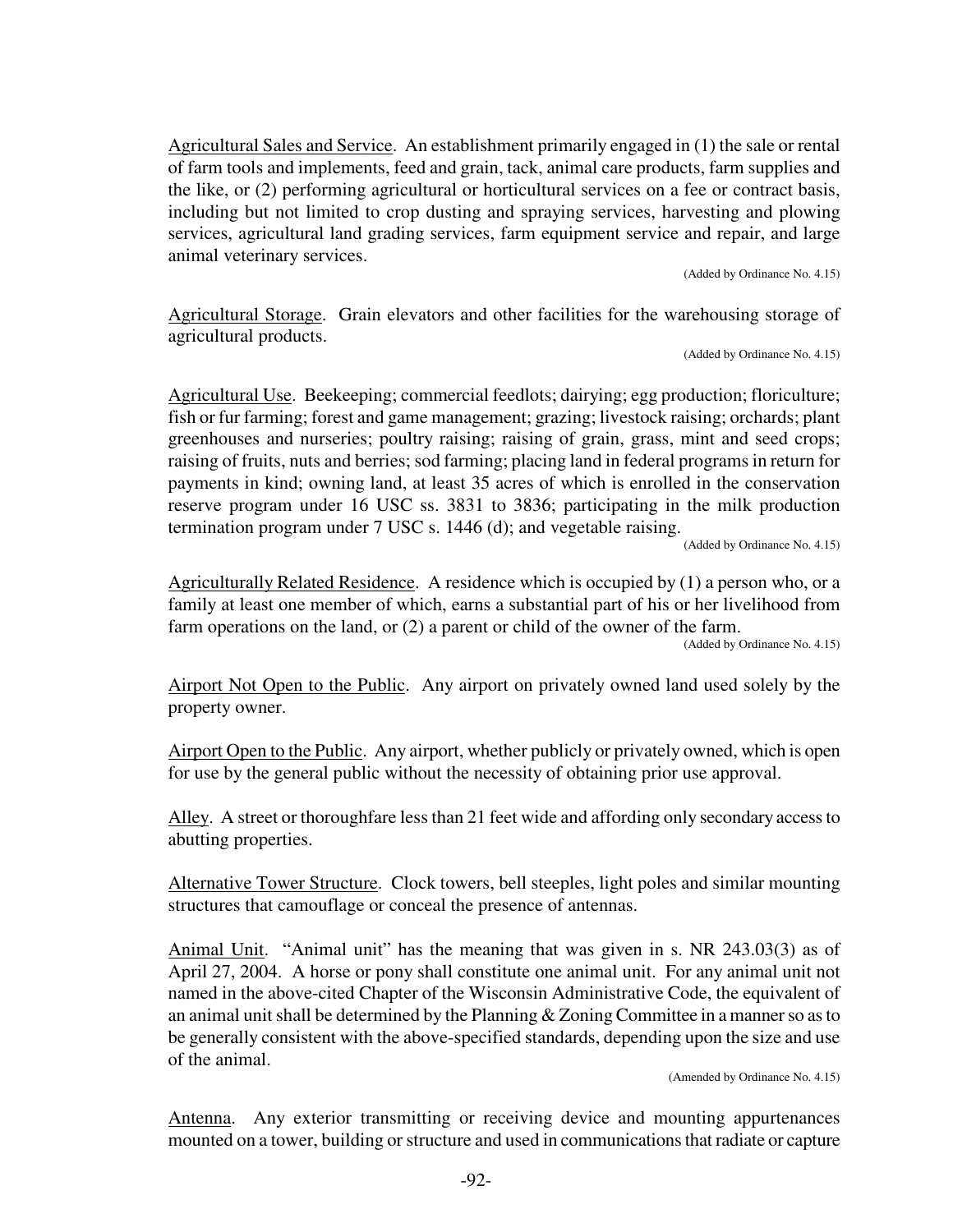<u>Agricultural Sales and Service</u>. An establishment primarily engaged in (1) the sale or rental of farm tools and implements, feed and grain, tack, animal care products, farm supplies and the like, or (2) performing agricultural or horticultural services on a fee or contract basis, including but not limited to crop dusting and spraying services, harvesting and plowing services, agricultural land grading services, farm equipment service and repair, and large animal veterinary services.

(Added by Ordinance No. 4.15)

<u>Agricultural Storage</u>. Grain elevators and other facilities for the warehousing storage of agricultural products.

(Added by Ordinance No. 4.15)

<u>Agricultural Use</u>. Beekeeping; commercial feedlots; dairying; egg production; floriculture; fish or fur farming; forest and game management; grazing; livestock raising; orchards; plant greenhouses and nurseries; poultry raising; raising of grain, grass, mint and seed crops; raising of fruits, nuts and berries; sod farming; placing land in federal programs in return for payments in kind; owning land, at least 35 acres of which is enrolled in the conservation reserve program under 16 USC ss. 3831 to 3836; participating in the milk production termination program under 7 USC s. 1446 (d); and vegetable raising.

(Added by Ordinance No. 4.15)

<u>Agriculturally Related Residence</u>. A residence which is occupied by (1) a person who, or a family at least one member of which, earns a substantial part of his or her livelihood from farm operations on the land, or (2) a parent or child of the owner of the farm.

(Added by Ordinance No. 4.15)

<u>Airport Not Open to the Public</u>. Any airport on privately owned land used solely by the property owner.

<u>Airport Open to the Public</u>. Any airport, whether publicly or privately owned, which is open for use by the general public without the necessity of obtaining prior use approval.

<u>Alley</u>. A street or thoroughfare less than 21 feet wide and affording only secondary access to abutting properties.

<u>Alternative Tower Structure</u>. Clock towers, bell steeples, light poles and similar mounting structures that camouflage or conceal the presence of antennas.

<u>Animal Unit</u>. "Animal unit" has the meaning that was given in s. NR 243.03(3) as of April 27, 2004. A horse or pony shall constitute one animal unit. For any animal unit not named in the above-cited Chapter of the Wisconsin Administrative Code, the equivalent of an animal unit shall be determined by the Planning & Zoning Committee in a manner so as to be generally consistent with the above-specified standards, depending upon the size and use of the animal.

(Amended by Ordinance No. 4.15)

<u>Antenna</u>. Any exterior transmitting or receiving device and mounting appurtenances mounted on a tower, building or structure and used in communications that radiate or capture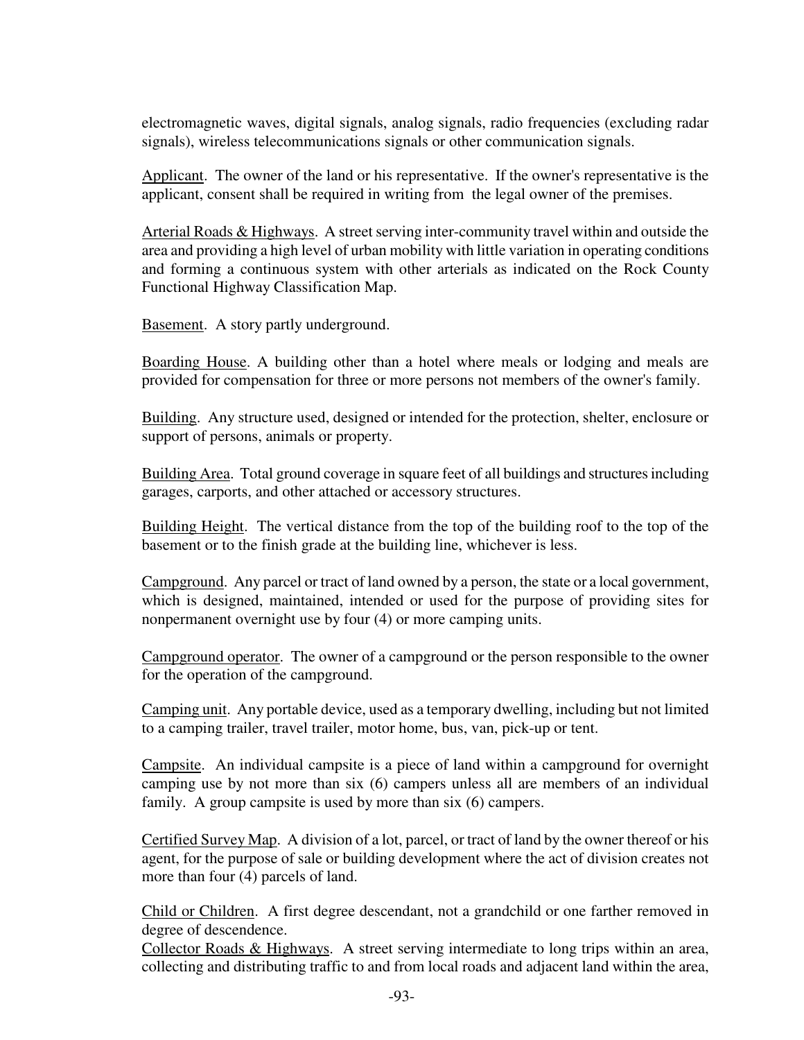electromagnetic waves, digital signals, analog signals, radio frequencies (excluding radar signals), wireless telecommunications signals or other communication signals.

<u>Applicant</u>. The owner of the land or his representative. If the owner's representative is the applicant, consent shall be required in writing from the legal owner of the premises.

<u>Arterial Roads & Highways</u>. A street serving inter-community travel within and outside the area and providing a high level of urban mobility with little variation in operating conditions and forming a continuous system with other arterials as indicated on the Rock County Functional Highway Classification Map.

<u>Basement</u>. A story partly underground.

<u>Boarding House</u>. A building other than a hotel where meals or lodging and meals are provided for compensation for three or more persons not members of the owner's family.

<u>Building</u>. Any structure used, designed or intended for the protection, shelter, enclosure or support of persons, animals or property.

<u>Building Area</u>. Total ground coverage in square feet of all buildings and structures including garages, carports, and other attached or accessory structures.

<u>Building Height</u>. The vertical distance from the top of the building roof to the top of the basement or to the finish grade at the building line, whichever is less.

<u>Campground</u>. Any parcel or tract of land owned by a person, the state or a local government, which is designed, maintained, intended or used for the purpose of providing sites for nonpermanent overnight use by four (4) or more camping units.

<u>Campground operator</u>. The owner of a campground or the person responsible to the owner for the operation of the campground.

<u>Camping unit</u>. Any portable device, used as a temporary dwelling, including but not limited to a camping trailer, travel trailer, motor home, bus, van, pick-up or tent.

<u>Campsite</u>. An individual campsite is a piece of land within a campground for overnight camping use by not more than six (6) campers unless all are members of an individual family. A group campsite is used by more than six (6) campers.

<u>Certified Survey Map</u>. A division of a lot, parcel, or tract of land by the owner thereof or his agent, for the purpose of sale or building development where the act of division creates not more than four (4) parcels of land.

<u>Child or Children</u>. A first degree descendant, not a grandchild or one farther removed in degree of descendence.

<u>Collector Roads & Highways</u>. A street serving intermediate to long trips within an area, collecting and distributing traffic to and from local roads and adjacent land within the area,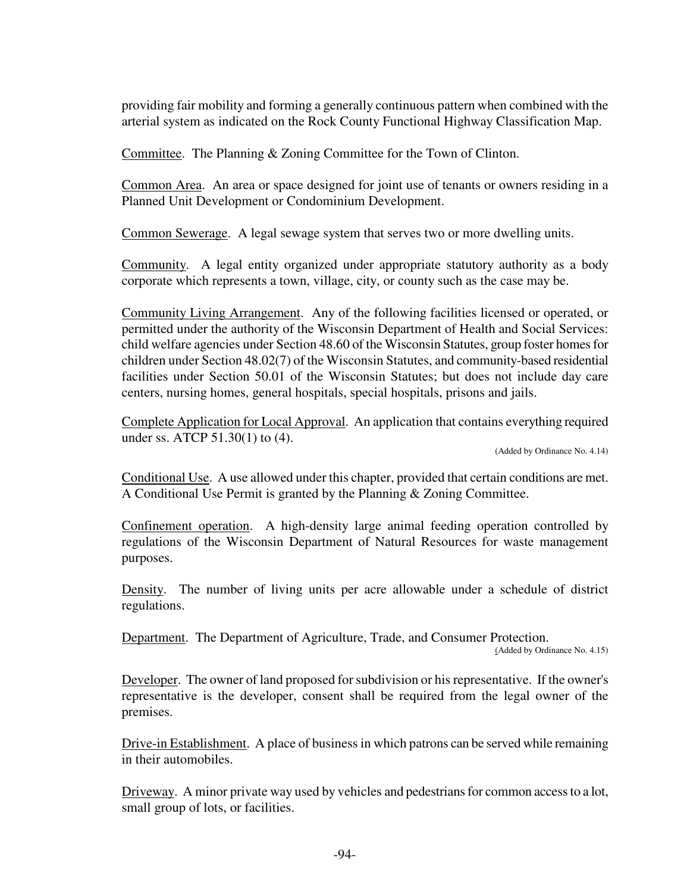providing fair mobility and forming a generally continuous pattern when combined with the arterial system as indicated on the Rock County Functional Highway Classification Map.

<u>Committee</u>. The Planning & Zoning Committee for the Town of Clinton.

<u>Common Area</u>. An area or space designed for joint use of tenants or owners residing in a Planned Unit Development or Condominium Development.

<u>Common Sewerage</u>. A legal sewage system that serves two or more dwelling units.

<u>Community</u>. A legal entity organized under appropriate statutory authority as a body corporate which represents a town, village, city, or county such as the case may be.

<u>Community Living Arrangement</u>. Any of the following facilities licensed or operated, or permitted under the authority of the Wisconsin Department of Health and Social Services: child welfare agencies under Section 48.60 of the Wisconsin Statutes, group foster homes for children under Section 48.02(7) of the Wisconsin Statutes, and community-based residential facilities under Section 50.01 of the Wisconsin Statutes; but does not include day care centers, nursing homes, general hospitals, special hospitals, prisons and jails.

<u>Complete Application for Local Approval</u>. An application that contains everything required under ss. ATCP 51.30(1) to (4).

(Added by Ordinance No. 4.14)

<u>Conditional Use</u>. A use allowed under this chapter, provided that certain conditions are met. A Conditional Use Permit is granted by the Planning & Zoning Committee.

<u>Confinement operation</u>. A high-density large animal feeding operation controlled by regulations of the Wisconsin Department of Natural Resources for waste management purposes.

<u>Density</u>. The number of living units per acre allowable under a schedule of district regulations.

<u>Department</u>. The Department of Agriculture, Trade, and Consumer Protection.

(Added by Ordinance No. 4.15)

<u>Developer</u>. The owner of land proposed for subdivision or his representative. If the owner's representative is the developer, consent shall be required from the legal owner of the premises.

<u>Drive-in Establishment</u>. A place of business in which patrons can be served while remaining in their automobiles.

<u>Driveway</u>. A minor private way used by vehicles and pedestrians for common access to a lot, small group of lots, or facilities.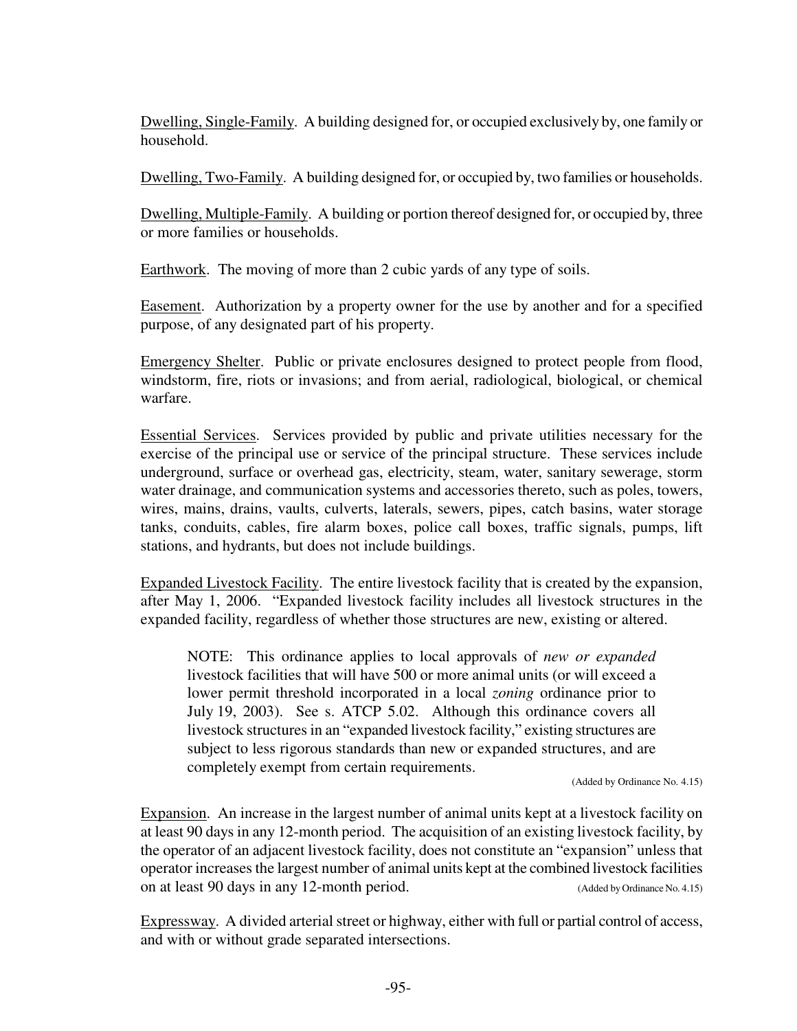Dwelling, Single-Family. A building designed for, or occupied exclusively by, one family or household.

Dwelling, Two-Family. A building designed for, or occupied by, two families or households.

Dwelling, Multiple-Family. A building or portion thereof designed for, or occupied by, three or more families or households.

Earthwork. The moving of more than 2 cubic yards of any type of soils.

Easement. Authorization by a property owner for the use by another and for a specified purpose, of any designated part of his property.

Emergency Shelter. Public or private enclosures designed to protect people from flood, windstorm, fire, riots or invasions; and from aerial, radiological, biological, or chemical warfare.

Essential Services. Services provided by public and private utilities necessary for the exercise of the principal use or service of the principal structure. These services include underground, surface or overhead gas, electricity, steam, water, sanitary sewerage, storm water drainage, and communication systems and accessories thereto, such as poles, towers, wires, mains, drains, vaults, culverts, laterals, sewers, pipes, catch basins, water storage tanks, conduits, cables, fire alarm boxes, police call boxes, traffic signals, pumps, lift stations, and hydrants, but does not include buildings.

Expanded Livestock Facility. The entire livestock facility that is created by the expansion, after May 1, 2006. "Expanded livestock facility includes all livestock structures in the expanded facility, regardless of whether those structures are new, existing or altered.

> NOTE: This ordinance applies to local approvals of *new or expanded* livestock facilities that will have 500 or more animal units (or will exceed a lower permit threshold incorporated in a local *zoning* ordinance prior to July 19, 2003). See s. ATCP 5.02. Although this ordinance covers all livestock structures in an "expanded livestock facility," existing structures are subject to less rigorous standards than new or expanded structures, and are completely exempt from certain requirements.
>
> (Added by Ordinance No. 4.15)

Expansion. An increase in the largest number of animal units kept at a livestock facility on at least 90 days in any 12-month period. The acquisition of an existing livestock facility, by the operator of an adjacent livestock facility, does not constitute an "expansion" unless that operator increases the largest number of animal units kept at the combined livestock facilities on at least 90 days in any 12-month period. (Added by Ordinance No. 4.15)

Expressway. A divided arterial street or highway, either with full or partial control of access, and with or without grade separated intersections.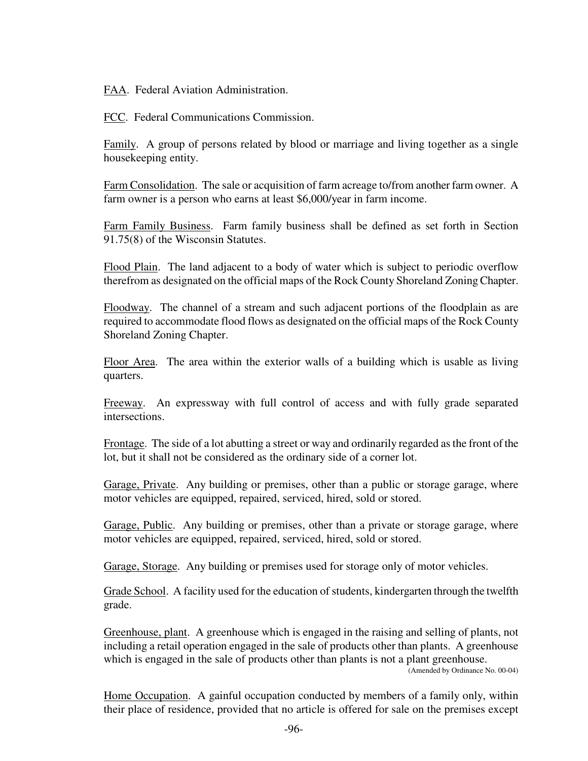FAA. Federal Aviation Administration.

FCC. Federal Communications Commission.

Family. A group of persons related by blood or marriage and living together as a single housekeeping entity.

Farm Consolidation. The sale or acquisition of farm acreage to/from another farm owner. A farm owner is a person who earns at least $6,000/year in farm income.

Farm Family Business. Farm family business shall be defined as set forth in Section 91.75(8) of the Wisconsin Statutes.

Flood Plain. The land adjacent to a body of water which is subject to periodic overflow therefrom as designated on the official maps of the Rock County Shoreland Zoning Chapter.

Floodway. The channel of a stream and such adjacent portions of the floodplain as are required to accommodate flood flows as designated on the official maps of the Rock County Shoreland Zoning Chapter.

Floor Area. The area within the exterior walls of a building which is usable as living quarters.

Freeway. An expressway with full control of access and with fully grade separated intersections.

Frontage. The side of a lot abutting a street or way and ordinarily regarded as the front of the lot, but it shall not be considered as the ordinary side of a corner lot.

Garage, Private. Any building or premises, other than a public or storage garage, where motor vehicles are equipped, repaired, serviced, hired, sold or stored.

Garage, Public. Any building or premises, other than a private or storage garage, where motor vehicles are equipped, repaired, serviced, hired, sold or stored.

Garage, Storage. Any building or premises used for storage only of motor vehicles.

Grade School. A facility used for the education of students, kindergarten through the twelfth grade.

Greenhouse, plant. A greenhouse which is engaged in the raising and selling of plants, not including a retail operation engaged in the sale of products other than plants. A greenhouse which is engaged in the sale of products other than plants is not a plant greenhouse.
(Amended by Ordinance No. 00-04)

Home Occupation. A gainful occupation conducted by members of a family only, within their place of residence, provided that no article is offered for sale on the premises except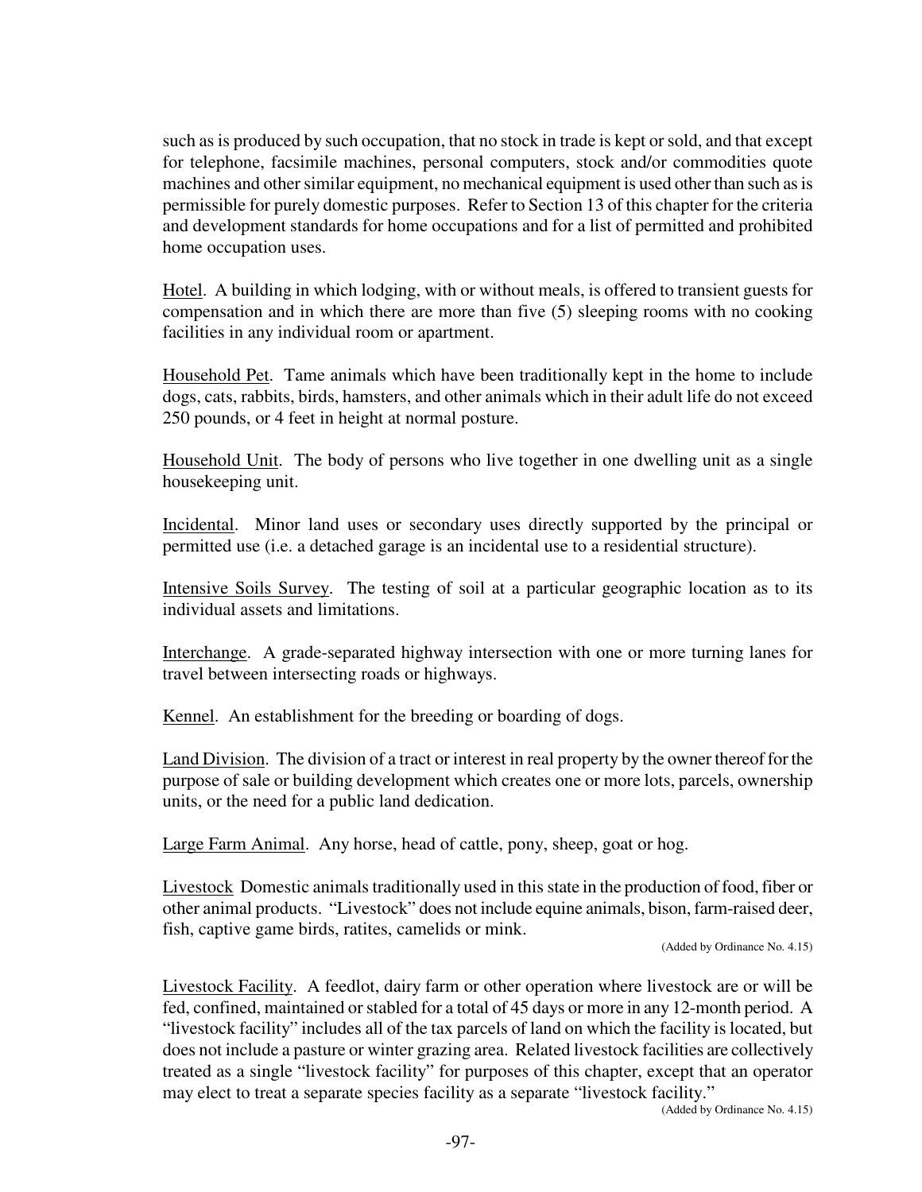such as is produced by such occupation, that no stock in trade is kept or sold, and that except for telephone, facsimile machines, personal computers, stock and/or commodities quote machines and other similar equipment, no mechanical equipment is used other than such as is permissible for purely domestic purposes. Refer to Section 13 of this chapter for the criteria and development standards for home occupations and for a list of permitted and prohibited home occupation uses.

<u>Hotel</u>. A building in which lodging, with or without meals, is offered to transient guests for compensation and in which there are more than five (5) sleeping rooms with no cooking facilities in any individual room or apartment.

<u>Household Pet</u>. Tame animals which have been traditionally kept in the home to include dogs, cats, rabbits, birds, hamsters, and other animals which in their adult life do not exceed 250 pounds, or 4 feet in height at normal posture.

<u>Household Unit</u>. The body of persons who live together in one dwelling unit as a single housekeeping unit.

<u>Incidental</u>. Minor land uses or secondary uses directly supported by the principal or permitted use (i.e. a detached garage is an incidental use to a residential structure).

<u>Intensive Soils Survey</u>. The testing of soil at a particular geographic location as to its individual assets and limitations.

<u>Interchange</u>. A grade-separated highway intersection with one or more turning lanes for travel between intersecting roads or highways.

<u>Kennel</u>. An establishment for the breeding or boarding of dogs.

<u>Land Division</u>. The division of a tract or interest in real property by the owner thereof for the purpose of sale or building development which creates one or more lots, parcels, ownership units, or the need for a public land dedication.

<u>Large Farm Animal</u>. Any horse, head of cattle, pony, sheep, goat or hog.

<u>Livestock</u> Domestic animals traditionally used in this state in the production of food, fiber or other animal products. "Livestock" does not include equine animals, bison, farm-raised deer, fish, captive game birds, ratites, camelids or mink.

(Added by Ordinance No. 4.15)

<u>Livestock Facility</u>. A feedlot, dairy farm or other operation where livestock are or will be fed, confined, maintained or stabled for a total of 45 days or more in any 12-month period. A "livestock facility" includes all of the tax parcels of land on which the facility is located, but does not include a pasture or winter grazing area. Related livestock facilities are collectively treated as a single "livestock facility" for purposes of this chapter, except that an operator may elect to treat a separate species facility as a separate "livestock facility."

(Added by Ordinance No. 4.15)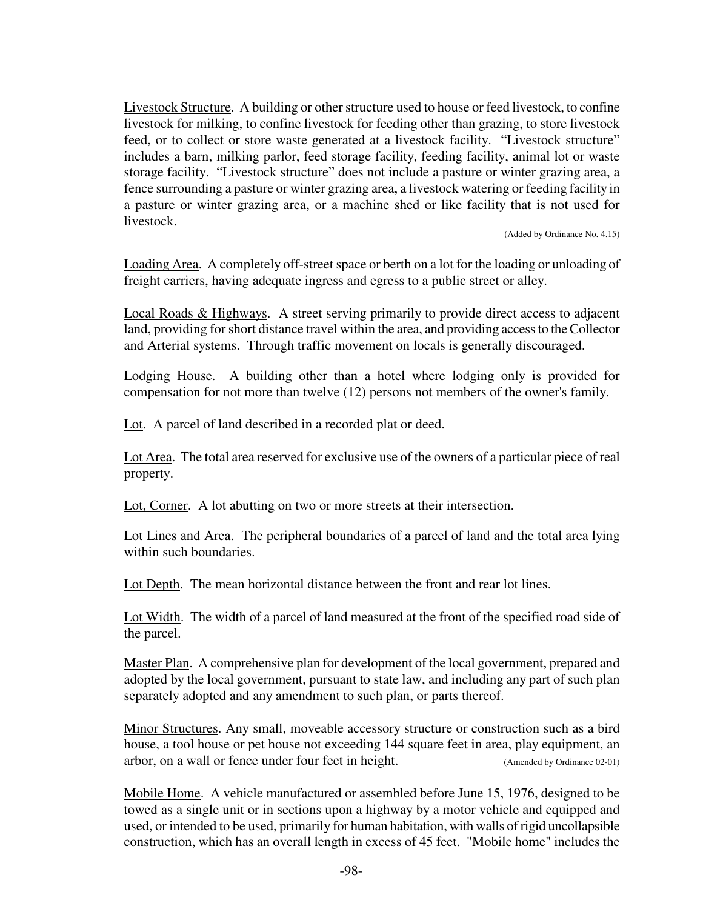Livestock Structure. A building or other structure used to house or feed livestock, to confine livestock for milking, to confine livestock for feeding other than grazing, to store livestock feed, or to collect or store waste generated at a livestock facility. "Livestock structure" includes a barn, milking parlor, feed storage facility, feeding facility, animal lot or waste storage facility. "Livestock structure" does not include a pasture or winter grazing area, a fence surrounding a pasture or winter grazing area, a livestock watering or feeding facility in a pasture or winter grazing area, or a machine shed or like facility that is not used for livestock.

(Added by Ordinance No. 4.15)

Loading Area. A completely off-street space or berth on a lot for the loading or unloading of freight carriers, having adequate ingress and egress to a public street or alley.

Local Roads & Highways. A street serving primarily to provide direct access to adjacent land, providing for short distance travel within the area, and providing access to the Collector and Arterial systems. Through traffic movement on locals is generally discouraged.

Lodging House. A building other than a hotel where lodging only is provided for compensation for not more than twelve (12) persons not members of the owner's family.

Lot. A parcel of land described in a recorded plat or deed.

Lot Area. The total area reserved for exclusive use of the owners of a particular piece of real property.

Lot, Corner. A lot abutting on two or more streets at their intersection.

Lot Lines and Area. The peripheral boundaries of a parcel of land and the total area lying within such boundaries.

Lot Depth. The mean horizontal distance between the front and rear lot lines.

Lot Width. The width of a parcel of land measured at the front of the specified road side of the parcel.

Master Plan. A comprehensive plan for development of the local government, prepared and adopted by the local government, pursuant to state law, and including any part of such plan separately adopted and any amendment to such plan, or parts thereof.

Minor Structures. Any small, moveable accessory structure or construction such as a bird house, a tool house or pet house not exceeding 144 square feet in area, play equipment, an arbor, on a wall or fence under four feet in height. (Amended by Ordinance 02-01)

Mobile Home. A vehicle manufactured or assembled before June 15, 1976, designed to be towed as a single unit or in sections upon a highway by a motor vehicle and equipped and used, or intended to be used, primarily for human habitation, with walls of rigid uncollapsible construction, which has an overall length in excess of 45 feet. "Mobile home" includes the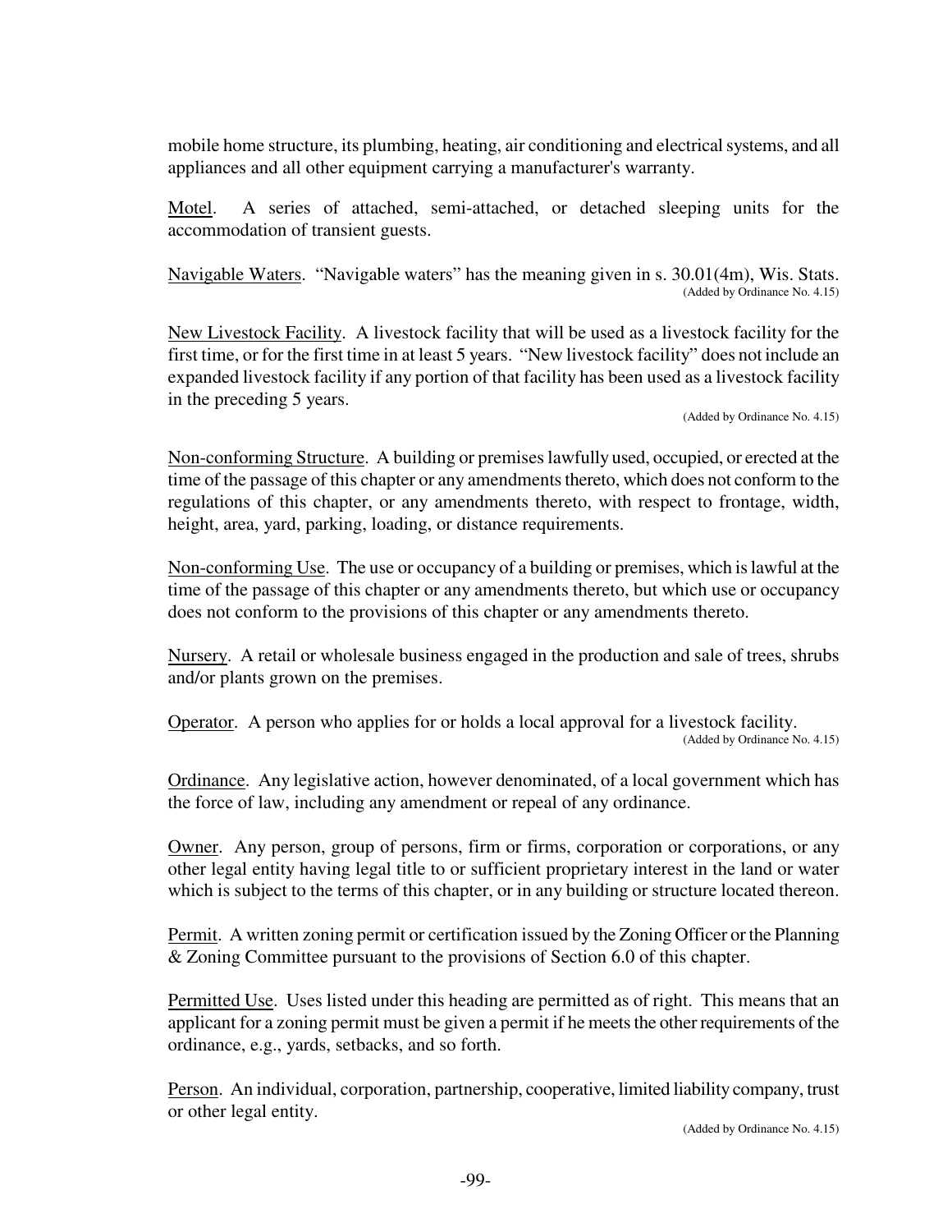mobile home structure, its plumbing, heating, air conditioning and electrical systems, and all appliances and all other equipment carrying a manufacturer's warranty.

Motel. A series of attached, semi-attached, or detached sleeping units for the accommodation of transient guests.

Navigable Waters. "Navigable waters" has the meaning given in s. 30.01(4m), Wis. Stats.
(Added by Ordinance No. 4.15)

New Livestock Facility. A livestock facility that will be used as a livestock facility for the first time, or for the first time in at least 5 years. "New livestock facility" does not include an expanded livestock facility if any portion of that facility has been used as a livestock facility in the preceding 5 years.
(Added by Ordinance No. 4.15)

Non-conforming Structure. A building or premises lawfully used, occupied, or erected at the time of the passage of this chapter or any amendments thereto, which does not conform to the regulations of this chapter, or any amendments thereto, with respect to frontage, width, height, area, yard, parking, loading, or distance requirements.

Non-conforming Use. The use or occupancy of a building or premises, which is lawful at the time of the passage of this chapter or any amendments thereto, but which use or occupancy does not conform to the provisions of this chapter or any amendments thereto.

Nursery. A retail or wholesale business engaged in the production and sale of trees, shrubs and/or plants grown on the premises.

Operator. A person who applies for or holds a local approval for a livestock facility.
(Added by Ordinance No. 4.15)

Ordinance. Any legislative action, however denominated, of a local government which has the force of law, including any amendment or repeal of any ordinance.

Owner. Any person, group of persons, firm or firms, corporation or corporations, or any other legal entity having legal title to or sufficient proprietary interest in the land or water which is subject to the terms of this chapter, or in any building or structure located thereon.

Permit. A written zoning permit or certification issued by the Zoning Officer or the Planning & Zoning Committee pursuant to the provisions of Section 6.0 of this chapter.

Permitted Use. Uses listed under this heading are permitted as of right. This means that an applicant for a zoning permit must be given a permit if he meets the other requirements of the ordinance, e.g., yards, setbacks, and so forth.

Person. An individual, corporation, partnership, cooperative, limited liability company, trust or other legal entity.
(Added by Ordinance No. 4.15)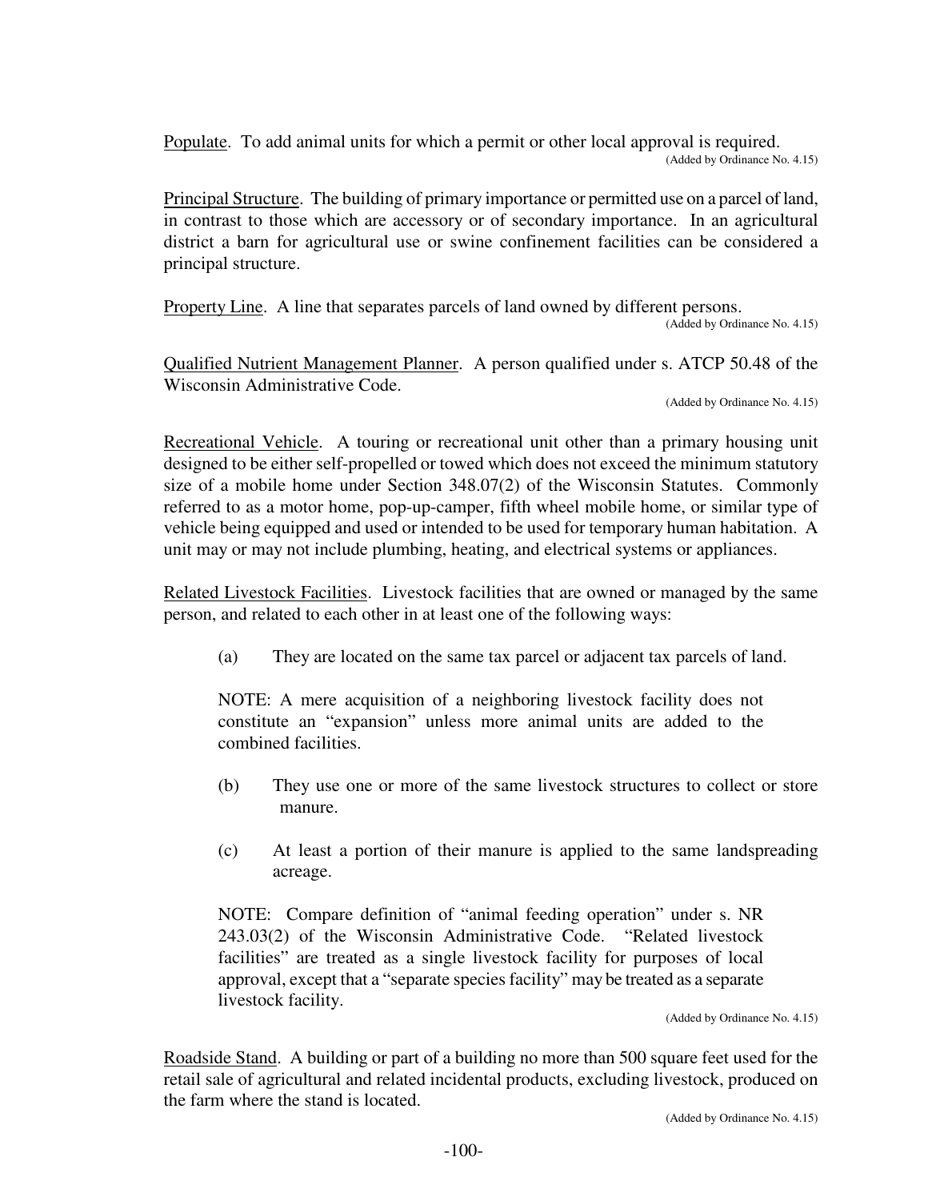Populate. To add animal units for which a permit or other local approval is required.

(Added by Ordinance No. 4.15)

Principal Structure. The building of primary importance or permitted use on a parcel of land, in contrast to those which are accessory or of secondary importance. In an agricultural district a barn for agricultural use or swine confinement facilities can be considered a principal structure.

Property Line. A line that separates parcels of land owned by different persons.

(Added by Ordinance No. 4.15)

Qualified Nutrient Management Planner. A person qualified under s. ATCP 50.48 of the Wisconsin Administrative Code.

(Added by Ordinance No. 4.15)

Recreational Vehicle. A touring or recreational unit other than a primary housing unit designed to be either self-propelled or towed which does not exceed the minimum statutory size of a mobile home under Section 348.07(2) of the Wisconsin Statutes. Commonly referred to as a motor home, pop-up-camper, fifth wheel mobile home, or similar type of vehicle being equipped and used or intended to be used for temporary human habitation. A unit may or may not include plumbing, heating, and electrical systems or appliances.

Related Livestock Facilities. Livestock facilities that are owned or managed by the same person, and related to each other in at least one of the following ways:

(a) They are located on the same tax parcel or adjacent tax parcels of land.

NOTE: A mere acquisition of a neighboring livestock facility does not constitute an "expansion" unless more animal units are added to the combined facilities.

(b) They use one or more of the same livestock structures to collect or store manure.

(c) At least a portion of their manure is applied to the same landspreading acreage.

NOTE: Compare definition of "animal feeding operation" under s. NR 243.03(2) of the Wisconsin Administrative Code. "Related livestock facilities" are treated as a single livestock facility for purposes of local approval, except that a "separate species facility" may be treated as a separate livestock facility.

(Added by Ordinance No. 4.15)

Roadside Stand. A building or part of a building no more than 500 square feet used for the retail sale of agricultural and related incidental products, excluding livestock, produced on the farm where the stand is located.

(Added by Ordinance No. 4.15)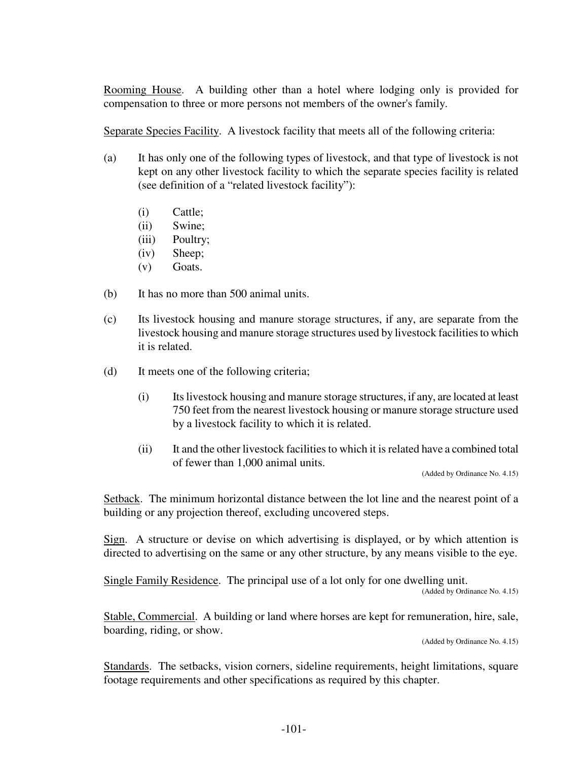<u>Rooming House</u>. A building other than a hotel where lodging only is provided for compensation to three or more persons not members of the owner's family.

<u>Separate Species Facility</u>. A livestock facility that meets all of the following criteria:

(a) It has only one of the following types of livestock, and that type of livestock is not kept on any other livestock facility to which the separate species facility is related (see definition of a "related livestock facility"):

  (i) Cattle;
  (ii) Swine;
  (iii) Poultry;
  (iv) Sheep;
  (v) Goats.

(b) It has no more than 500 animal units.

(c) Its livestock housing and manure storage structures, if any, are separate from the livestock housing and manure storage structures used by livestock facilities to which it is related.

(d) It meets one of the following criteria;

  (i) Its livestock housing and manure storage structures, if any, are located at least 750 feet from the nearest livestock housing or manure storage structure used by a livestock facility to which it is related.

  (ii) It and the other livestock facilities to which it is related have a combined total of fewer than 1,000 animal units.

(Added by Ordinance No. 4.15)

<u>Setback</u>. The minimum horizontal distance between the lot line and the nearest point of a building or any projection thereof, excluding uncovered steps.

<u>Sign</u>. A structure or devise on which advertising is displayed, or by which attention is directed to advertising on the same or any other structure, by any means visible to the eye.

<u>Single Family Residence</u>. The principal use of a lot only for one dwelling unit.

(Added by Ordinance No. 4.15)

<u>Stable, Commercial</u>. A building or land where horses are kept for remuneration, hire, sale, boarding, riding, or show.

(Added by Ordinance No. 4.15)

<u>Standards</u>. The setbacks, vision corners, sideline requirements, height limitations, square footage requirements and other specifications as required by this chapter.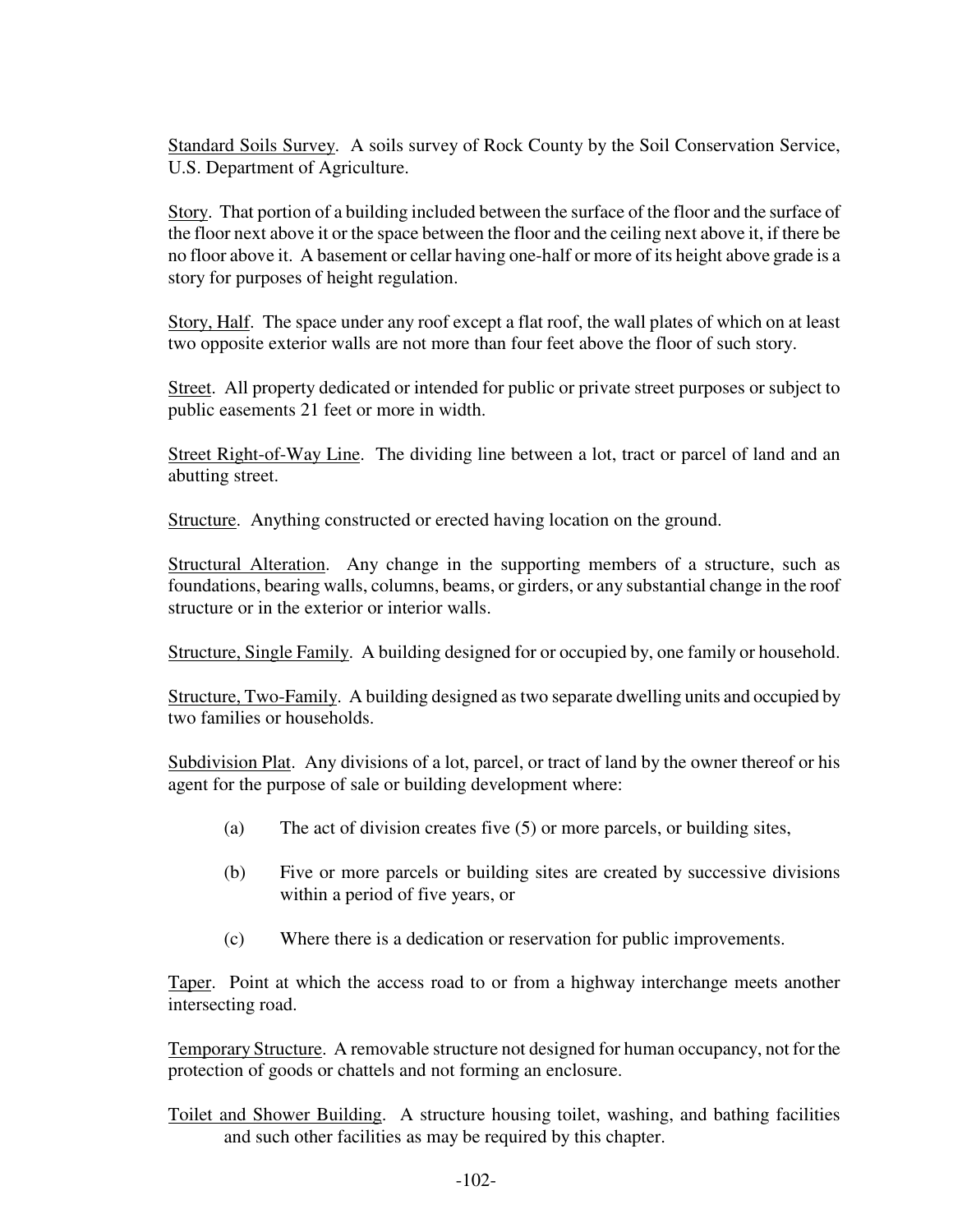Standard Soils Survey. A soils survey of Rock County by the Soil Conservation Service, U.S. Department of Agriculture.

Story. That portion of a building included between the surface of the floor and the surface of the floor next above it or the space between the floor and the ceiling next above it, if there be no floor above it. A basement or cellar having one-half or more of its height above grade is a story for purposes of height regulation.

Story, Half. The space under any roof except a flat roof, the wall plates of which on at least two opposite exterior walls are not more than four feet above the floor of such story.

Street. All property dedicated or intended for public or private street purposes or subject to public easements 21 feet or more in width.

Street Right-of-Way Line. The dividing line between a lot, tract or parcel of land and an abutting street.

Structure. Anything constructed or erected having location on the ground.

Structural Alteration. Any change in the supporting members of a structure, such as foundations, bearing walls, columns, beams, or girders, or any substantial change in the roof structure or in the exterior or interior walls.

Structure, Single Family. A building designed for or occupied by, one family or household.

Structure, Two-Family. A building designed as two separate dwelling units and occupied by two families or households.

Subdivision Plat. Any divisions of a lot, parcel, or tract of land by the owner thereof or his agent for the purpose of sale or building development where:

(a) The act of division creates five (5) or more parcels, or building sites,

(b) Five or more parcels or building sites are created by successive divisions within a period of five years, or

(c) Where there is a dedication or reservation for public improvements.

Taper. Point at which the access road to or from a highway interchange meets another intersecting road.

Temporary Structure. A removable structure not designed for human occupancy, not for the protection of goods or chattels and not forming an enclosure.

Toilet and Shower Building. A structure housing toilet, washing, and bathing facilities and such other facilities as may be required by this chapter.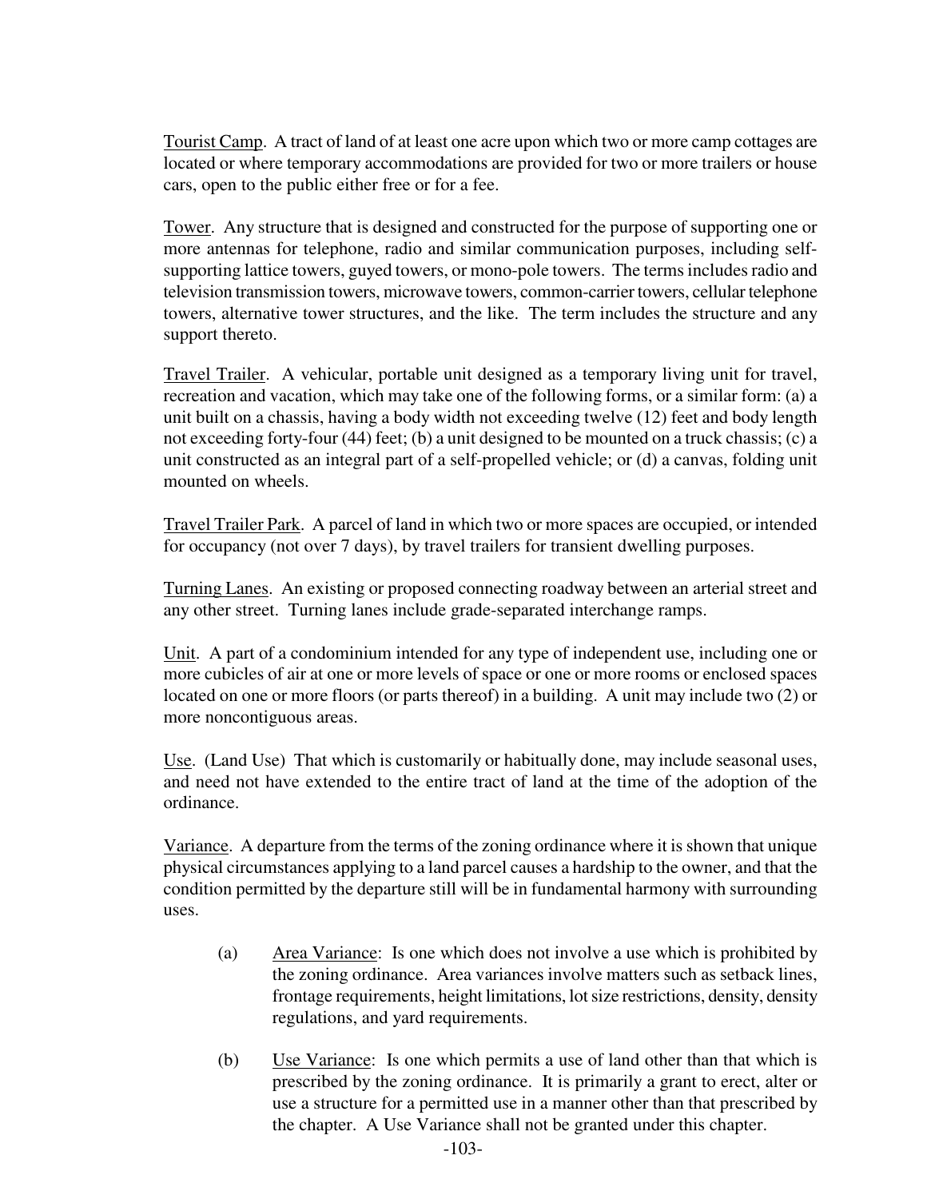Tourist Camp. A tract of land of at least one acre upon which two or more camp cottages are located or where temporary accommodations are provided for two or more trailers or house cars, open to the public either free or for a fee.

Tower. Any structure that is designed and constructed for the purpose of supporting one or more antennas for telephone, radio and similar communication purposes, including self-supporting lattice towers, guyed towers, or mono-pole towers. The terms includes radio and television transmission towers, microwave towers, common-carrier towers, cellular telephone towers, alternative tower structures, and the like. The term includes the structure and any support thereto.

Travel Trailer. A vehicular, portable unit designed as a temporary living unit for travel, recreation and vacation, which may take one of the following forms, or a similar form: (a) a unit built on a chassis, having a body width not exceeding twelve (12) feet and body length not exceeding forty-four (44) feet; (b) a unit designed to be mounted on a truck chassis; (c) a unit constructed as an integral part of a self-propelled vehicle; or (d) a canvas, folding unit mounted on wheels.

Travel Trailer Park. A parcel of land in which two or more spaces are occupied, or intended for occupancy (not over 7 days), by travel trailers for transient dwelling purposes.

Turning Lanes. An existing or proposed connecting roadway between an arterial street and any other street. Turning lanes include grade-separated interchange ramps.

Unit. A part of a condominium intended for any type of independent use, including one or more cubicles of air at one or more levels of space or one or more rooms or enclosed spaces located on one or more floors (or parts thereof) in a building. A unit may include two (2) or more noncontiguous areas.

Use. (Land Use) That which is customarily or habitually done, may include seasonal uses, and need not have extended to the entire tract of land at the time of the adoption of the ordinance.

Variance. A departure from the terms of the zoning ordinance where it is shown that unique physical circumstances applying to a land parcel causes a hardship to the owner, and that the condition permitted by the departure still will be in fundamental harmony with surrounding uses.

(a) Area Variance: Is one which does not involve a use which is prohibited by the zoning ordinance. Area variances involve matters such as setback lines, frontage requirements, height limitations, lot size restrictions, density, density regulations, and yard requirements.

(b) Use Variance: Is one which permits a use of land other than that which is prescribed by the zoning ordinance. It is primarily a grant to erect, alter or use a structure for a permitted use in a manner other than that prescribed by the chapter. A Use Variance shall not be granted under this chapter.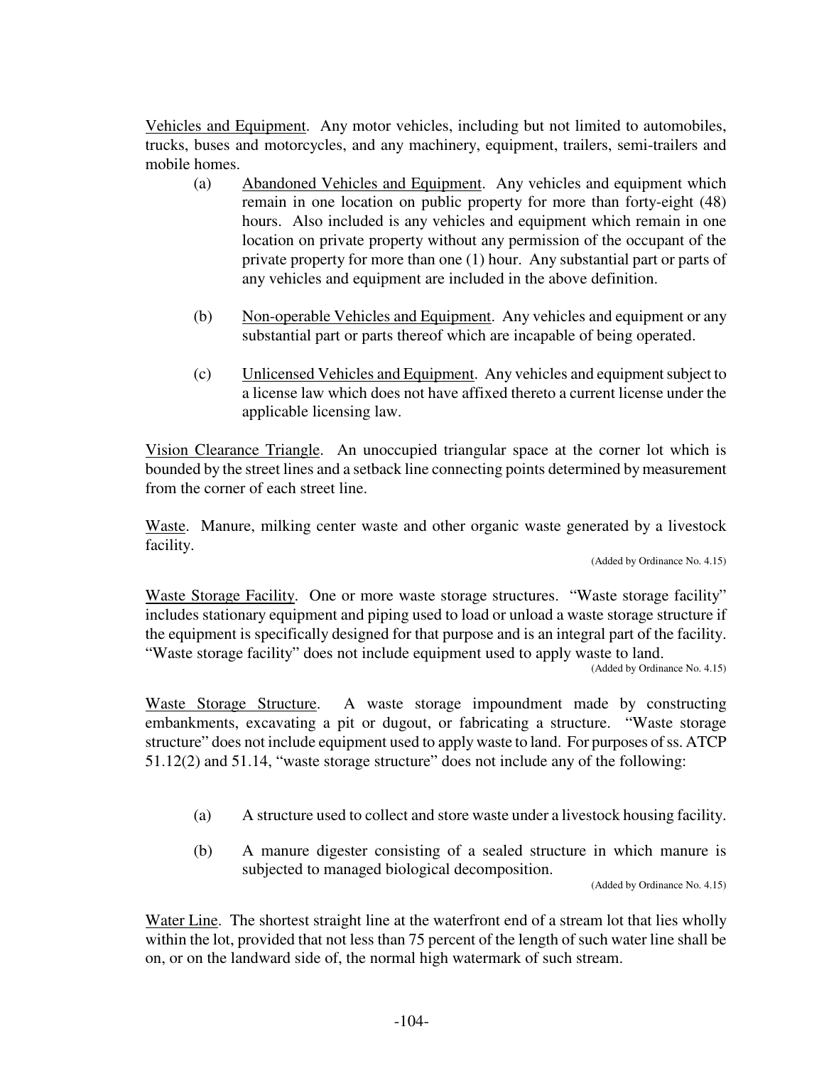Vehicles and Equipment. Any motor vehicles, including but not limited to automobiles, trucks, buses and motorcycles, and any machinery, equipment, trailers, semi-trailers and mobile homes.

(a) Abandoned Vehicles and Equipment. Any vehicles and equipment which remain in one location on public property for more than forty-eight (48) hours. Also included is any vehicles and equipment which remain in one location on private property without any permission of the occupant of the private property for more than one (1) hour. Any substantial part or parts of any vehicles and equipment are included in the above definition.

(b) Non-operable Vehicles and Equipment. Any vehicles and equipment or any substantial part or parts thereof which are incapable of being operated.

(c) Unlicensed Vehicles and Equipment. Any vehicles and equipment subject to a license law which does not have affixed thereto a current license under the applicable licensing law.

Vision Clearance Triangle. An unoccupied triangular space at the corner lot which is bounded by the street lines and a setback line connecting points determined by measurement from the corner of each street line.

Waste. Manure, milking center waste and other organic waste generated by a livestock facility.

(Added by Ordinance No. 4.15)

Waste Storage Facility. One or more waste storage structures. "Waste storage facility" includes stationary equipment and piping used to load or unload a waste storage structure if the equipment is specifically designed for that purpose and is an integral part of the facility. "Waste storage facility" does not include equipment used to apply waste to land.

(Added by Ordinance No. 4.15)

Waste Storage Structure. A waste storage impoundment made by constructing embankments, excavating a pit or dugout, or fabricating a structure. "Waste storage structure" does not include equipment used to apply waste to land. For purposes of ss. ATCP 51.12(2) and 51.14, "waste storage structure" does not include any of the following:

(a) A structure used to collect and store waste under a livestock housing facility.

(b) A manure digester consisting of a sealed structure in which manure is subjected to managed biological decomposition.

(Added by Ordinance No. 4.15)

Water Line. The shortest straight line at the waterfront end of a stream lot that lies wholly within the lot, provided that not less than 75 percent of the length of such water line shall be on, or on the landward side of, the normal high watermark of such stream.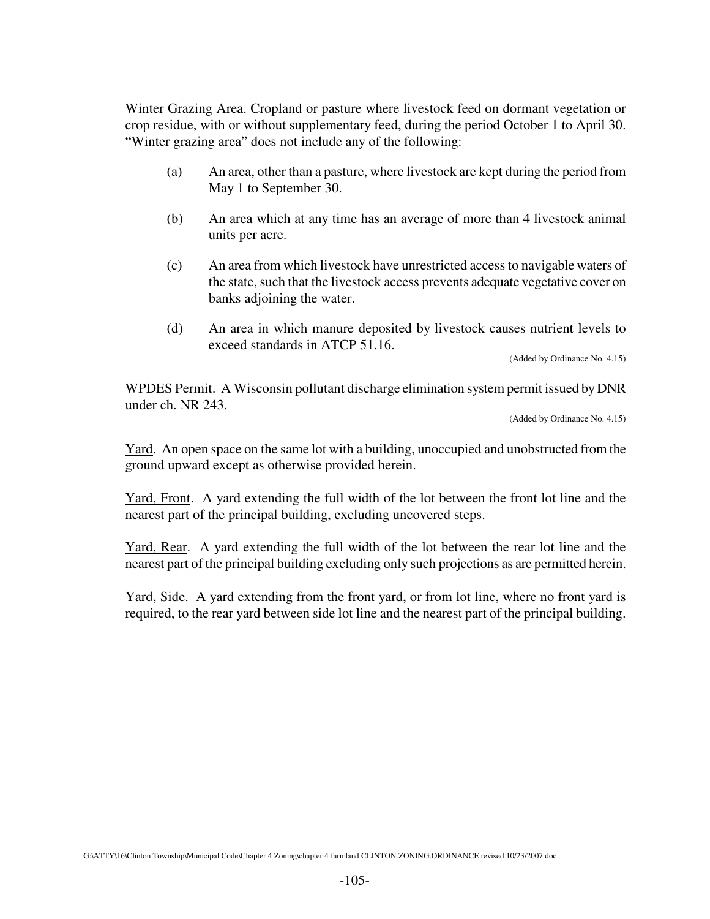<u>Winter Grazing Area</u>. Cropland or pasture where livestock feed on dormant vegetation or crop residue, with or without supplementary feed, during the period October 1 to April 30. "Winter grazing area" does not include any of the following:

(a) An area, other than a pasture, where livestock are kept during the period from May 1 to September 30.

(b) An area which at any time has an average of more than 4 livestock animal units per acre.

(c) An area from which livestock have unrestricted access to navigable waters of the state, such that the livestock access prevents adequate vegetative cover on banks adjoining the water.

(d) An area in which manure deposited by livestock causes nutrient levels to exceed standards in ATCP 51.16.

(Added by Ordinance No. 4.15)

<u>WPDES Permit</u>. A Wisconsin pollutant discharge elimination system permit issued by DNR under ch. NR 243.

(Added by Ordinance No. 4.15)

<u>Yard</u>. An open space on the same lot with a building, unoccupied and unobstructed from the ground upward except as otherwise provided herein.

<u>Yard, Front</u>. A yard extending the full width of the lot between the front lot line and the nearest part of the principal building, excluding uncovered steps.

<u>Yard, Rear</u>. A yard extending the full width of the lot between the rear lot line and the nearest part of the principal building excluding only such projections as are permitted herein.

<u>Yard, Side</u>. A yard extending from the front yard, or from lot line, where no front yard is required, to the rear yard between side lot line and the nearest part of the principal building.